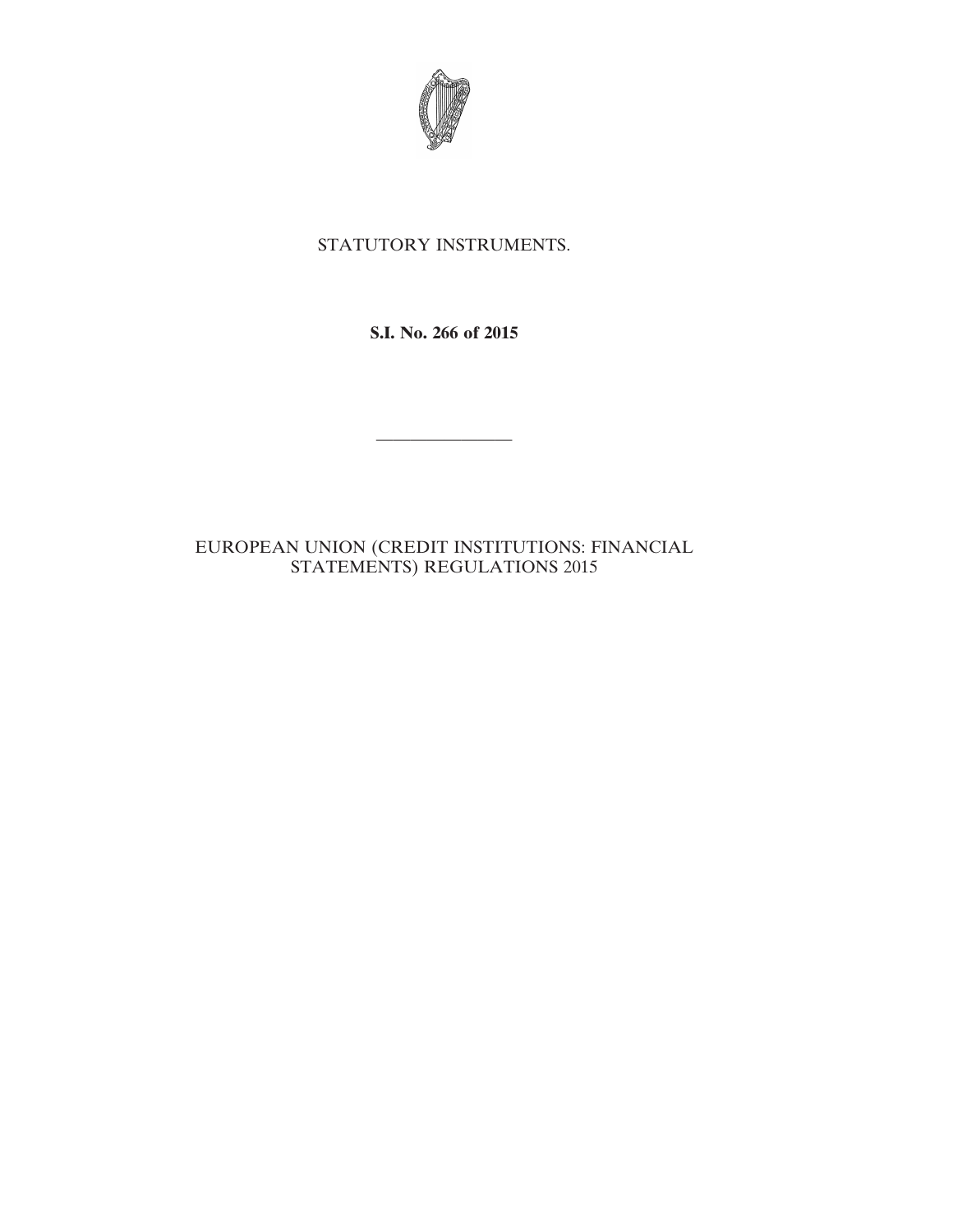STATUTORY INSTRUMENTS.

**S.I. No. 266 of 2015**

---

EUROPEAN UNION (CREDIT INSTITUTIONS: FINANCIAL STATEMENTS) REGULATIONS 2015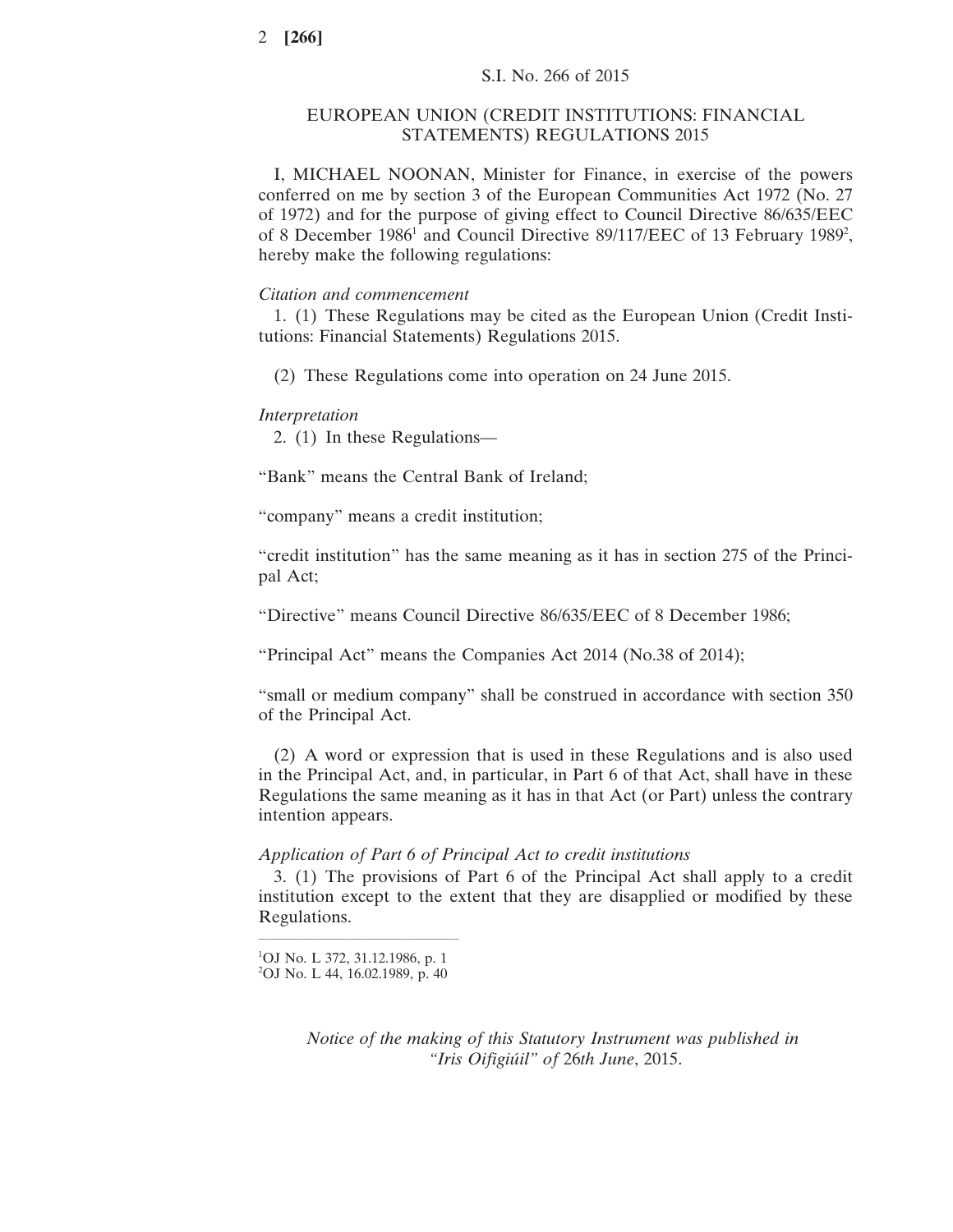S.I. No. 266 of 2015

## EUROPEAN UNION (CREDIT INSTITUTIONS: FINANCIAL STATEMENTS) REGULATIONS 2015

I, MICHAEL NOONAN, Minister for Finance, in exercise of the powers conferred on me by section 3 of the European Communities Act 1972 (No. 27 of 1972) and for the purpose of giving effect to Council Directive 86/635/EEC of 8 December 1986[1] and Council Directive 89/117/EEC of 13 February 1989[2], hereby make the following regulations:

*Citation and commencement*

1. (1) These Regulations may be cited as the European Union (Credit Institutions: Financial Statements) Regulations 2015.

(2) These Regulations come into operation on 24 June 2015.

*Interpretation*

2. (1) In these Regulations—

"Bank" means the Central Bank of Ireland;

"company" means a credit institution;

"credit institution" has the same meaning as it has in section 275 of the Principal Act;

"Directive" means Council Directive 86/635/EEC of 8 December 1986;

"Principal Act" means the Companies Act 2014 (No.38 of 2014);

"small or medium company" shall be construed in accordance with section 350 of the Principal Act.

(2) A word or expression that is used in these Regulations and is also used in the Principal Act, and, in particular, in Part 6 of that Act, shall have in these Regulations the same meaning as it has in that Act (or Part) unless the contrary intention appears.

*Application of Part 6 of Principal Act to credit institutions*

3. (1) The provisions of Part 6 of the Principal Act shall apply to a credit institution except to the extent that they are disapplied or modified by these Regulations.

---

[1]OJ No. L 372, 31.12.1986, p. 1

[2]OJ No. L 44, 16.02.1989, p. 40

*Notice of the making of this Statutory Instrument was published in "Iris Oifigiúil" of 26th June, 2015.*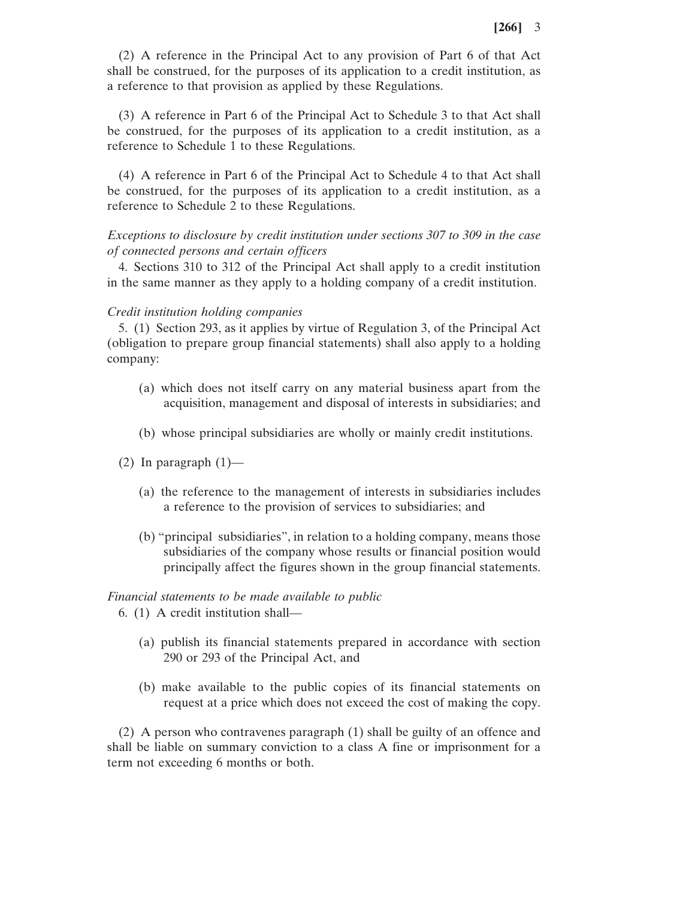(2) A reference in the Principal Act to any provision of Part 6 of that Act shall be construed, for the purposes of its application to a credit institution, as a reference to that provision as applied by these Regulations.

(3) A reference in Part 6 of the Principal Act to Schedule 3 to that Act shall be construed, for the purposes of its application to a credit institution, as a reference to Schedule 1 to these Regulations.

(4) A reference in Part 6 of the Principal Act to Schedule 4 to that Act shall be construed, for the purposes of its application to a credit institution, as a reference to Schedule 2 to these Regulations.

*Exceptions to disclosure by credit institution under sections 307 to 309 in the case of connected persons and certain officers*

4. Sections 310 to 312 of the Principal Act shall apply to a credit institution in the same manner as they apply to a holding company of a credit institution.

*Credit institution holding companies*

5. (1) Section 293, as it applies by virtue of Regulation 3, of the Principal Act (obligation to prepare group financial statements) shall also apply to a holding company:

(a) which does not itself carry on any material business apart from the acquisition, management and disposal of interests in subsidiaries; and

(b) whose principal subsidiaries are wholly or mainly credit institutions.

(2) In paragraph (1)—

(a) the reference to the management of interests in subsidiaries includes a reference to the provision of services to subsidiaries; and

(b) "principal subsidiaries", in relation to a holding company, means those subsidiaries of the company whose results or financial position would principally affect the figures shown in the group financial statements.

*Financial statements to be made available to public*

6. (1) A credit institution shall—

(a) publish its financial statements prepared in accordance with section 290 or 293 of the Principal Act, and

(b) make available to the public copies of its financial statements on request at a price which does not exceed the cost of making the copy.

(2) A person who contravenes paragraph (1) shall be guilty of an offence and shall be liable on summary conviction to a class A fine or imprisonment for a term not exceeding 6 months or both.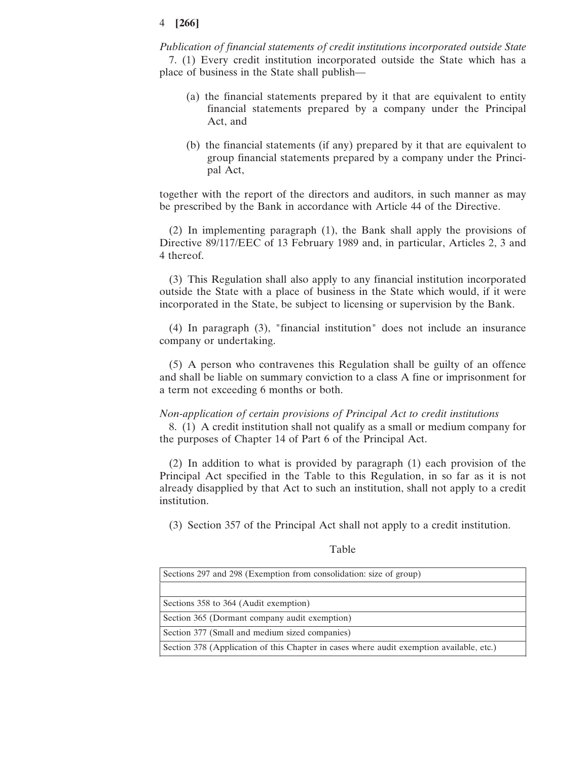*Publication of financial statements of credit institutions incorporated outside State*

7. (1) Every credit institution incorporated outside the State which has a place of business in the State shall publish—

(a) the financial statements prepared by it that are equivalent to entity financial statements prepared by a company under the Principal Act, and

(b) the financial statements (if any) prepared by it that are equivalent to group financial statements prepared by a company under the Principal Act,

together with the report of the directors and auditors, in such manner as may be prescribed by the Bank in accordance with Article 44 of the Directive.

(2) In implementing paragraph (1), the Bank shall apply the provisions of Directive 89/117/EEC of 13 February 1989 and, in particular, Articles 2, 3 and 4 thereof.

(3) This Regulation shall also apply to any financial institution incorporated outside the State with a place of business in the State which would, if it were incorporated in the State, be subject to licensing or supervision by the Bank.

(4) In paragraph (3), "financial institution" does not include an insurance company or undertaking.

(5) A person who contravenes this Regulation shall be guilty of an offence and shall be liable on summary conviction to a class A fine or imprisonment for a term not exceeding 6 months or both.

*Non-application of certain provisions of Principal Act to credit institutions*

8. (1) A credit institution shall not qualify as a small or medium company for the purposes of Chapter 14 of Part 6 of the Principal Act.

(2) In addition to what is provided by paragraph (1) each provision of the Principal Act specified in the Table to this Regulation, in so far as it is not already disapplied by that Act to such an institution, shall not apply to a credit institution.

(3) Section 357 of the Principal Act shall not apply to a credit institution.

Table

| |
|---|
| Sections 297 and 298 (Exemption from consolidation: size of group) |
| |
| Sections 358 to 364 (Audit exemption) |
| Section 365 (Dormant company audit exemption) |
| Section 377 (Small and medium sized companies) |
| Section 378 (Application of this Chapter in cases where audit exemption available, etc.) |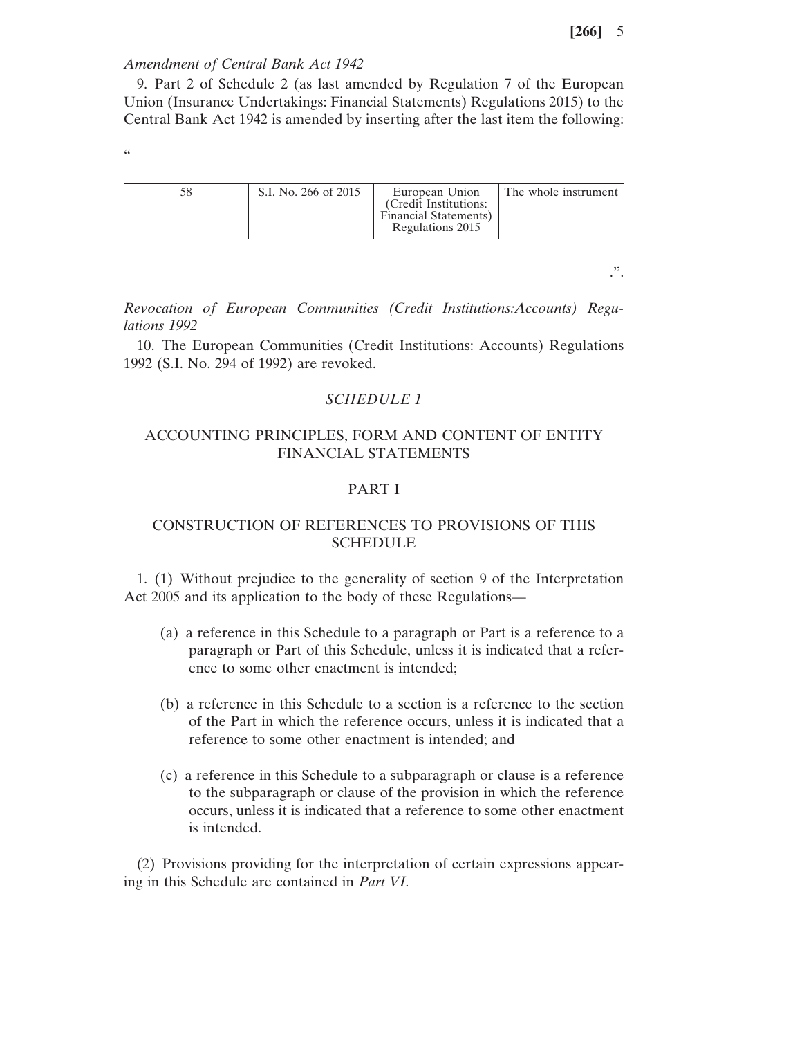*Amendment of Central Bank Act 1942*

9. Part 2 of Schedule 2 (as last amended by Regulation 7 of the European Union (Insurance Undertakings: Financial Statements) Regulations 2015) to the Central Bank Act 1942 is amended by inserting after the last item the following:

"

| | | | |
|---|---|---|---|
| 58 | S.I. No. 266 of 2015 | European Union (Credit Institutions: Financial Statements) Regulations 2015 | The whole instrument |

.".

*Revocation of European Communities (Credit Institutions:Accounts) Regulations 1992*

10. The European Communities (Credit Institutions: Accounts) Regulations 1992 (S.I. No. 294 of 1992) are revoked.

## *SCHEDULE 1*

## ACCOUNTING PRINCIPLES, FORM AND CONTENT OF ENTITY FINANCIAL STATEMENTS

### PART I

### CONSTRUCTION OF REFERENCES TO PROVISIONS OF THIS SCHEDULE

1. (1) Without prejudice to the generality of section 9 of the Interpretation Act 2005 and its application to the body of these Regulations—

(a) a reference in this Schedule to a paragraph or Part is a reference to a paragraph or Part of this Schedule, unless it is indicated that a reference to some other enactment is intended;

(b) a reference in this Schedule to a section is a reference to the section of the Part in which the reference occurs, unless it is indicated that a reference to some other enactment is intended; and

(c) a reference in this Schedule to a subparagraph or clause is a reference to the subparagraph or clause of the provision in which the reference occurs, unless it is indicated that a reference to some other enactment is intended.

(2) Provisions providing for the interpretation of certain expressions appearing in this Schedule are contained in *Part VI*.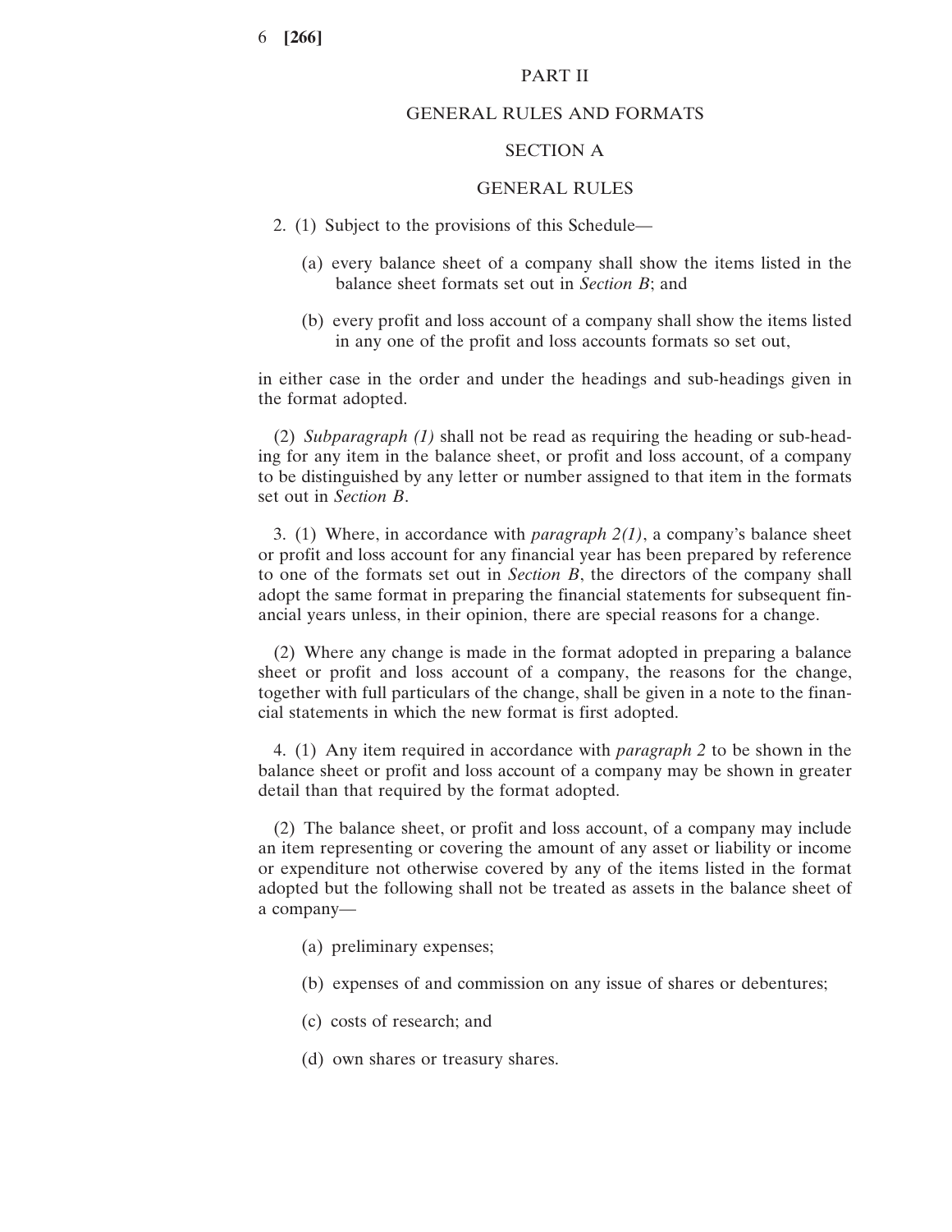## PART II

## GENERAL RULES AND FORMATS

### SECTION A

### GENERAL RULES

2. (1) Subject to the provisions of this Schedule—

(a) every balance sheet of a company shall show the items listed in the balance sheet formats set out in *Section B*; and

(b) every profit and loss account of a company shall show the items listed in any one of the profit and loss accounts formats so set out,

in either case in the order and under the headings and sub-headings given in the format adopted.

(2) *Subparagraph (1)* shall not be read as requiring the heading or sub-heading for any item in the balance sheet, or profit and loss account, of a company to be distinguished by any letter or number assigned to that item in the formats set out in *Section B*.

3. (1) Where, in accordance with *paragraph 2(1)*, a company's balance sheet or profit and loss account for any financial year has been prepared by reference to one of the formats set out in *Section B*, the directors of the company shall adopt the same format in preparing the financial statements for subsequent financial years unless, in their opinion, there are special reasons for a change.

(2) Where any change is made in the format adopted in preparing a balance sheet or profit and loss account of a company, the reasons for the change, together with full particulars of the change, shall be given in a note to the financial statements in which the new format is first adopted.

4. (1) Any item required in accordance with *paragraph 2* to be shown in the balance sheet or profit and loss account of a company may be shown in greater detail than that required by the format adopted.

(2) The balance sheet, or profit and loss account, of a company may include an item representing or covering the amount of any asset or liability or income or expenditure not otherwise covered by any of the items listed in the format adopted but the following shall not be treated as assets in the balance sheet of a company—

(a) preliminary expenses;

(b) expenses of and commission on any issue of shares or debentures;

(c) costs of research; and

(d) own shares or treasury shares.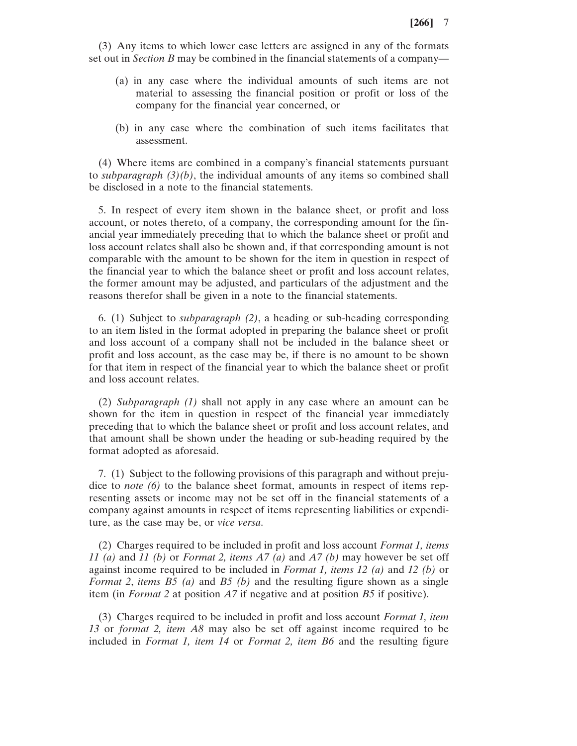(3) Any items to which lower case letters are assigned in any of the formats set out in *Section B* may be combined in the financial statements of a company—

(a) in any case where the individual amounts of such items are not material to assessing the financial position or profit or loss of the company for the financial year concerned, or

(b) in any case where the combination of such items facilitates that assessment.

(4) Where items are combined in a company's financial statements pursuant to *subparagraph (3)(b)*, the individual amounts of any items so combined shall be disclosed in a note to the financial statements.

5. In respect of every item shown in the balance sheet, or profit and loss account, or notes thereto, of a company, the corresponding amount for the financial year immediately preceding that to which the balance sheet or profit and loss account relates shall also be shown and, if that corresponding amount is not comparable with the amount to be shown for the item in question in respect of the financial year to which the balance sheet or profit and loss account relates, the former amount may be adjusted, and particulars of the adjustment and the reasons therefor shall be given in a note to the financial statements.

6. (1) Subject to *subparagraph (2)*, a heading or sub-heading corresponding to an item listed in the format adopted in preparing the balance sheet or profit and loss account of a company shall not be included in the balance sheet or profit and loss account, as the case may be, if there is no amount to be shown for that item in respect of the financial year to which the balance sheet or profit and loss account relates.

(2) *Subparagraph (1)* shall not apply in any case where an amount can be shown for the item in question in respect of the financial year immediately preceding that to which the balance sheet or profit and loss account relates, and that amount shall be shown under the heading or sub-heading required by the format adopted as aforesaid.

7. (1) Subject to the following provisions of this paragraph and without prejudice to *note (6)* to the balance sheet format, amounts in respect of items representing assets or income may not be set off in the financial statements of a company against amounts in respect of items representing liabilities or expenditure, as the case may be, or *vice versa*.

(2) Charges required to be included in profit and loss account *Format 1, items 11 (a)* and *11 (b)* or *Format 2, items A7 (a)* and *A7 (b)* may however be set off against income required to be included in *Format 1, items 12 (a)* and *12 (b)* or *Format 2*, *items B5 (a)* and *B5 (b)* and the resulting figure shown as a single item (in *Format 2* at position *A7* if negative and at position *B5* if positive).

(3) Charges required to be included in profit and loss account *Format 1, item 13* or *format 2, item A8* may also be set off against income required to be included in *Format 1, item 14* or *Format 2, item B6* and the resulting figure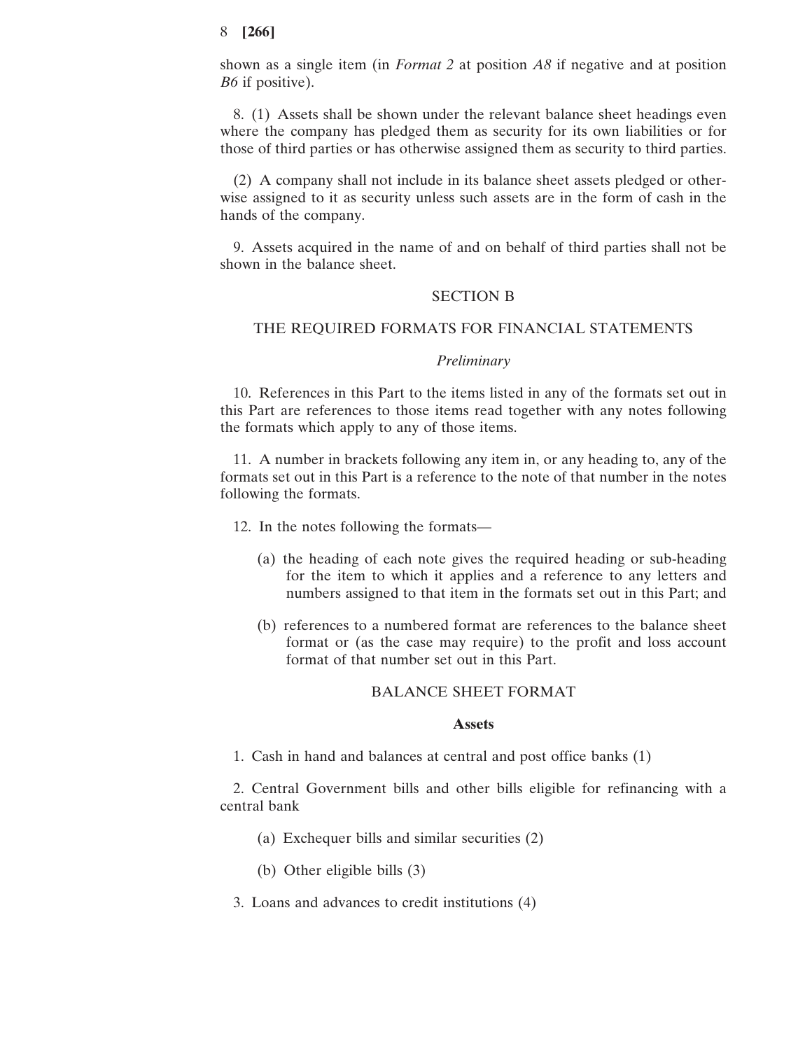shown as a single item (in *Format 2* at position *A8* if negative and at position *B6* if positive).

8. (1) Assets shall be shown under the relevant balance sheet headings even where the company has pledged them as security for its own liabilities or for those of third parties or has otherwise assigned them as security to third parties.

(2) A company shall not include in its balance sheet assets pledged or otherwise assigned to it as security unless such assets are in the form of cash in the hands of the company.

9. Assets acquired in the name of and on behalf of third parties shall not be shown in the balance sheet.

## SECTION B

## THE REQUIRED FORMATS FOR FINANCIAL STATEMENTS

### *Preliminary*

10. References in this Part to the items listed in any of the formats set out in this Part are references to those items read together with any notes following the formats which apply to any of those items.

11. A number in brackets following any item in, or any heading to, any of the formats set out in this Part is a reference to the note of that number in the notes following the formats.

12. In the notes following the formats—

(a) the heading of each note gives the required heading or sub-heading for the item to which it applies and a reference to any letters and numbers assigned to that item in the formats set out in this Part; and

(b) references to a numbered format are references to the balance sheet format or (as the case may require) to the profit and loss account format of that number set out in this Part.

## BALANCE SHEET FORMAT

### **Assets**

1. Cash in hand and balances at central and post office banks (1)

2. Central Government bills and other bills eligible for refinancing with a central bank

(a) Exchequer bills and similar securities (2)

(b) Other eligible bills (3)

3. Loans and advances to credit institutions (4)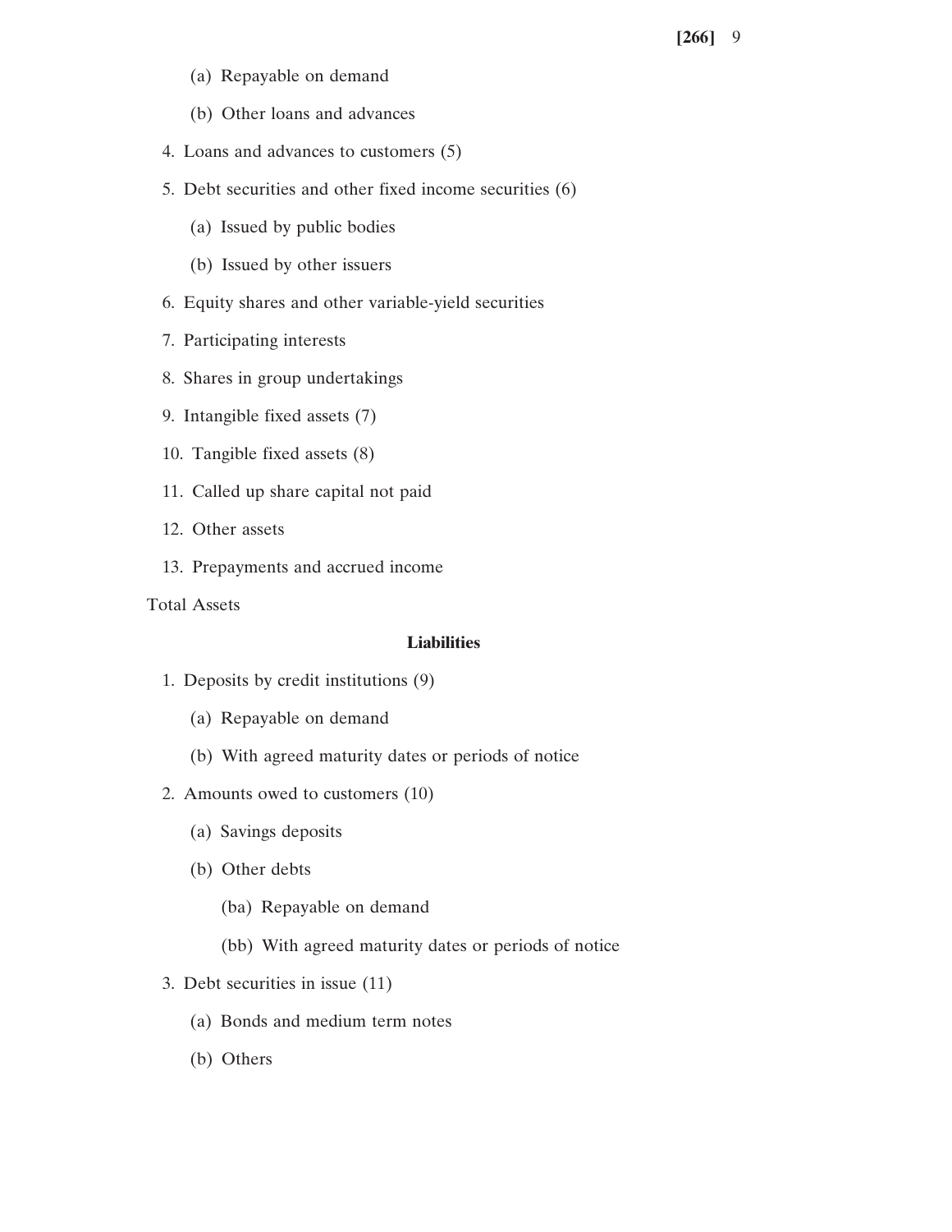(a) Repayable on demand

(b) Other loans and advances

4. Loans and advances to customers (5)

5. Debt securities and other fixed income securities (6)

    (a) Issued by public bodies

    (b) Issued by other issuers

6. Equity shares and other variable-yield securities

7. Participating interests

8. Shares in group undertakings

9. Intangible fixed assets (7)

10. Tangible fixed assets (8)

11. Called up share capital not paid

12. Other assets

13. Prepayments and accrued income

Total Assets

**Liabilities**

1. Deposits by credit institutions (9)

    (a) Repayable on demand

    (b) With agreed maturity dates or periods of notice

2. Amounts owed to customers (10)

    (a) Savings deposits

    (b) Other debts

        (ba) Repayable on demand

        (bb) With agreed maturity dates or periods of notice

3. Debt securities in issue (11)

    (a) Bonds and medium term notes

    (b) Others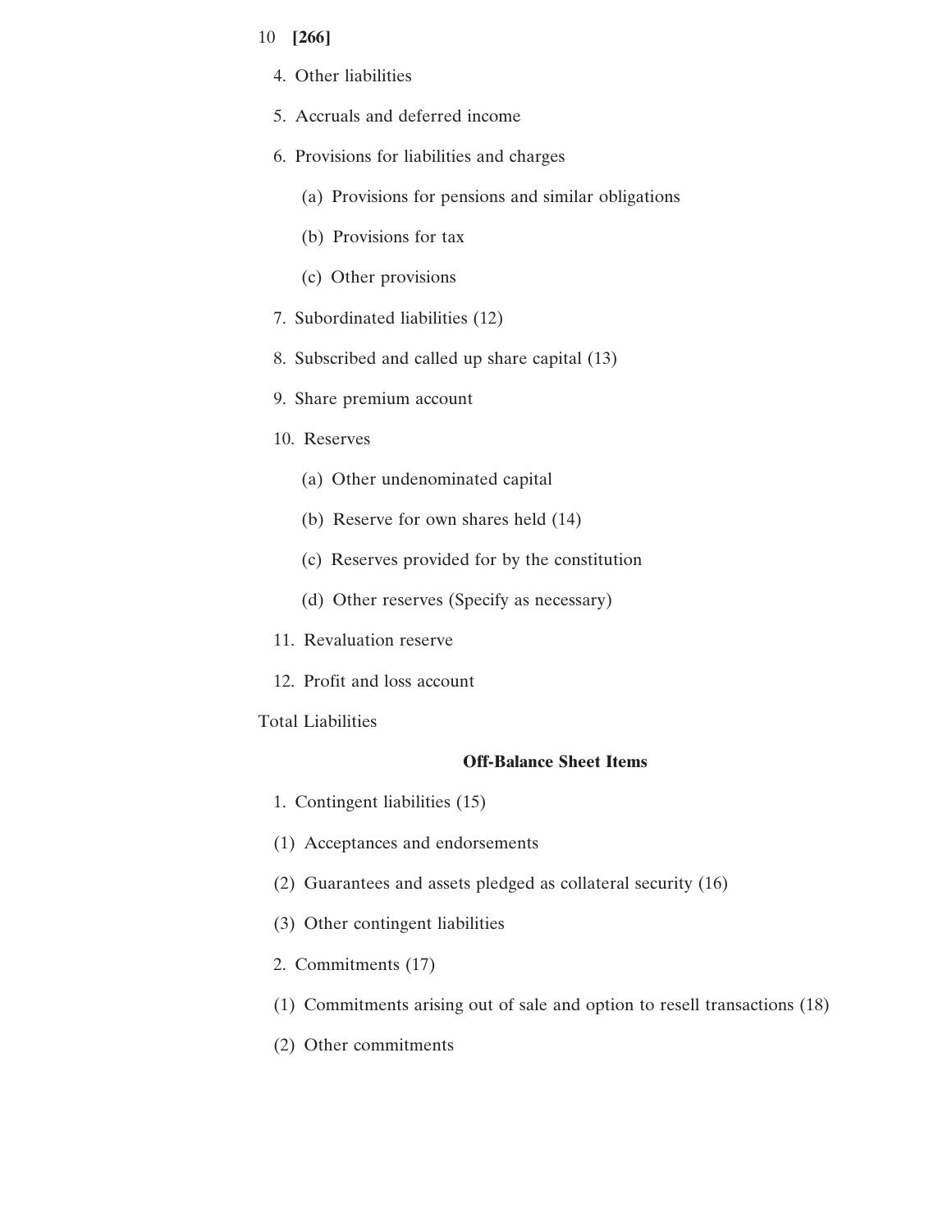4. Other liabilities

5. Accruals and deferred income

6. Provisions for liabilities and charges

    (a) Provisions for pensions and similar obligations

    (b) Provisions for tax

    (c) Other provisions

7. Subordinated liabilities (12)

8. Subscribed and called up share capital (13)

9. Share premium account

10. Reserves

    (a) Other undenominated capital

    (b) Reserve for own shares held (14)

    (c) Reserves provided for by the constitution

    (d) Other reserves (Specify as necessary)

11. Revaluation reserve

12. Profit and loss account

Total Liabilities

**Off-Balance Sheet Items**

1. Contingent liabilities (15)

(1) Acceptances and endorsements

(2) Guarantees and assets pledged as collateral security (16)

(3) Other contingent liabilities

2. Commitments (17)

(1) Commitments arising out of sale and option to resell transactions (18)

(2) Other commitments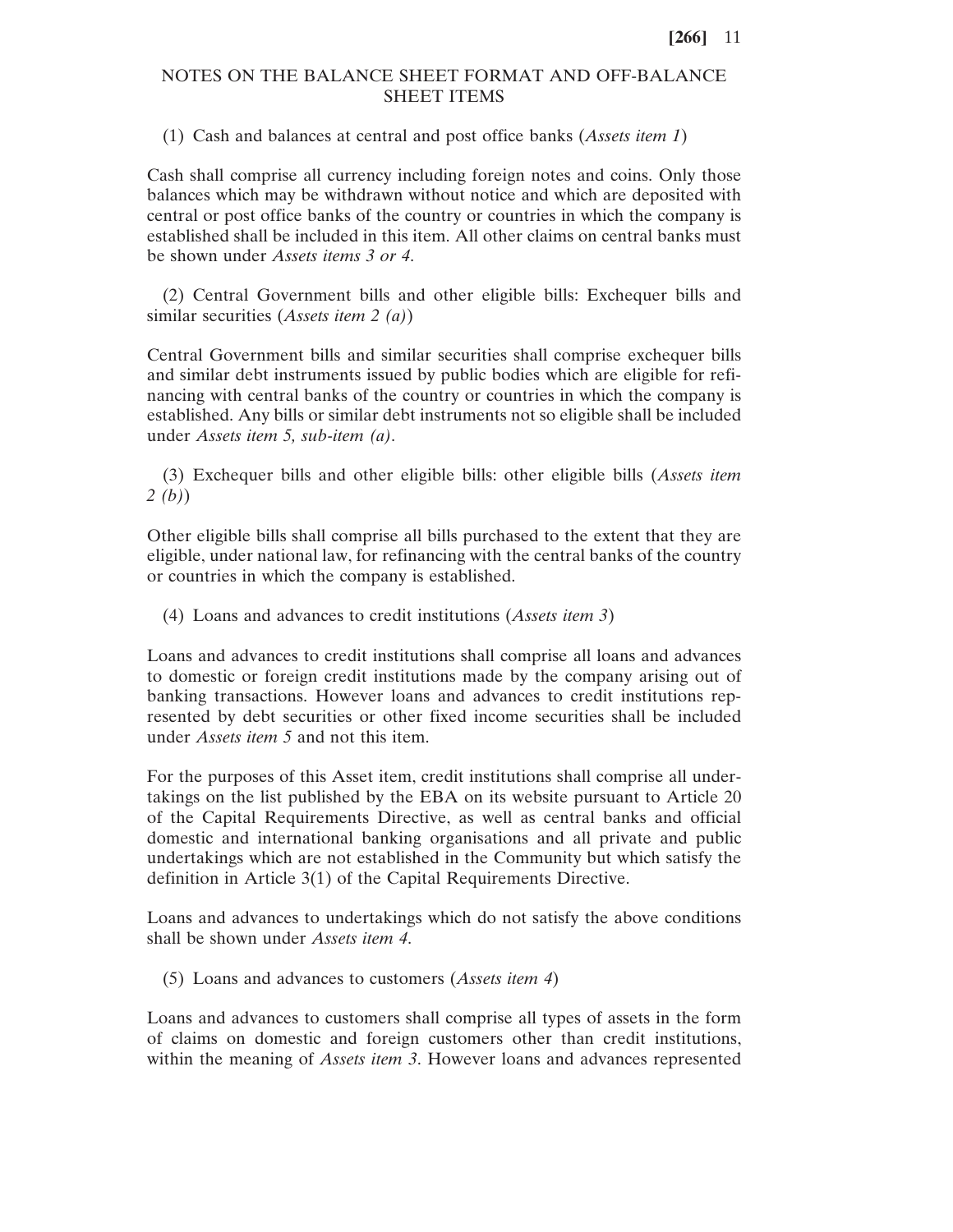## NOTES ON THE BALANCE SHEET FORMAT AND OFF-BALANCE SHEET ITEMS

(1) Cash and balances at central and post office banks (*Assets item 1*)

Cash shall comprise all currency including foreign notes and coins. Only those balances which may be withdrawn without notice and which are deposited with central or post office banks of the country or countries in which the company is established shall be included in this item. All other claims on central banks must be shown under *Assets items 3 or 4*.

(2) Central Government bills and other eligible bills: Exchequer bills and similar securities (*Assets item 2 (a)*)

Central Government bills and similar securities shall comprise exchequer bills and similar debt instruments issued by public bodies which are eligible for refinancing with central banks of the country or countries in which the company is established. Any bills or similar debt instruments not so eligible shall be included under *Assets item 5, sub-item (a)*.

(3) Exchequer bills and other eligible bills: other eligible bills (*Assets item 2 (b)*)

Other eligible bills shall comprise all bills purchased to the extent that they are eligible, under national law, for refinancing with the central banks of the country or countries in which the company is established.

(4) Loans and advances to credit institutions (*Assets item 3*)

Loans and advances to credit institutions shall comprise all loans and advances to domestic or foreign credit institutions made by the company arising out of banking transactions. However loans and advances to credit institutions represented by debt securities or other fixed income securities shall be included under *Assets item 5* and not this item.

For the purposes of this Asset item, credit institutions shall comprise all undertakings on the list published by the EBA on its website pursuant to Article 20 of the Capital Requirements Directive, as well as central banks and official domestic and international banking organisations and all private and public undertakings which are not established in the Community but which satisfy the definition in Article 3(1) of the Capital Requirements Directive.

Loans and advances to undertakings which do not satisfy the above conditions shall be shown under *Assets item 4*.

(5) Loans and advances to customers (*Assets item 4*)

Loans and advances to customers shall comprise all types of assets in the form of claims on domestic and foreign customers other than credit institutions, within the meaning of *Assets item 3*. However loans and advances represented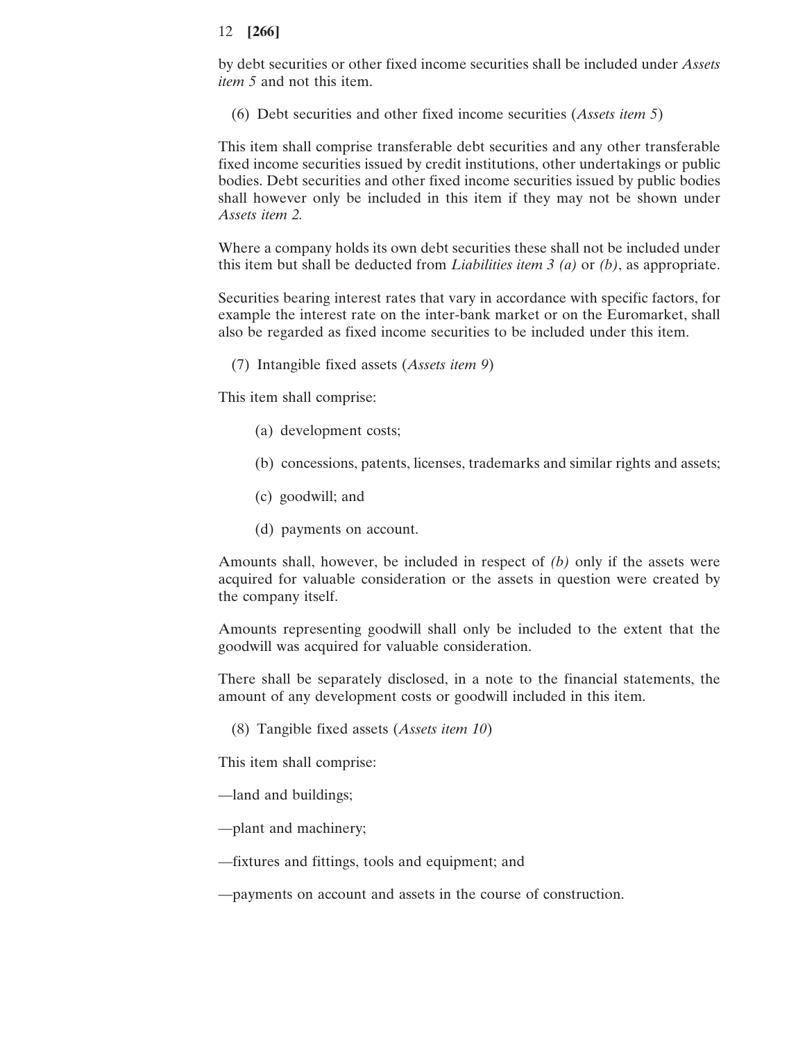by debt securities or other fixed income securities shall be included under *Assets item 5* and not this item.

(6) Debt securities and other fixed income securities (*Assets item 5*)

This item shall comprise transferable debt securities and any other transferable fixed income securities issued by credit institutions, other undertakings or public bodies. Debt securities and other fixed income securities issued by public bodies shall however only be included in this item if they may not be shown under *Assets item 2.*

Where a company holds its own debt securities these shall not be included under this item but shall be deducted from *Liabilities item 3 (a)* or *(b)*, as appropriate.

Securities bearing interest rates that vary in accordance with specific factors, for example the interest rate on the inter-bank market or on the Euromarket, shall also be regarded as fixed income securities to be included under this item.

(7) Intangible fixed assets (*Assets item 9*)

This item shall comprise:

(a) development costs;

(b) concessions, patents, licenses, trademarks and similar rights and assets;

(c) goodwill; and

(d) payments on account.

Amounts shall, however, be included in respect of *(b)* only if the assets were acquired for valuable consideration or the assets in question were created by the company itself.

Amounts representing goodwill shall only be included to the extent that the goodwill was acquired for valuable consideration.

There shall be separately disclosed, in a note to the financial statements, the amount of any development costs or goodwill included in this item.

(8) Tangible fixed assets (*Assets item 10*)

This item shall comprise:

—land and buildings;

—plant and machinery;

—fixtures and fittings, tools and equipment; and

—payments on account and assets in the course of construction.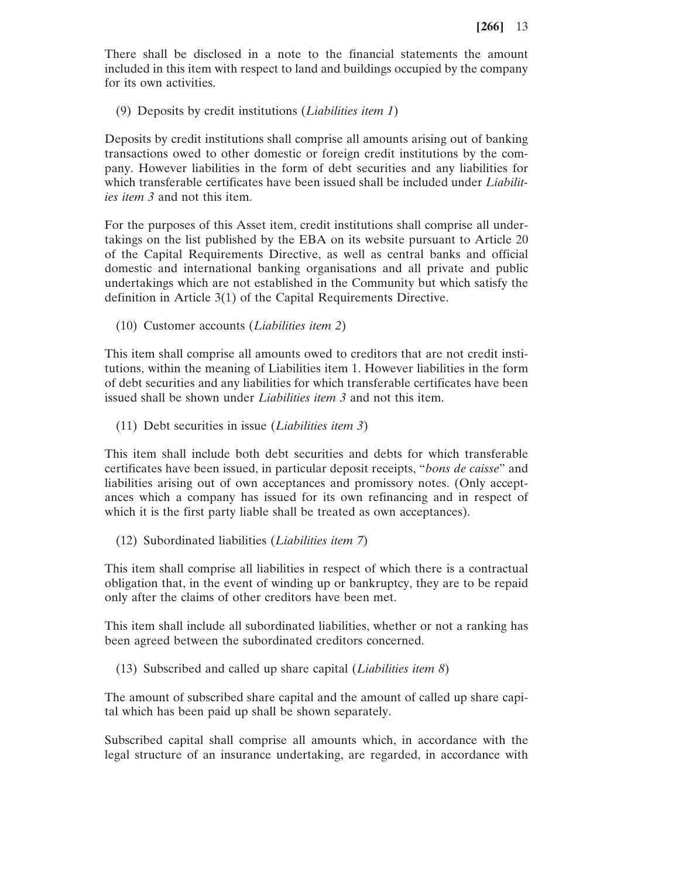There shall be disclosed in a note to the financial statements the amount included in this item with respect to land and buildings occupied by the company for its own activities.

(9) Deposits by credit institutions (*Liabilities item 1*)

Deposits by credit institutions shall comprise all amounts arising out of banking transactions owed to other domestic or foreign credit institutions by the company. However liabilities in the form of debt securities and any liabilities for which transferable certificates have been issued shall be included under *Liabilities item 3* and not this item.

For the purposes of this Asset item, credit institutions shall comprise all undertakings on the list published by the EBA on its website pursuant to Article 20 of the Capital Requirements Directive, as well as central banks and official domestic and international banking organisations and all private and public undertakings which are not established in the Community but which satisfy the definition in Article 3(1) of the Capital Requirements Directive.

(10) Customer accounts (*Liabilities item 2*)

This item shall comprise all amounts owed to creditors that are not credit institutions, within the meaning of Liabilities item 1. However liabilities in the form of debt securities and any liabilities for which transferable certificates have been issued shall be shown under *Liabilities item 3* and not this item.

(11) Debt securities in issue (*Liabilities item 3*)

This item shall include both debt securities and debts for which transferable certificates have been issued, in particular deposit receipts, "*bons de caisse*" and liabilities arising out of own acceptances and promissory notes. (Only acceptances which a company has issued for its own refinancing and in respect of which it is the first party liable shall be treated as own acceptances).

(12) Subordinated liabilities (*Liabilities item 7*)

This item shall comprise all liabilities in respect of which there is a contractual obligation that, in the event of winding up or bankruptcy, they are to be repaid only after the claims of other creditors have been met.

This item shall include all subordinated liabilities, whether or not a ranking has been agreed between the subordinated creditors concerned.

(13) Subscribed and called up share capital (*Liabilities item 8*)

The amount of subscribed share capital and the amount of called up share capital which has been paid up shall be shown separately.

Subscribed capital shall comprise all amounts which, in accordance with the legal structure of an insurance undertaking, are regarded, in accordance with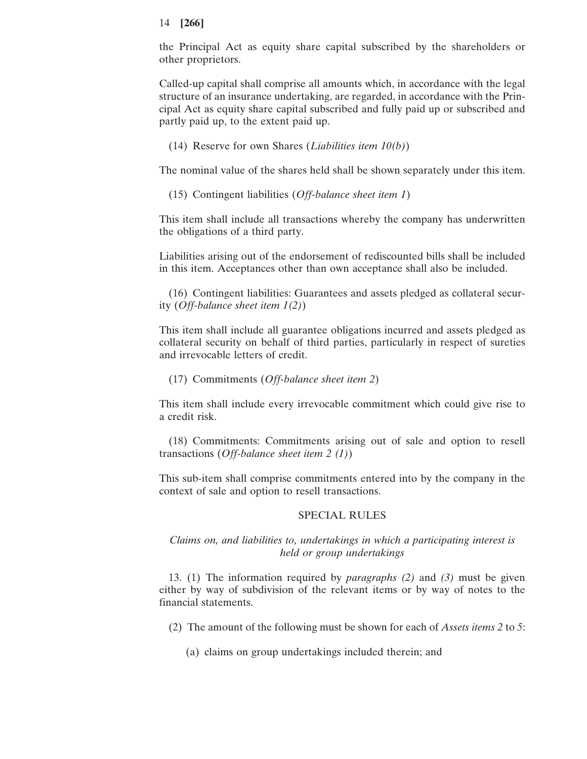the Principal Act as equity share capital subscribed by the shareholders or other proprietors.

Called-up capital shall comprise all amounts which, in accordance with the legal structure of an insurance undertaking, are regarded, in accordance with the Principal Act as equity share capital subscribed and fully paid up or subscribed and partly paid up, to the extent paid up.

(14) Reserve for own Shares (*Liabilities item 10(b)*)

The nominal value of the shares held shall be shown separately under this item.

(15) Contingent liabilities (*Off-balance sheet item 1*)

This item shall include all transactions whereby the company has underwritten the obligations of a third party.

Liabilities arising out of the endorsement of rediscounted bills shall be included in this item. Acceptances other than own acceptance shall also be included.

(16) Contingent liabilities: Guarantees and assets pledged as collateral security (*Off-balance sheet item 1(2)*)

This item shall include all guarantee obligations incurred and assets pledged as collateral security on behalf of third parties, particularly in respect of sureties and irrevocable letters of credit.

(17) Commitments (*Off-balance sheet item 2*)

This item shall include every irrevocable commitment which could give rise to a credit risk.

(18) Commitments: Commitments arising out of sale and option to resell transactions (*Off-balance sheet item 2 (1)*)

This sub-item shall comprise commitments entered into by the company in the context of sale and option to resell transactions.

## SPECIAL RULES

*Claims on, and liabilities to, undertakings in which a participating interest is held or group undertakings*

13. (1) The information required by *paragraphs (2)* and *(3)* must be given either by way of subdivision of the relevant items or by way of notes to the financial statements.

(2) The amount of the following must be shown for each of *Assets items 2* to *5*:

(a) claims on group undertakings included therein; and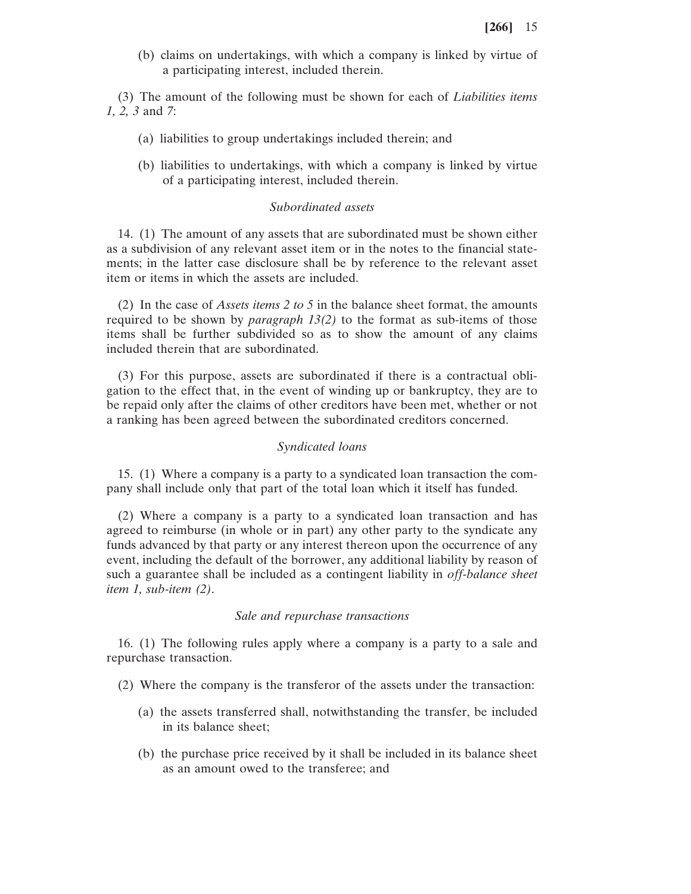(b) claims on undertakings, with which a company is linked by virtue of a participating interest, included therein.

(3) The amount of the following must be shown for each of *Liabilities items 1, 2, 3* and *7*:

(a) liabilities to group undertakings included therein; and

(b) liabilities to undertakings, with which a company is linked by virtue of a participating interest, included therein.

*Subordinated assets*

14. (1) The amount of any assets that are subordinated must be shown either as a subdivision of any relevant asset item or in the notes to the financial statements; in the latter case disclosure shall be by reference to the relevant asset item or items in which the assets are included.

(2) In the case of *Assets items 2 to 5* in the balance sheet format, the amounts required to be shown by *paragraph 13(2)* to the format as sub-items of those items shall be further subdivided so as to show the amount of any claims included therein that are subordinated.

(3) For this purpose, assets are subordinated if there is a contractual obligation to the effect that, in the event of winding up or bankruptcy, they are to be repaid only after the claims of other creditors have been met, whether or not a ranking has been agreed between the subordinated creditors concerned.

*Syndicated loans*

15. (1) Where a company is a party to a syndicated loan transaction the company shall include only that part of the total loan which it itself has funded.

(2) Where a company is a party to a syndicated loan transaction and has agreed to reimburse (in whole or in part) any other party to the syndicate any funds advanced by that party or any interest thereon upon the occurrence of any event, including the default of the borrower, any additional liability by reason of such a guarantee shall be included as a contingent liability in *off-balance sheet item 1, sub-item (2)*.

*Sale and repurchase transactions*

16. (1) The following rules apply where a company is a party to a sale and repurchase transaction.

(2) Where the company is the transferor of the assets under the transaction:

(a) the assets transferred shall, notwithstanding the transfer, be included in its balance sheet;

(b) the purchase price received by it shall be included in its balance sheet as an amount owed to the transferee; and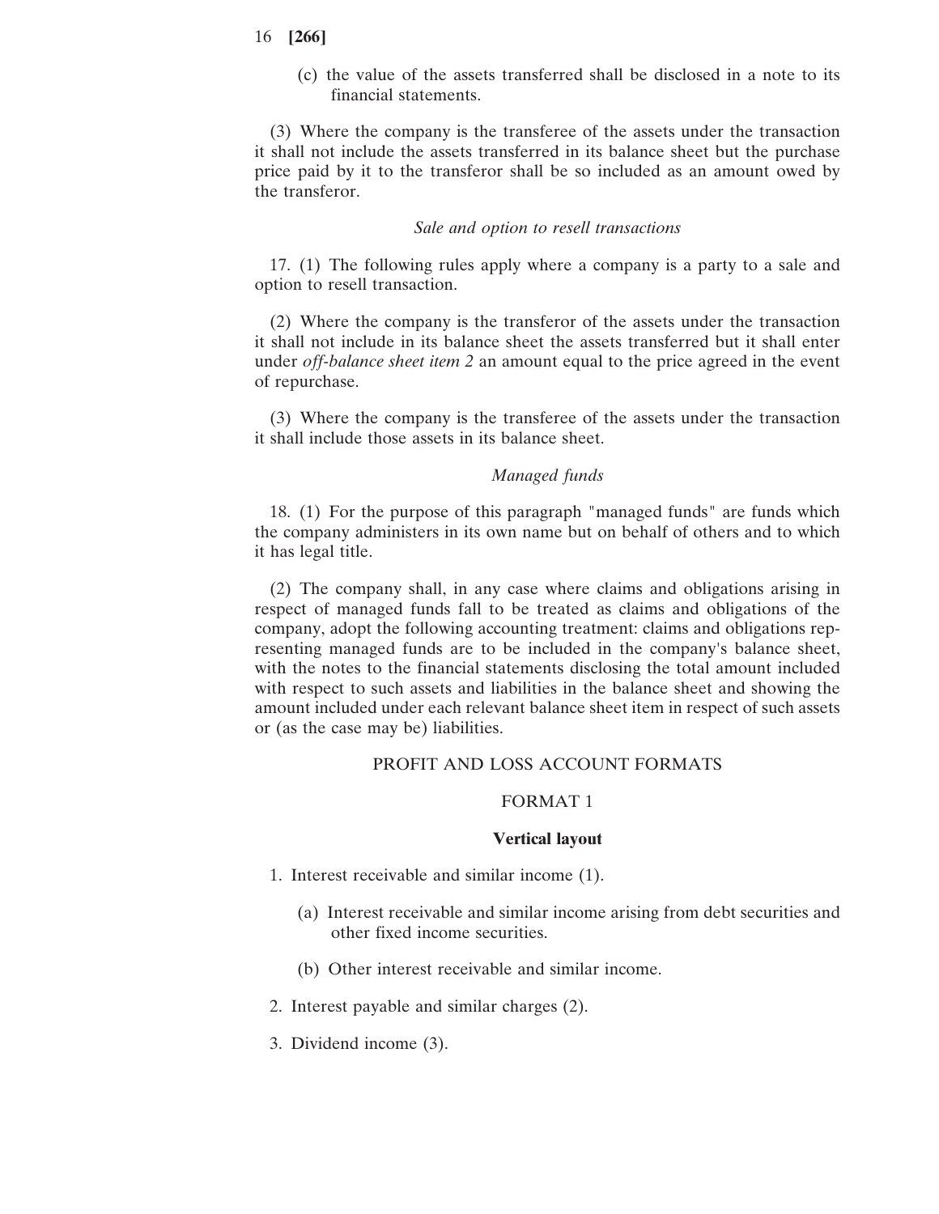(c) the value of the assets transferred shall be disclosed in a note to its financial statements.

(3) Where the company is the transferee of the assets under the transaction it shall not include the assets transferred in its balance sheet but the purchase price paid by it to the transferor shall be so included as an amount owed by the transferor.

*Sale and option to resell transactions*

17. (1) The following rules apply where a company is a party to a sale and option to resell transaction.

(2) Where the company is the transferor of the assets under the transaction it shall not include in its balance sheet the assets transferred but it shall enter under *off-balance sheet item 2* an amount equal to the price agreed in the event of repurchase.

(3) Where the company is the transferee of the assets under the transaction it shall include those assets in its balance sheet.

*Managed funds*

18. (1) For the purpose of this paragraph "managed funds" are funds which the company administers in its own name but on behalf of others and to which it has legal title.

(2) The company shall, in any case where claims and obligations arising in respect of managed funds fall to be treated as claims and obligations of the company, adopt the following accounting treatment: claims and obligations representing managed funds are to be included in the company's balance sheet, with the notes to the financial statements disclosing the total amount included with respect to such assets and liabilities in the balance sheet and showing the amount included under each relevant balance sheet item in respect of such assets or (as the case may be) liabilities.

## PROFIT AND LOSS ACCOUNT FORMATS

### FORMAT 1

**Vertical layout**

1. Interest receivable and similar income (1).

   (a) Interest receivable and similar income arising from debt securities and other fixed income securities.

   (b) Other interest receivable and similar income.

2. Interest payable and similar charges (2).

3. Dividend income (3).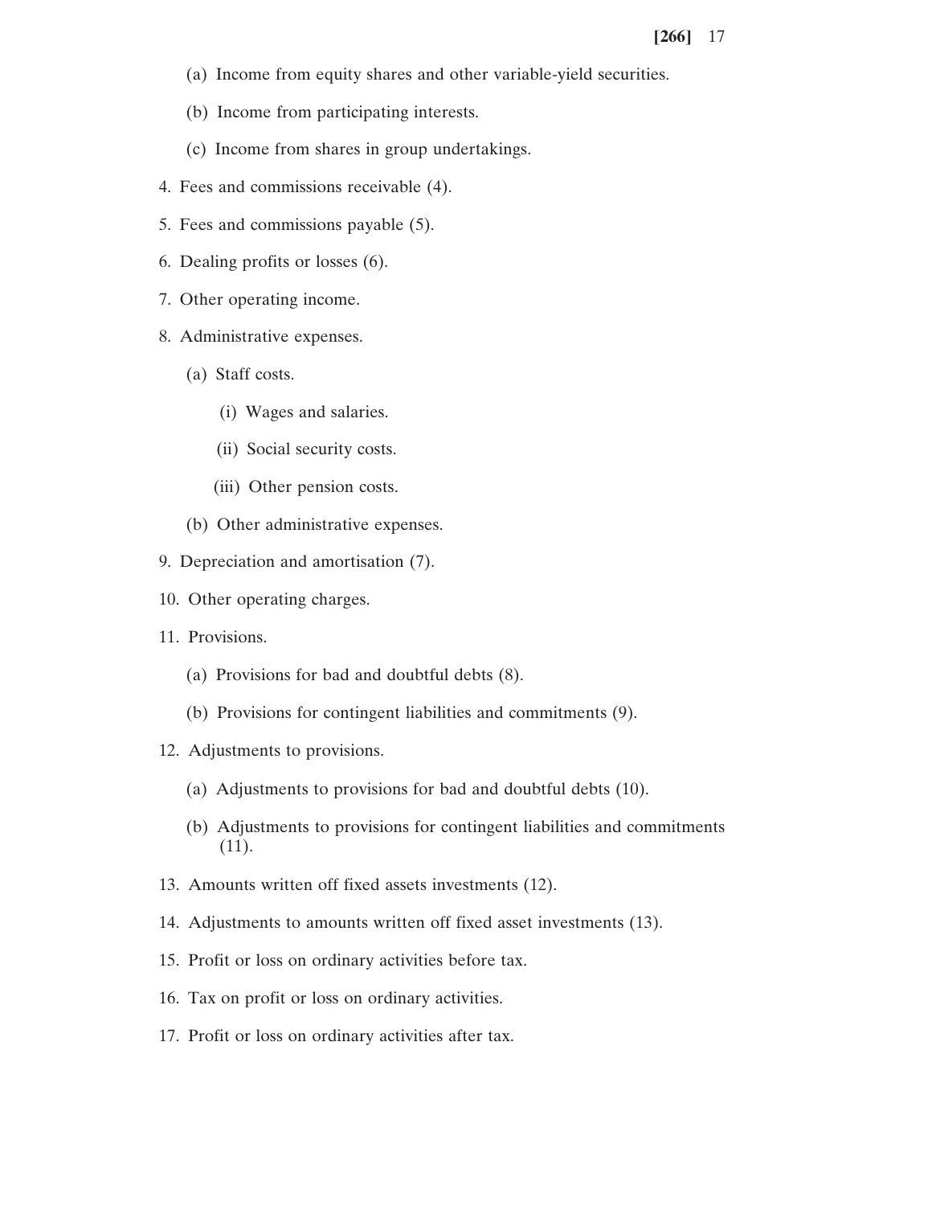(a) Income from equity shares and other variable-yield securities.

(b) Income from participating interests.

(c) Income from shares in group undertakings.

4. Fees and commissions receivable (4).

5. Fees and commissions payable (5).

6. Dealing profits or losses (6).

7. Other operating income.

8. Administrative expenses.

   (a) Staff costs.

      (i) Wages and salaries.

      (ii) Social security costs.

      (iii) Other pension costs.

   (b) Other administrative expenses.

9. Depreciation and amortisation (7).

10. Other operating charges.

11. Provisions.

   (a) Provisions for bad and doubtful debts (8).

   (b) Provisions for contingent liabilities and commitments (9).

12. Adjustments to provisions.

   (a) Adjustments to provisions for bad and doubtful debts (10).

   (b) Adjustments to provisions for contingent liabilities and commitments (11).

13. Amounts written off fixed assets investments (12).

14. Adjustments to amounts written off fixed asset investments (13).

15. Profit or loss on ordinary activities before tax.

16. Tax on profit or loss on ordinary activities.

17. Profit or loss on ordinary activities after tax.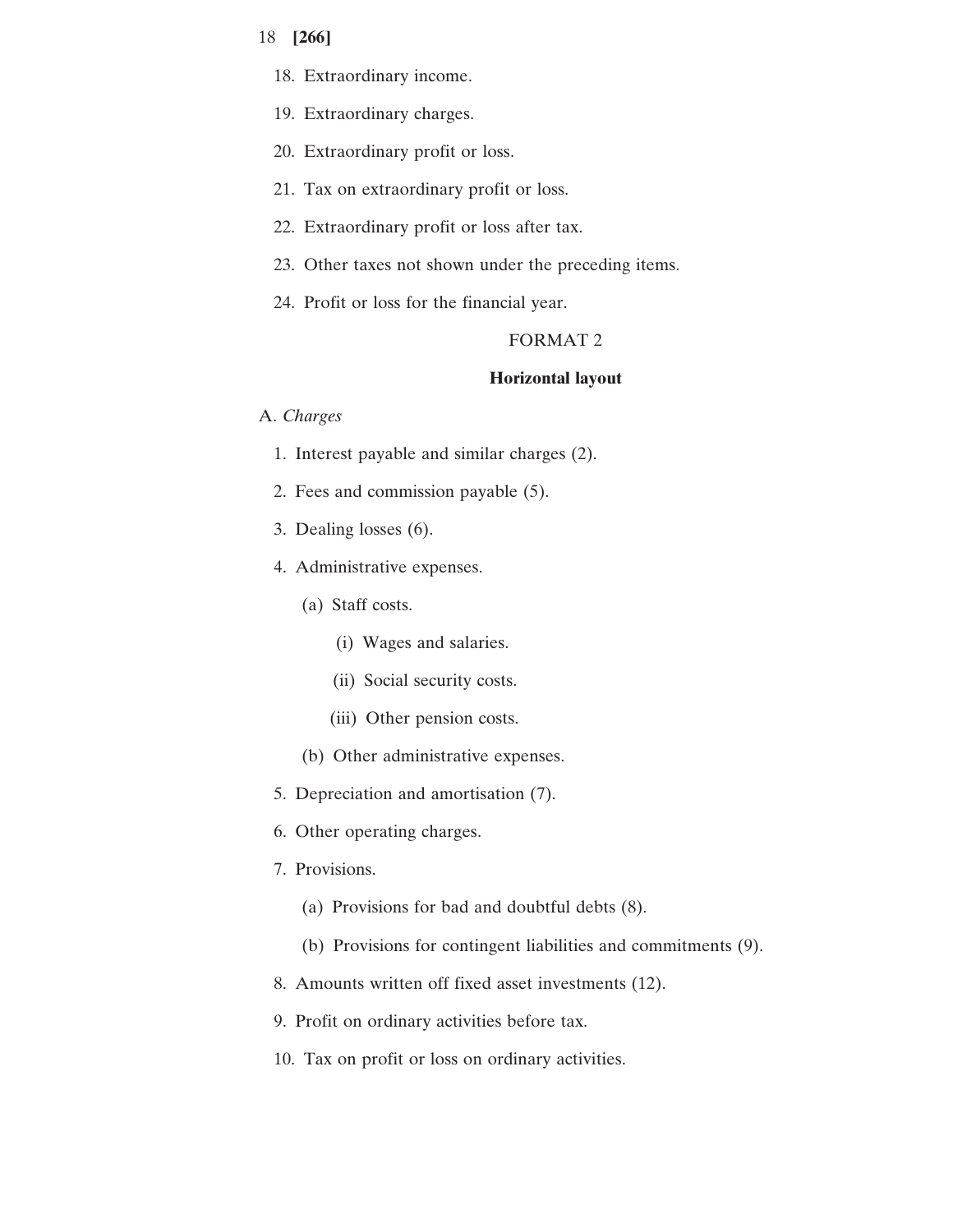18. Extraordinary income.

19. Extraordinary charges.

20. Extraordinary profit or loss.

21. Tax on extraordinary profit or loss.

22. Extraordinary profit or loss after tax.

23. Other taxes not shown under the preceding items.

24. Profit or loss for the financial year.

FORMAT 2

**Horizontal layout**

A. *Charges*

1. Interest payable and similar charges (2).

2. Fees and commission payable (5).

3. Dealing losses (6).

4. Administrative expenses.

   (a) Staff costs.

      (i) Wages and salaries.

      (ii) Social security costs.

      (iii) Other pension costs.

   (b) Other administrative expenses.

5. Depreciation and amortisation (7).

6. Other operating charges.

7. Provisions.

   (a) Provisions for bad and doubtful debts (8).

   (b) Provisions for contingent liabilities and commitments (9).

8. Amounts written off fixed asset investments (12).

9. Profit on ordinary activities before tax.

10. Tax on profit or loss on ordinary activities.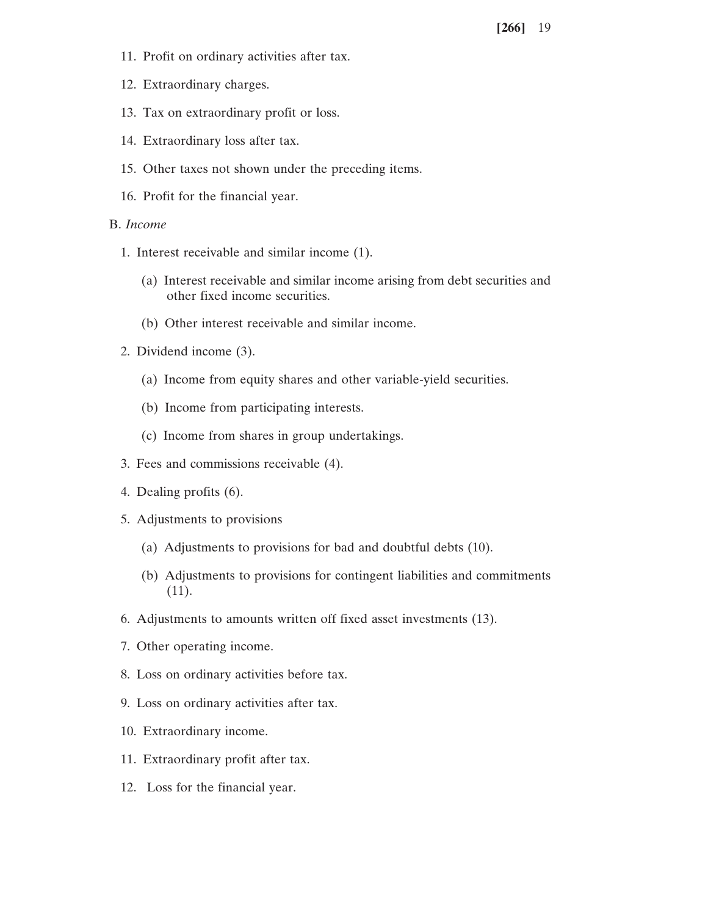11. Profit on ordinary activities after tax.

12. Extraordinary charges.

13. Tax on extraordinary profit or loss.

14. Extraordinary loss after tax.

15. Other taxes not shown under the preceding items.

16. Profit for the financial year.

B. *Income*

1. Interest receivable and similar income (1).

   (a) Interest receivable and similar income arising from debt securities and other fixed income securities.

   (b) Other interest receivable and similar income.

2. Dividend income (3).

   (a) Income from equity shares and other variable-yield securities.

   (b) Income from participating interests.

   (c) Income from shares in group undertakings.

3. Fees and commissions receivable (4).

4. Dealing profits (6).

5. Adjustments to provisions

   (a) Adjustments to provisions for bad and doubtful debts (10).

   (b) Adjustments to provisions for contingent liabilities and commitments (11).

6. Adjustments to amounts written off fixed asset investments (13).

7. Other operating income.

8. Loss on ordinary activities before tax.

9. Loss on ordinary activities after tax.

10. Extraordinary income.

11. Extraordinary profit after tax.

12. Loss for the financial year.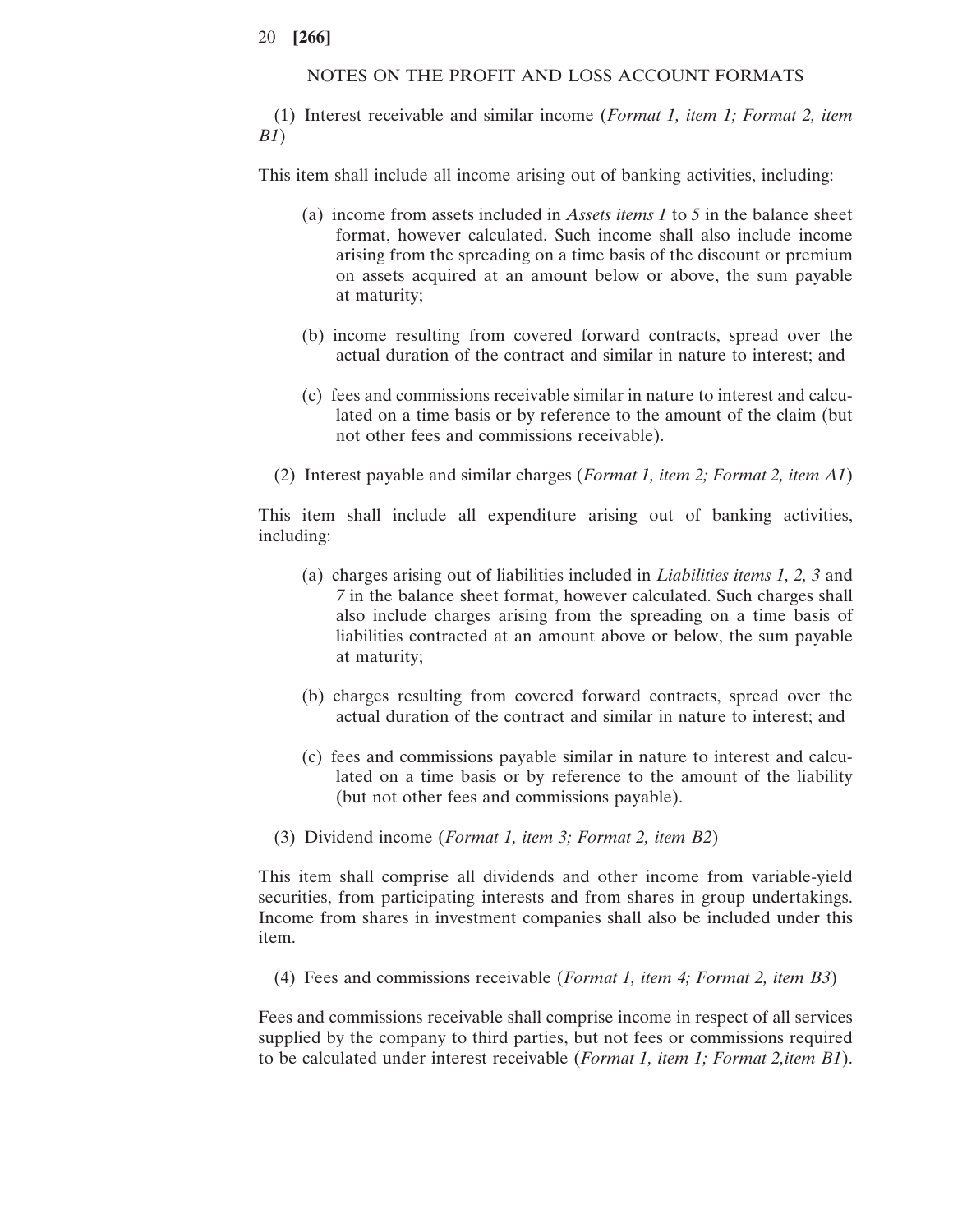## NOTES ON THE PROFIT AND LOSS ACCOUNT FORMATS

(1) Interest receivable and similar income (*Format 1, item 1; Format 2, item B1*)

This item shall include all income arising out of banking activities, including:

(a) income from assets included in *Assets items 1* to *5* in the balance sheet format, however calculated. Such income shall also include income arising from the spreading on a time basis of the discount or premium on assets acquired at an amount below or above, the sum payable at maturity;

(b) income resulting from covered forward contracts, spread over the actual duration of the contract and similar in nature to interest; and

(c) fees and commissions receivable similar in nature to interest and calculated on a time basis or by reference to the amount of the claim (but not other fees and commissions receivable).

(2) Interest payable and similar charges (*Format 1, item 2; Format 2, item A1*)

This item shall include all expenditure arising out of banking activities, including:

(a) charges arising out of liabilities included in *Liabilities items 1, 2, 3* and *7* in the balance sheet format, however calculated. Such charges shall also include charges arising from the spreading on a time basis of liabilities contracted at an amount above or below, the sum payable at maturity;

(b) charges resulting from covered forward contracts, spread over the actual duration of the contract and similar in nature to interest; and

(c) fees and commissions payable similar in nature to interest and calculated on a time basis or by reference to the amount of the liability (but not other fees and commissions payable).

(3) Dividend income (*Format 1, item 3; Format 2, item B2*)

This item shall comprise all dividends and other income from variable-yield securities, from participating interests and from shares in group undertakings. Income from shares in investment companies shall also be included under this item.

(4) Fees and commissions receivable (*Format 1, item 4; Format 2, item B3*)

Fees and commissions receivable shall comprise income in respect of all services supplied by the company to third parties, but not fees or commissions required to be calculated under interest receivable (*Format 1, item 1; Format 2,item B1*).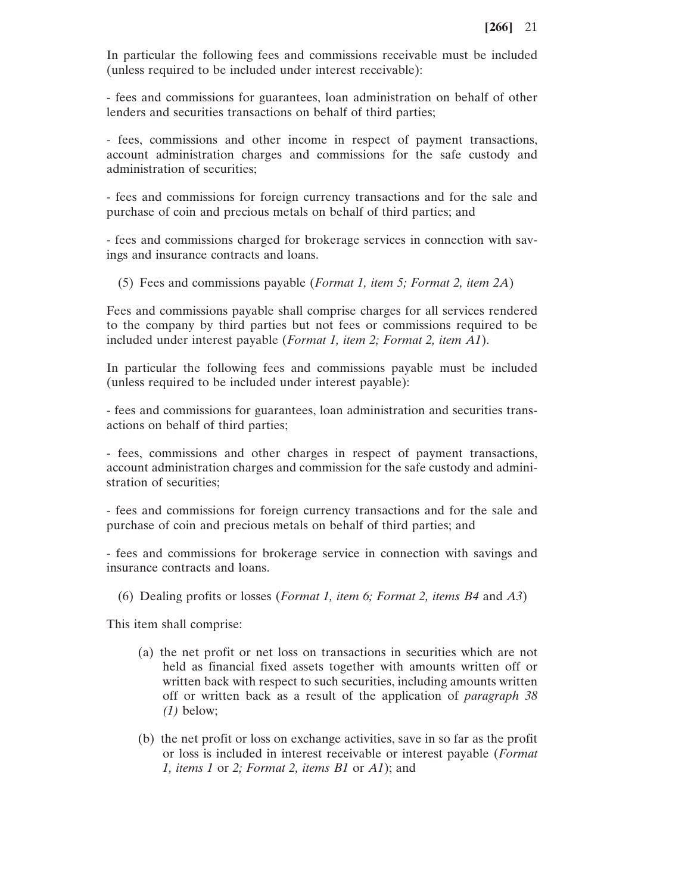In particular the following fees and commissions receivable must be included (unless required to be included under interest receivable):

- fees and commissions for guarantees, loan administration on behalf of other lenders and securities transactions on behalf of third parties;

- fees, commissions and other income in respect of payment transactions, account administration charges and commissions for the safe custody and administration of securities;

- fees and commissions for foreign currency transactions and for the sale and purchase of coin and precious metals on behalf of third parties; and

- fees and commissions charged for brokerage services in connection with savings and insurance contracts and loans.

(5) Fees and commissions payable (*Format 1, item 5; Format 2, item 2A*)

Fees and commissions payable shall comprise charges for all services rendered to the company by third parties but not fees or commissions required to be included under interest payable (*Format 1, item 2; Format 2, item A1*).

In particular the following fees and commissions payable must be included (unless required to be included under interest payable):

- fees and commissions for guarantees, loan administration and securities transactions on behalf of third parties;

- fees, commissions and other charges in respect of payment transactions, account administration charges and commission for the safe custody and administration of securities;

- fees and commissions for foreign currency transactions and for the sale and purchase of coin and precious metals on behalf of third parties; and

- fees and commissions for brokerage service in connection with savings and insurance contracts and loans.

(6) Dealing profits or losses (*Format 1, item 6; Format 2, items B4* and *A3*)

This item shall comprise:

(a) the net profit or net loss on transactions in securities which are not held as financial fixed assets together with amounts written off or written back with respect to such securities, including amounts written off or written back as a result of the application of *paragraph 38 (1)* below;

(b) the net profit or loss on exchange activities, save in so far as the profit or loss is included in interest receivable or interest payable (*Format 1, items 1* or *2; Format 2, items B1* or *A1*); and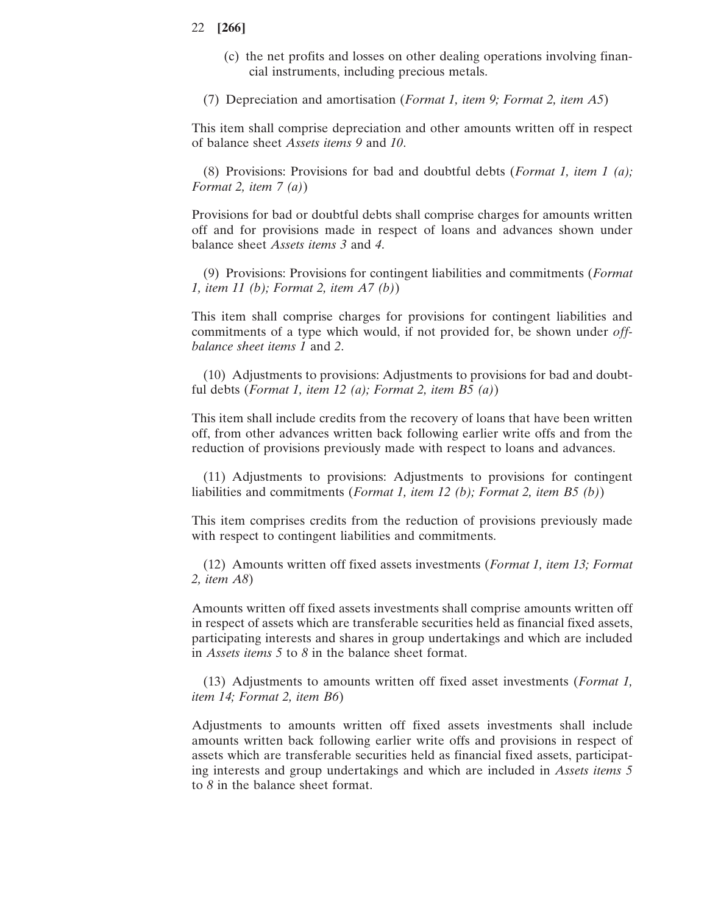(c) the net profits and losses on other dealing operations involving financial instruments, including precious metals.

(7) Depreciation and amortisation (*Format 1, item 9; Format 2, item A5*)

This item shall comprise depreciation and other amounts written off in respect of balance sheet *Assets items 9* and *10*.

(8) Provisions: Provisions for bad and doubtful debts (*Format 1, item 1 (a); Format 2, item 7 (a)*)

Provisions for bad or doubtful debts shall comprise charges for amounts written off and for provisions made in respect of loans and advances shown under balance sheet *Assets items 3* and *4*.

(9) Provisions: Provisions for contingent liabilities and commitments (*Format 1, item 11 (b); Format 2, item A7 (b)*)

This item shall comprise charges for provisions for contingent liabilities and commitments of a type which would, if not provided for, be shown under *off-balance sheet items 1* and *2*.

(10) Adjustments to provisions: Adjustments to provisions for bad and doubtful debts (*Format 1, item 12 (a); Format 2, item B5 (a)*)

This item shall include credits from the recovery of loans that have been written off, from other advances written back following earlier write offs and from the reduction of provisions previously made with respect to loans and advances.

(11) Adjustments to provisions: Adjustments to provisions for contingent liabilities and commitments (*Format 1, item 12 (b); Format 2, item B5 (b)*)

This item comprises credits from the reduction of provisions previously made with respect to contingent liabilities and commitments.

(12) Amounts written off fixed assets investments (*Format 1, item 13; Format 2, item A8*)

Amounts written off fixed assets investments shall comprise amounts written off in respect of assets which are transferable securities held as financial fixed assets, participating interests and shares in group undertakings and which are included in *Assets items 5* to *8* in the balance sheet format.

(13) Adjustments to amounts written off fixed asset investments (*Format 1, item 14; Format 2, item B6*)

Adjustments to amounts written off fixed assets investments shall include amounts written back following earlier write offs and provisions in respect of assets which are transferable securities held as financial fixed assets, participating interests and group undertakings and which are included in *Assets items 5* to *8* in the balance sheet format.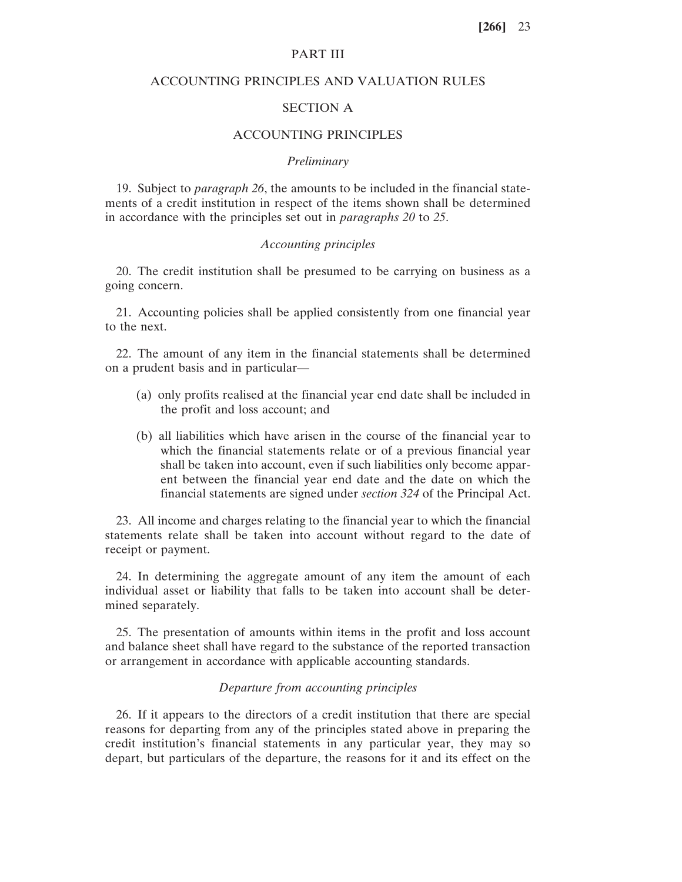PART III

ACCOUNTING PRINCIPLES AND VALUATION RULES

SECTION A

ACCOUNTING PRINCIPLES

*Preliminary*

19. Subject to *paragraph 26*, the amounts to be included in the financial statements of a credit institution in respect of the items shown shall be determined in accordance with the principles set out in *paragraphs 20* to *25*.

*Accounting principles*

20. The credit institution shall be presumed to be carrying on business as a going concern.

21. Accounting policies shall be applied consistently from one financial year to the next.

22. The amount of any item in the financial statements shall be determined on a prudent basis and in particular—

(a) only profits realised at the financial year end date shall be included in the profit and loss account; and

(b) all liabilities which have arisen in the course of the financial year to which the financial statements relate or of a previous financial year shall be taken into account, even if such liabilities only become apparent between the financial year end date and the date on which the financial statements are signed under *section 324* of the Principal Act.

23. All income and charges relating to the financial year to which the financial statements relate shall be taken into account without regard to the date of receipt or payment.

24. In determining the aggregate amount of any item the amount of each individual asset or liability that falls to be taken into account shall be determined separately.

25. The presentation of amounts within items in the profit and loss account and balance sheet shall have regard to the substance of the reported transaction or arrangement in accordance with applicable accounting standards.

*Departure from accounting principles*

26. If it appears to the directors of a credit institution that there are special reasons for departing from any of the principles stated above in preparing the credit institution's financial statements in any particular year, they may so depart, but particulars of the departure, the reasons for it and its effect on the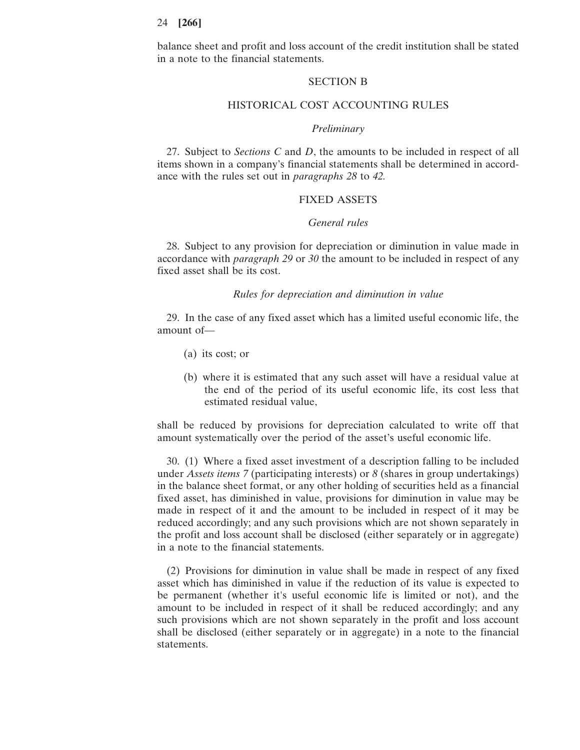balance sheet and profit and loss account of the credit institution shall be stated in a note to the financial statements.

## SECTION B

## HISTORICAL COST ACCOUNTING RULES

*Preliminary*

27. Subject to *Sections C* and *D*, the amounts to be included in respect of all items shown in a company's financial statements shall be determined in accordance with the rules set out in *paragraphs 28* to *42*.

### FIXED ASSETS

*General rules*

28. Subject to any provision for depreciation or diminution in value made in accordance with *paragraph 29* or *30* the amount to be included in respect of any fixed asset shall be its cost.

*Rules for depreciation and diminution in value*

29. In the case of any fixed asset which has a limited useful economic life, the amount of—

(a) its cost; or

(b) where it is estimated that any such asset will have a residual value at the end of the period of its useful economic life, its cost less that estimated residual value,

shall be reduced by provisions for depreciation calculated to write off that amount systematically over the period of the asset's useful economic life.

30. (1) Where a fixed asset investment of a description falling to be included under *Assets items 7* (participating interests) or *8* (shares in group undertakings) in the balance sheet format, or any other holding of securities held as a financial fixed asset, has diminished in value, provisions for diminution in value may be made in respect of it and the amount to be included in respect of it may be reduced accordingly; and any such provisions which are not shown separately in the profit and loss account shall be disclosed (either separately or in aggregate) in a note to the financial statements.

(2) Provisions for diminution in value shall be made in respect of any fixed asset which has diminished in value if the reduction of its value is expected to be permanent (whether it's useful economic life is limited or not), and the amount to be included in respect of it shall be reduced accordingly; and any such provisions which are not shown separately in the profit and loss account shall be disclosed (either separately or in aggregate) in a note to the financial statements.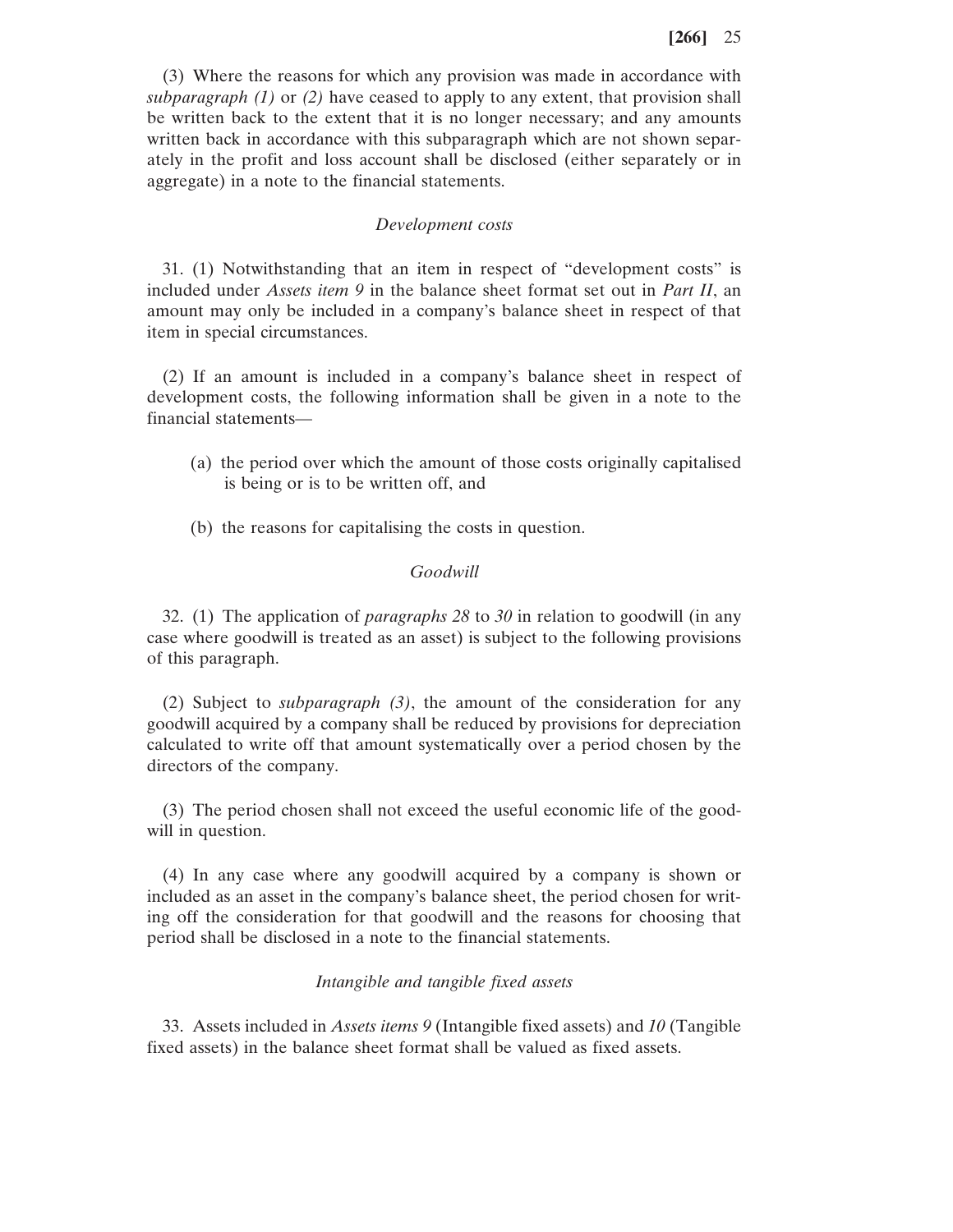(3) Where the reasons for which any provision was made in accordance with *subparagraph (1)* or *(2)* have ceased to apply to any extent, that provision shall be written back to the extent that it is no longer necessary; and any amounts written back in accordance with this subparagraph which are not shown separately in the profit and loss account shall be disclosed (either separately or in aggregate) in a note to the financial statements.

*Development costs*

31. (1) Notwithstanding that an item in respect of "development costs" is included under *Assets item 9* in the balance sheet format set out in *Part II*, an amount may only be included in a company's balance sheet in respect of that item in special circumstances.

(2) If an amount is included in a company's balance sheet in respect of development costs, the following information shall be given in a note to the financial statements—

(a) the period over which the amount of those costs originally capitalised is being or is to be written off, and

(b) the reasons for capitalising the costs in question.

*Goodwill*

32. (1) The application of *paragraphs 28* to *30* in relation to goodwill (in any case where goodwill is treated as an asset) is subject to the following provisions of this paragraph.

(2) Subject to *subparagraph (3)*, the amount of the consideration for any goodwill acquired by a company shall be reduced by provisions for depreciation calculated to write off that amount systematically over a period chosen by the directors of the company.

(3) The period chosen shall not exceed the useful economic life of the goodwill in question.

(4) In any case where any goodwill acquired by a company is shown or included as an asset in the company's balance sheet, the period chosen for writing off the consideration for that goodwill and the reasons for choosing that period shall be disclosed in a note to the financial statements.

*Intangible and tangible fixed assets*

33. Assets included in *Assets items 9* (Intangible fixed assets) and *10* (Tangible fixed assets) in the balance sheet format shall be valued as fixed assets.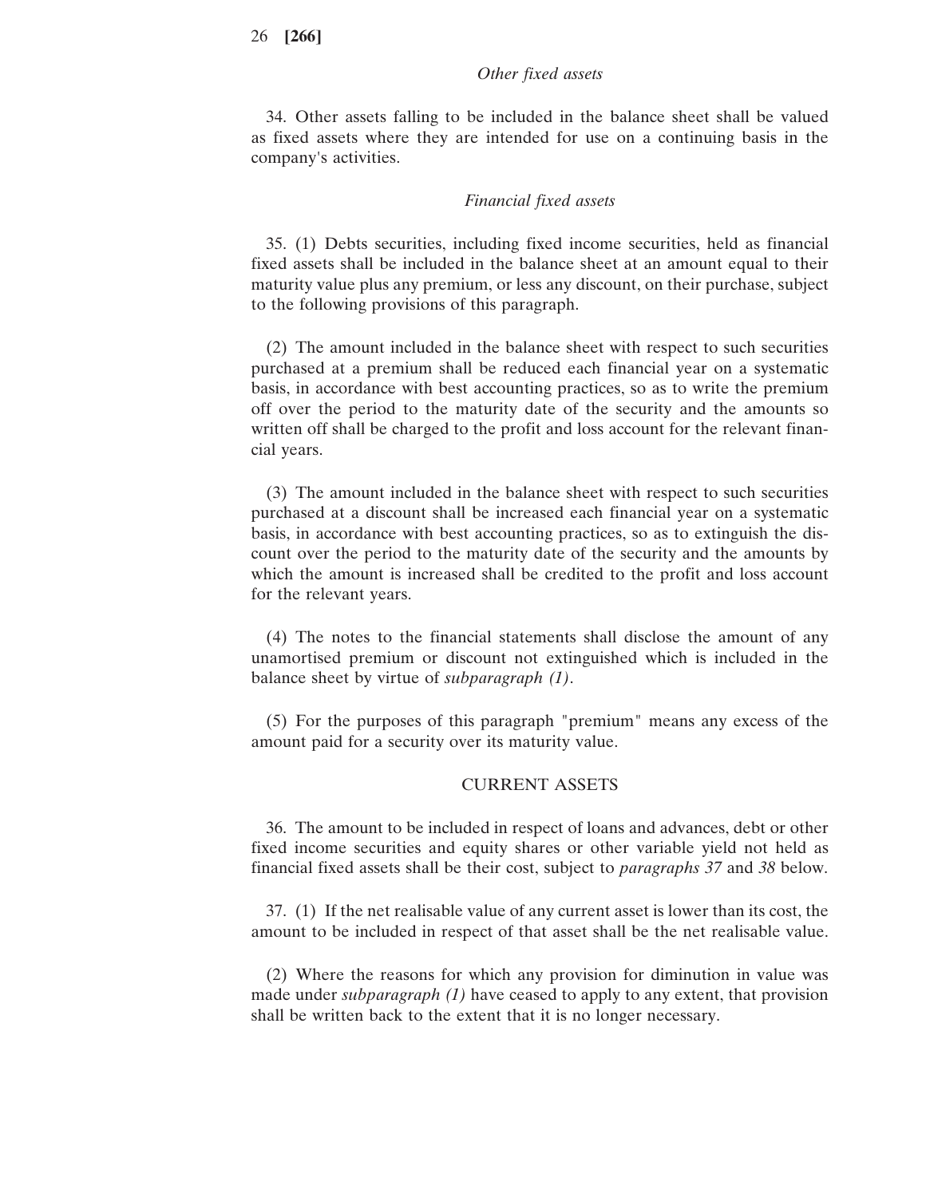*Other fixed assets*

34. Other assets falling to be included in the balance sheet shall be valued as fixed assets where they are intended for use on a continuing basis in the company's activities.

*Financial fixed assets*

35. (1) Debts securities, including fixed income securities, held as financial fixed assets shall be included in the balance sheet at an amount equal to their maturity value plus any premium, or less any discount, on their purchase, subject to the following provisions of this paragraph.

(2) The amount included in the balance sheet with respect to such securities purchased at a premium shall be reduced each financial year on a systematic basis, in accordance with best accounting practices, so as to write the premium off over the period to the maturity date of the security and the amounts so written off shall be charged to the profit and loss account for the relevant financial years.

(3) The amount included in the balance sheet with respect to such securities purchased at a discount shall be increased each financial year on a systematic basis, in accordance with best accounting practices, so as to extinguish the discount over the period to the maturity date of the security and the amounts by which the amount is increased shall be credited to the profit and loss account for the relevant years.

(4) The notes to the financial statements shall disclose the amount of any unamortised premium or discount not extinguished which is included in the balance sheet by virtue of *subparagraph (1)*.

(5) For the purposes of this paragraph "premium" means any excess of the amount paid for a security over its maturity value.

CURRENT ASSETS

36. The amount to be included in respect of loans and advances, debt or other fixed income securities and equity shares or other variable yield not held as financial fixed assets shall be their cost, subject to *paragraphs 37* and *38* below.

37. (1) If the net realisable value of any current asset is lower than its cost, the amount to be included in respect of that asset shall be the net realisable value.

(2) Where the reasons for which any provision for diminution in value was made under *subparagraph (1)* have ceased to apply to any extent, that provision shall be written back to the extent that it is no longer necessary.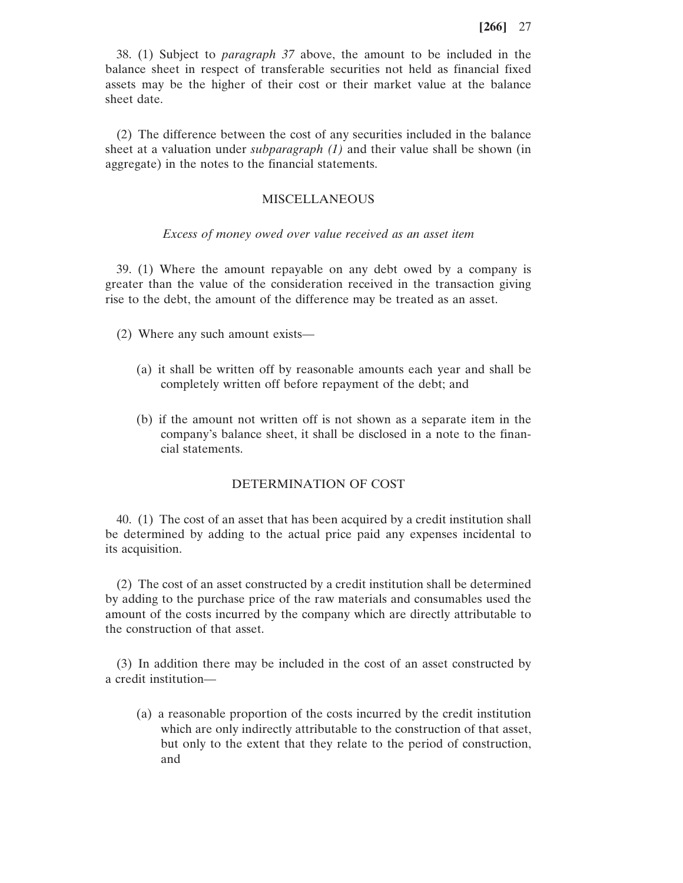38. (1) Subject to *paragraph 37* above, the amount to be included in the balance sheet in respect of transferable securities not held as financial fixed assets may be the higher of their cost or their market value at the balance sheet date.

(2) The difference between the cost of any securities included in the balance sheet at a valuation under *subparagraph (1)* and their value shall be shown (in aggregate) in the notes to the financial statements.

## MISCELLANEOUS

*Excess of money owed over value received as an asset item*

39. (1) Where the amount repayable on any debt owed by a company is greater than the value of the consideration received in the transaction giving rise to the debt, the amount of the difference may be treated as an asset.

(2) Where any such amount exists—

(a) it shall be written off by reasonable amounts each year and shall be completely written off before repayment of the debt; and

(b) if the amount not written off is not shown as a separate item in the company's balance sheet, it shall be disclosed in a note to the financial statements.

## DETERMINATION OF COST

40. (1) The cost of an asset that has been acquired by a credit institution shall be determined by adding to the actual price paid any expenses incidental to its acquisition.

(2) The cost of an asset constructed by a credit institution shall be determined by adding to the purchase price of the raw materials and consumables used the amount of the costs incurred by the company which are directly attributable to the construction of that asset.

(3) In addition there may be included in the cost of an asset constructed by a credit institution—

(a) a reasonable proportion of the costs incurred by the credit institution which are only indirectly attributable to the construction of that asset, but only to the extent that they relate to the period of construction, and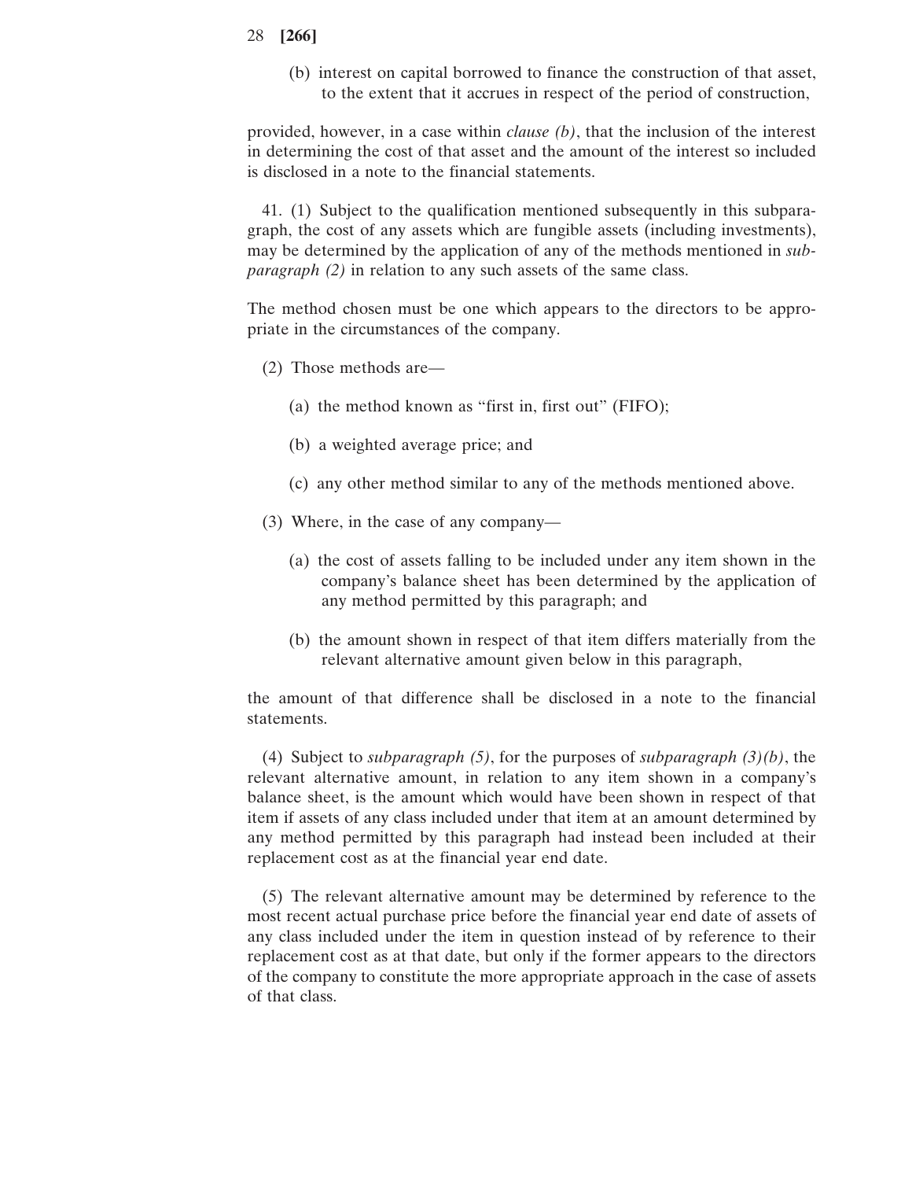(b) interest on capital borrowed to finance the construction of that asset, to the extent that it accrues in respect of the period of construction,

provided, however, in a case within *clause (b)*, that the inclusion of the interest in determining the cost of that asset and the amount of the interest so included is disclosed in a note to the financial statements.

41. (1) Subject to the qualification mentioned subsequently in this subparagraph, the cost of any assets which are fungible assets (including investments), may be determined by the application of any of the methods mentioned in *subparagraph (2)* in relation to any such assets of the same class.

The method chosen must be one which appears to the directors to be appropriate in the circumstances of the company.

(2) Those methods are—

(a) the method known as "first in, first out" (FIFO);

(b) a weighted average price; and

(c) any other method similar to any of the methods mentioned above.

(3) Where, in the case of any company—

(a) the cost of assets falling to be included under any item shown in the company's balance sheet has been determined by the application of any method permitted by this paragraph; and

(b) the amount shown in respect of that item differs materially from the relevant alternative amount given below in this paragraph,

the amount of that difference shall be disclosed in a note to the financial statements.

(4) Subject to *subparagraph (5)*, for the purposes of *subparagraph (3)(b)*, the relevant alternative amount, in relation to any item shown in a company's balance sheet, is the amount which would have been shown in respect of that item if assets of any class included under that item at an amount determined by any method permitted by this paragraph had instead been included at their replacement cost as at the financial year end date.

(5) The relevant alternative amount may be determined by reference to the most recent actual purchase price before the financial year end date of assets of any class included under the item in question instead of by reference to their replacement cost as at that date, but only if the former appears to the directors of the company to constitute the more appropriate approach in the case of assets of that class.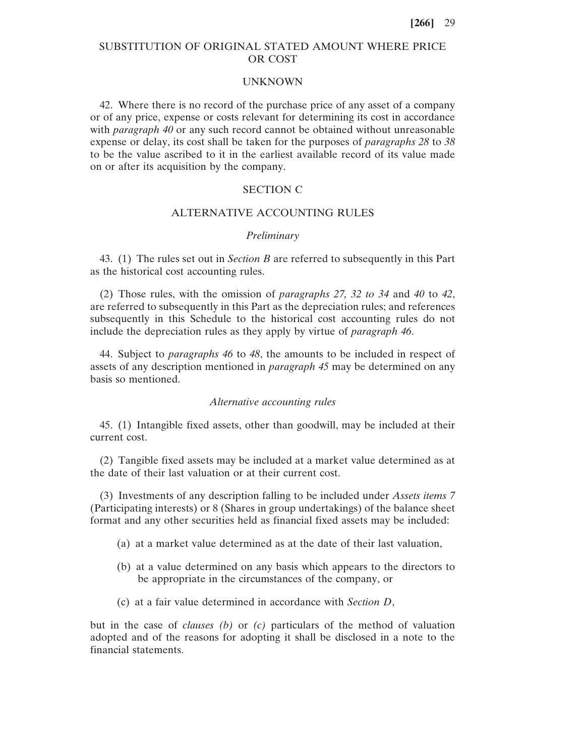## SUBSTITUTION OF ORIGINAL STATED AMOUNT WHERE PRICE OR COST UNKNOWN

42. Where there is no record of the purchase price of any asset of a company or of any price, expense or costs relevant for determining its cost in accordance with *paragraph 40* or any such record cannot be obtained without unreasonable expense or delay, its cost shall be taken for the purposes of *paragraphs 28* to *38* to be the value ascribed to it in the earliest available record of its value made on or after its acquisition by the company.

## SECTION C

## ALTERNATIVE ACCOUNTING RULES

### *Preliminary*

43. (1) The rules set out in *Section B* are referred to subsequently in this Part as the historical cost accounting rules.

(2) Those rules, with the omission of *paragraphs 27, 32 to 34* and *40* to *42*, are referred to subsequently in this Part as the depreciation rules; and references subsequently in this Schedule to the historical cost accounting rules do not include the depreciation rules as they apply by virtue of *paragraph 46*.

44. Subject to *paragraphs 46* to *48*, the amounts to be included in respect of assets of any description mentioned in *paragraph 45* may be determined on any basis so mentioned.

### *Alternative accounting rules*

45. (1) Intangible fixed assets, other than goodwill, may be included at their current cost.

(2) Tangible fixed assets may be included at a market value determined as at the date of their last valuation or at their current cost.

(3) Investments of any description falling to be included under *Assets items 7* (Participating interests) or 8 (Shares in group undertakings) of the balance sheet format and any other securities held as financial fixed assets may be included:

(a) at a market value determined as at the date of their last valuation,

(b) at a value determined on any basis which appears to the directors to be appropriate in the circumstances of the company, or

(c) at a fair value determined in accordance with *Section D*,

but in the case of *clauses (b)* or *(c)* particulars of the method of valuation adopted and of the reasons for adopting it shall be disclosed in a note to the financial statements.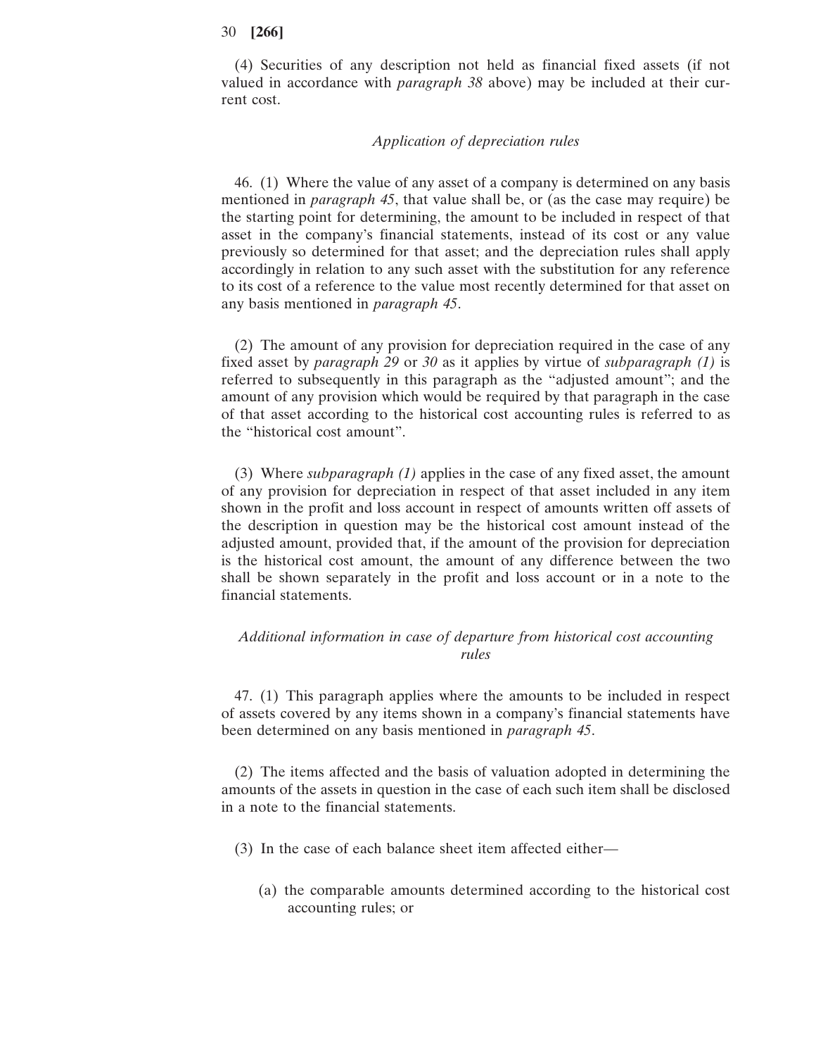(4) Securities of any description not held as financial fixed assets (if not valued in accordance with *paragraph 38* above) may be included at their current cost.

*Application of depreciation rules*

46. (1) Where the value of any asset of a company is determined on any basis mentioned in *paragraph 45*, that value shall be, or (as the case may require) be the starting point for determining, the amount to be included in respect of that asset in the company's financial statements, instead of its cost or any value previously so determined for that asset; and the depreciation rules shall apply accordingly in relation to any such asset with the substitution for any reference to its cost of a reference to the value most recently determined for that asset on any basis mentioned in *paragraph 45*.

(2) The amount of any provision for depreciation required in the case of any fixed asset by *paragraph 29* or *30* as it applies by virtue of *subparagraph (1)* is referred to subsequently in this paragraph as the "adjusted amount"; and the amount of any provision which would be required by that paragraph in the case of that asset according to the historical cost accounting rules is referred to as the "historical cost amount".

(3) Where *subparagraph (1)* applies in the case of any fixed asset, the amount of any provision for depreciation in respect of that asset included in any item shown in the profit and loss account in respect of amounts written off assets of the description in question may be the historical cost amount instead of the adjusted amount, provided that, if the amount of the provision for depreciation is the historical cost amount, the amount of any difference between the two shall be shown separately in the profit and loss account or in a note to the financial statements.

*Additional information in case of departure from historical cost accounting rules*

47. (1) This paragraph applies where the amounts to be included in respect of assets covered by any items shown in a company's financial statements have been determined on any basis mentioned in *paragraph 45*.

(2) The items affected and the basis of valuation adopted in determining the amounts of the assets in question in the case of each such item shall be disclosed in a note to the financial statements.

(3) In the case of each balance sheet item affected either—

(a) the comparable amounts determined according to the historical cost accounting rules; or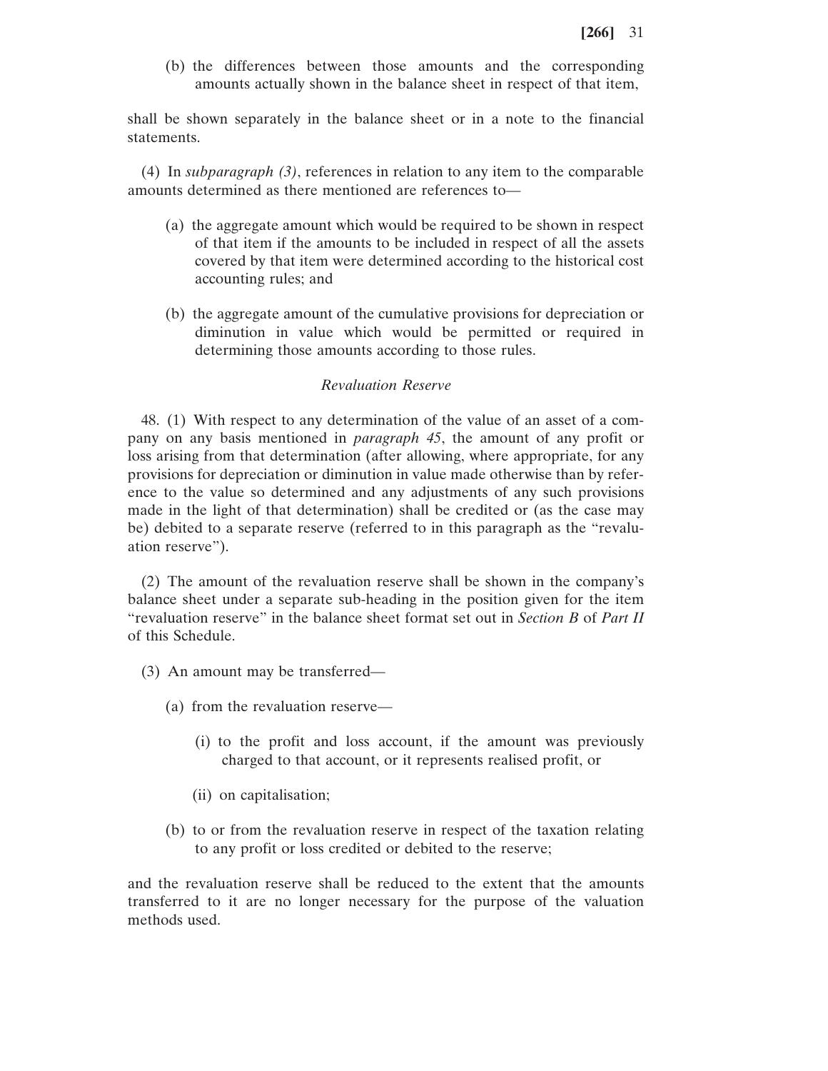(b) the differences between those amounts and the corresponding amounts actually shown in the balance sheet in respect of that item,

shall be shown separately in the balance sheet or in a note to the financial statements.

(4) In *subparagraph (3)*, references in relation to any item to the comparable amounts determined as there mentioned are references to—

(a) the aggregate amount which would be required to be shown in respect of that item if the amounts to be included in respect of all the assets covered by that item were determined according to the historical cost accounting rules; and

(b) the aggregate amount of the cumulative provisions for depreciation or diminution in value which would be permitted or required in determining those amounts according to those rules.

*Revaluation Reserve*

48. (1) With respect to any determination of the value of an asset of a company on any basis mentioned in *paragraph 45*, the amount of any profit or loss arising from that determination (after allowing, where appropriate, for any provisions for depreciation or diminution in value made otherwise than by reference to the value so determined and any adjustments of any such provisions made in the light of that determination) shall be credited or (as the case may be) debited to a separate reserve (referred to in this paragraph as the "revaluation reserve").

(2) The amount of the revaluation reserve shall be shown in the company's balance sheet under a separate sub-heading in the position given for the item "revaluation reserve" in the balance sheet format set out in *Section B* of *Part II* of this Schedule.

(3) An amount may be transferred—

(a) from the revaluation reserve—

(i) to the profit and loss account, if the amount was previously charged to that account, or it represents realised profit, or

(ii) on capitalisation;

(b) to or from the revaluation reserve in respect of the taxation relating to any profit or loss credited or debited to the reserve;

and the revaluation reserve shall be reduced to the extent that the amounts transferred to it are no longer necessary for the purpose of the valuation methods used.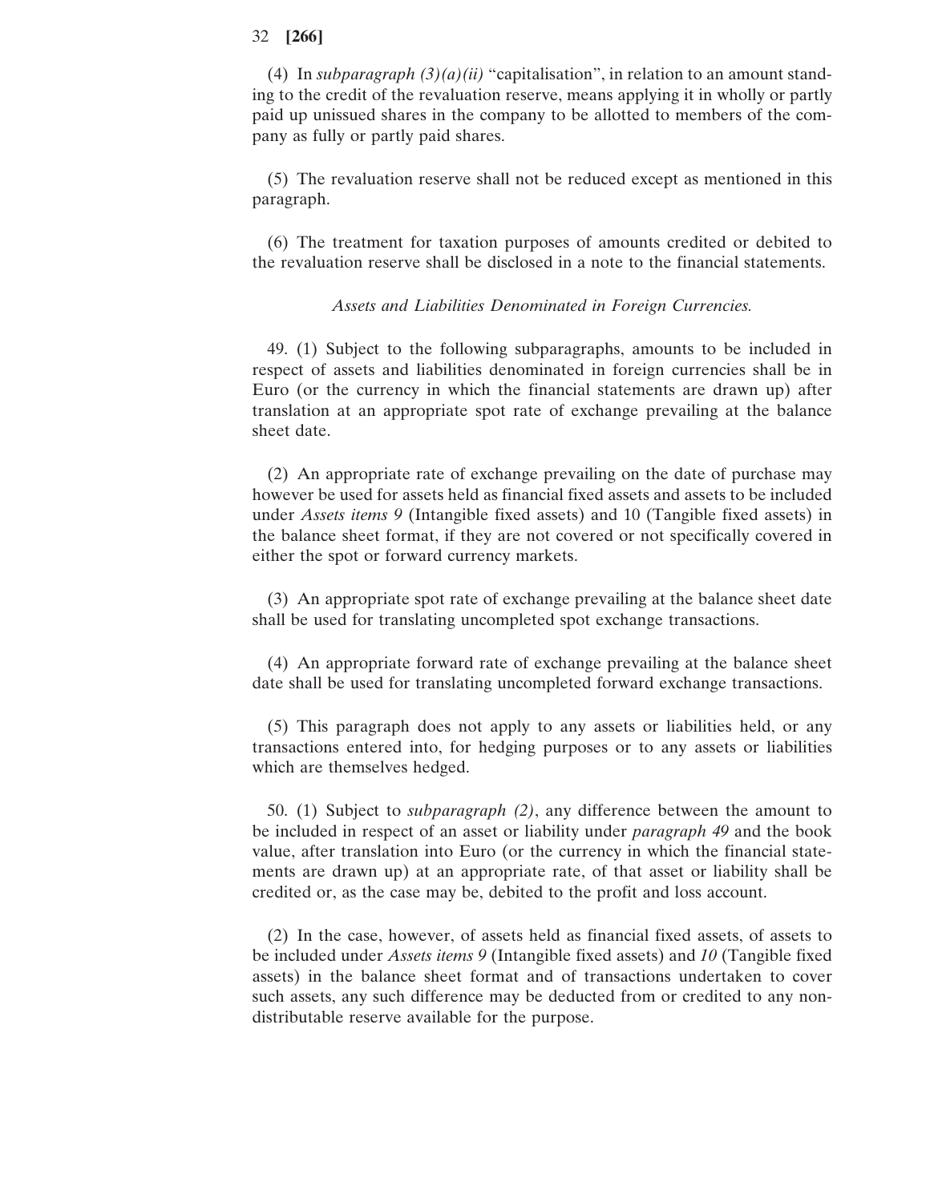(4) In *subparagraph (3)(a)(ii)* "capitalisation", in relation to an amount standing to the credit of the revaluation reserve, means applying it in wholly or partly paid up unissued shares in the company to be allotted to members of the company as fully or partly paid shares.

(5) The revaluation reserve shall not be reduced except as mentioned in this paragraph.

(6) The treatment for taxation purposes of amounts credited or debited to the revaluation reserve shall be disclosed in a note to the financial statements.

*Assets and Liabilities Denominated in Foreign Currencies.*

49. (1) Subject to the following subparagraphs, amounts to be included in respect of assets and liabilities denominated in foreign currencies shall be in Euro (or the currency in which the financial statements are drawn up) after translation at an appropriate spot rate of exchange prevailing at the balance sheet date.

(2) An appropriate rate of exchange prevailing on the date of purchase may however be used for assets held as financial fixed assets and assets to be included under *Assets items 9* (Intangible fixed assets) and 10 (Tangible fixed assets) in the balance sheet format, if they are not covered or not specifically covered in either the spot or forward currency markets.

(3) An appropriate spot rate of exchange prevailing at the balance sheet date shall be used for translating uncompleted spot exchange transactions.

(4) An appropriate forward rate of exchange prevailing at the balance sheet date shall be used for translating uncompleted forward exchange transactions.

(5) This paragraph does not apply to any assets or liabilities held, or any transactions entered into, for hedging purposes or to any assets or liabilities which are themselves hedged.

50. (1) Subject to *subparagraph (2)*, any difference between the amount to be included in respect of an asset or liability under *paragraph 49* and the book value, after translation into Euro (or the currency in which the financial statements are drawn up) at an appropriate rate, of that asset or liability shall be credited or, as the case may be, debited to the profit and loss account.

(2) In the case, however, of assets held as financial fixed assets, of assets to be included under *Assets items 9* (Intangible fixed assets) and *10* (Tangible fixed assets) in the balance sheet format and of transactions undertaken to cover such assets, any such difference may be deducted from or credited to any non-distributable reserve available for the purpose.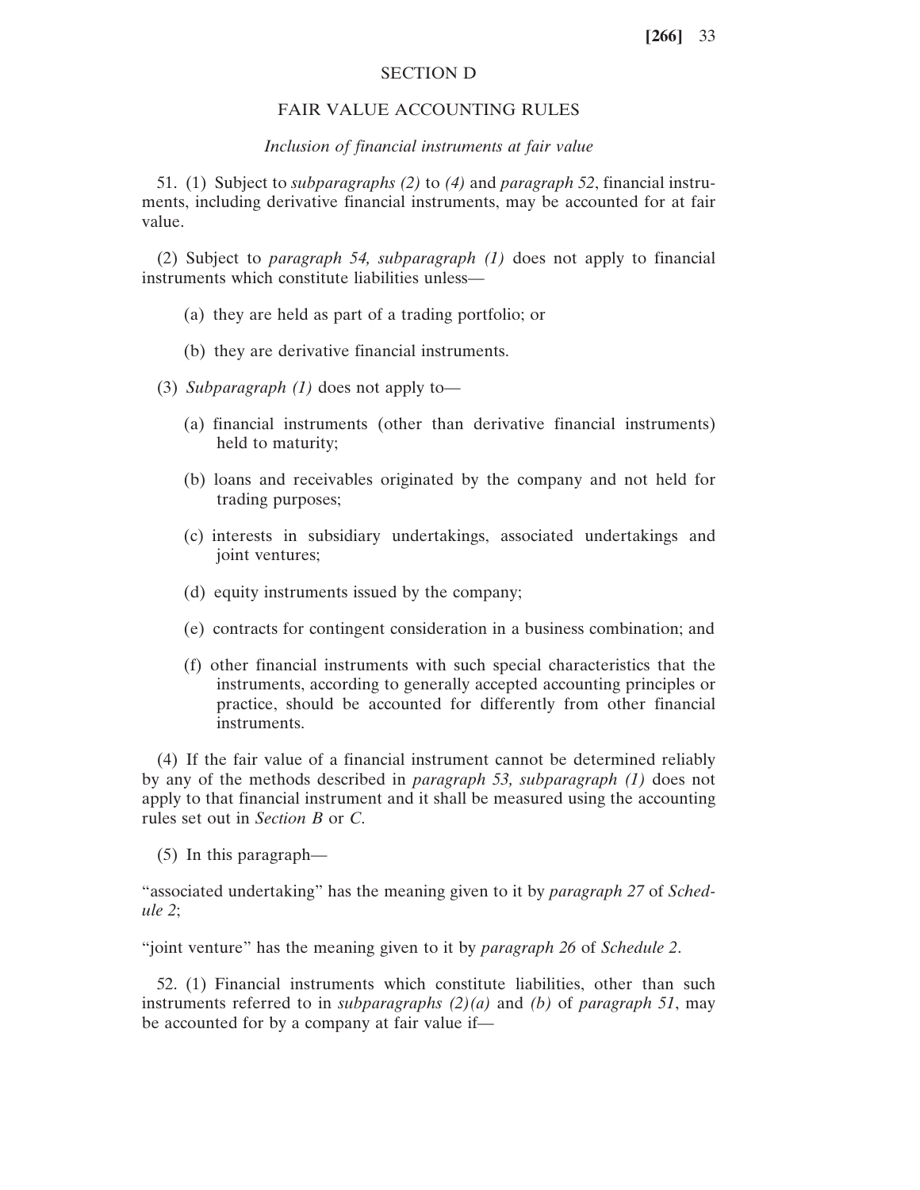## SECTION D

## FAIR VALUE ACCOUNTING RULES

### *Inclusion of financial instruments at fair value*

51. (1) Subject to *subparagraphs (2)* to *(4)* and *paragraph 52*, financial instruments, including derivative financial instruments, may be accounted for at fair value.

(2) Subject to *paragraph 54, subparagraph (1)* does not apply to financial instruments which constitute liabilities unless—

(a) they are held as part of a trading portfolio; or

(b) they are derivative financial instruments.

(3) *Subparagraph (1)* does not apply to—

(a) financial instruments (other than derivative financial instruments) held to maturity;

(b) loans and receivables originated by the company and not held for trading purposes;

(c) interests in subsidiary undertakings, associated undertakings and joint ventures;

(d) equity instruments issued by the company;

(e) contracts for contingent consideration in a business combination; and

(f) other financial instruments with such special characteristics that the instruments, according to generally accepted accounting principles or practice, should be accounted for differently from other financial instruments.

(4) If the fair value of a financial instrument cannot be determined reliably by any of the methods described in *paragraph 53, subparagraph (1)* does not apply to that financial instrument and it shall be measured using the accounting rules set out in *Section B* or *C*.

(5) In this paragraph—

"associated undertaking" has the meaning given to it by *paragraph 27* of *Schedule 2*;

"joint venture" has the meaning given to it by *paragraph 26* of *Schedule 2*.

52. (1) Financial instruments which constitute liabilities, other than such instruments referred to in *subparagraphs (2)(a)* and *(b)* of *paragraph 51*, may be accounted for by a company at fair value if—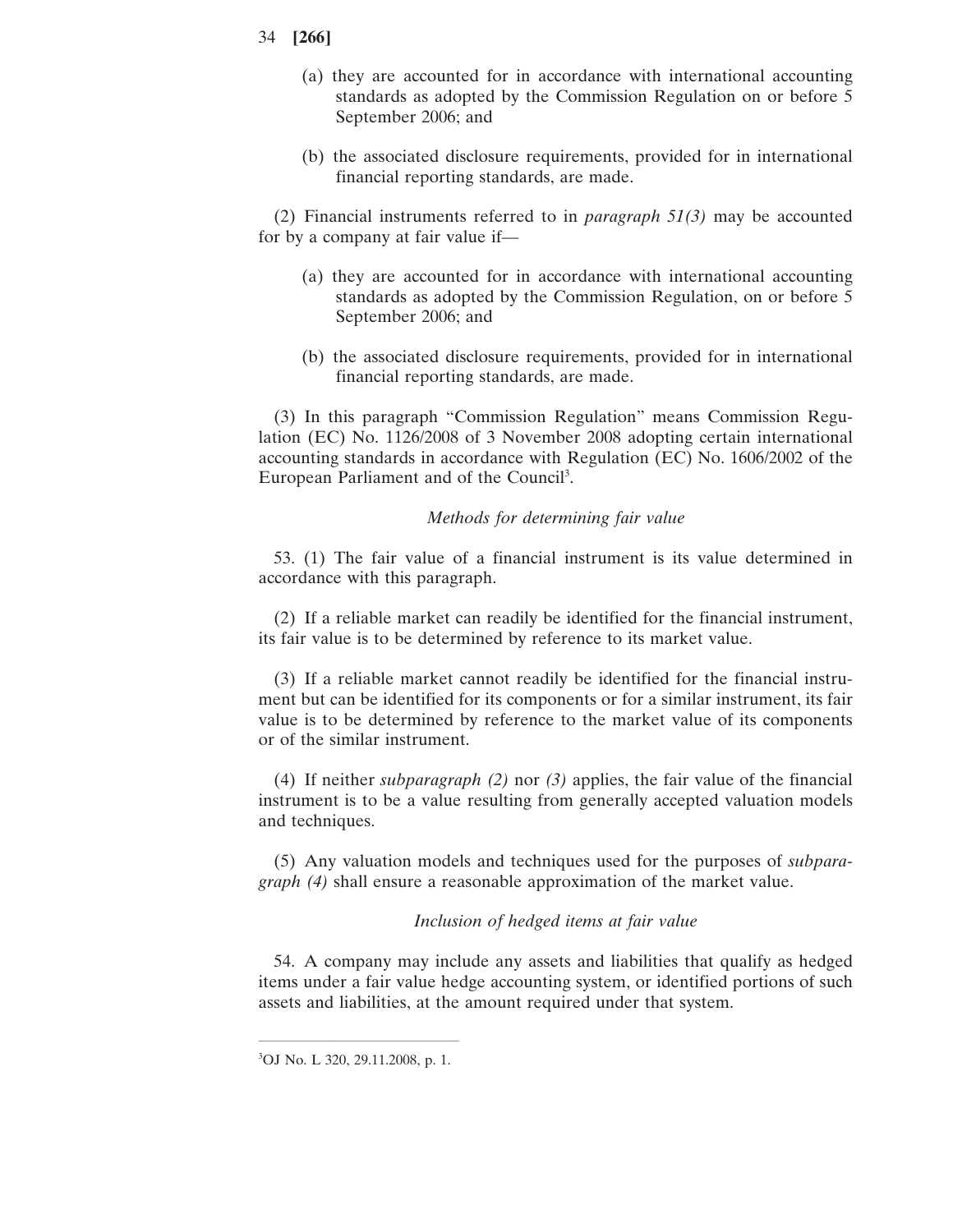(a) they are accounted for in accordance with international accounting standards as adopted by the Commission Regulation on or before 5 September 2006; and

(b) the associated disclosure requirements, provided for in international financial reporting standards, are made.

(2) Financial instruments referred to in *paragraph 51(3)* may be accounted for by a company at fair value if—

(a) they are accounted for in accordance with international accounting standards as adopted by the Commission Regulation, on or before 5 September 2006; and

(b) the associated disclosure requirements, provided for in international financial reporting standards, are made.

(3) In this paragraph "Commission Regulation" means Commission Regulation (EC) No. 1126/2008 of 3 November 2008 adopting certain international accounting standards in accordance with Regulation (EC) No. 1606/2002 of the European Parliament and of the Council[3].

*Methods for determining fair value*

53. (1) The fair value of a financial instrument is its value determined in accordance with this paragraph.

(2) If a reliable market can readily be identified for the financial instrument, its fair value is to be determined by reference to its market value.

(3) If a reliable market cannot readily be identified for the financial instrument but can be identified for its components or for a similar instrument, its fair value is to be determined by reference to the market value of its components or of the similar instrument.

(4) If neither *subparagraph (2)* nor *(3)* applies, the fair value of the financial instrument is to be a value resulting from generally accepted valuation models and techniques.

(5) Any valuation models and techniques used for the purposes of *subparagraph (4)* shall ensure a reasonable approximation of the market value.

*Inclusion of hedged items at fair value*

54. A company may include any assets and liabilities that qualify as hedged items under a fair value hedge accounting system, or identified portions of such assets and liabilities, at the amount required under that system.

---

[3] OJ No. L 320, 29.11.2008, p. 1.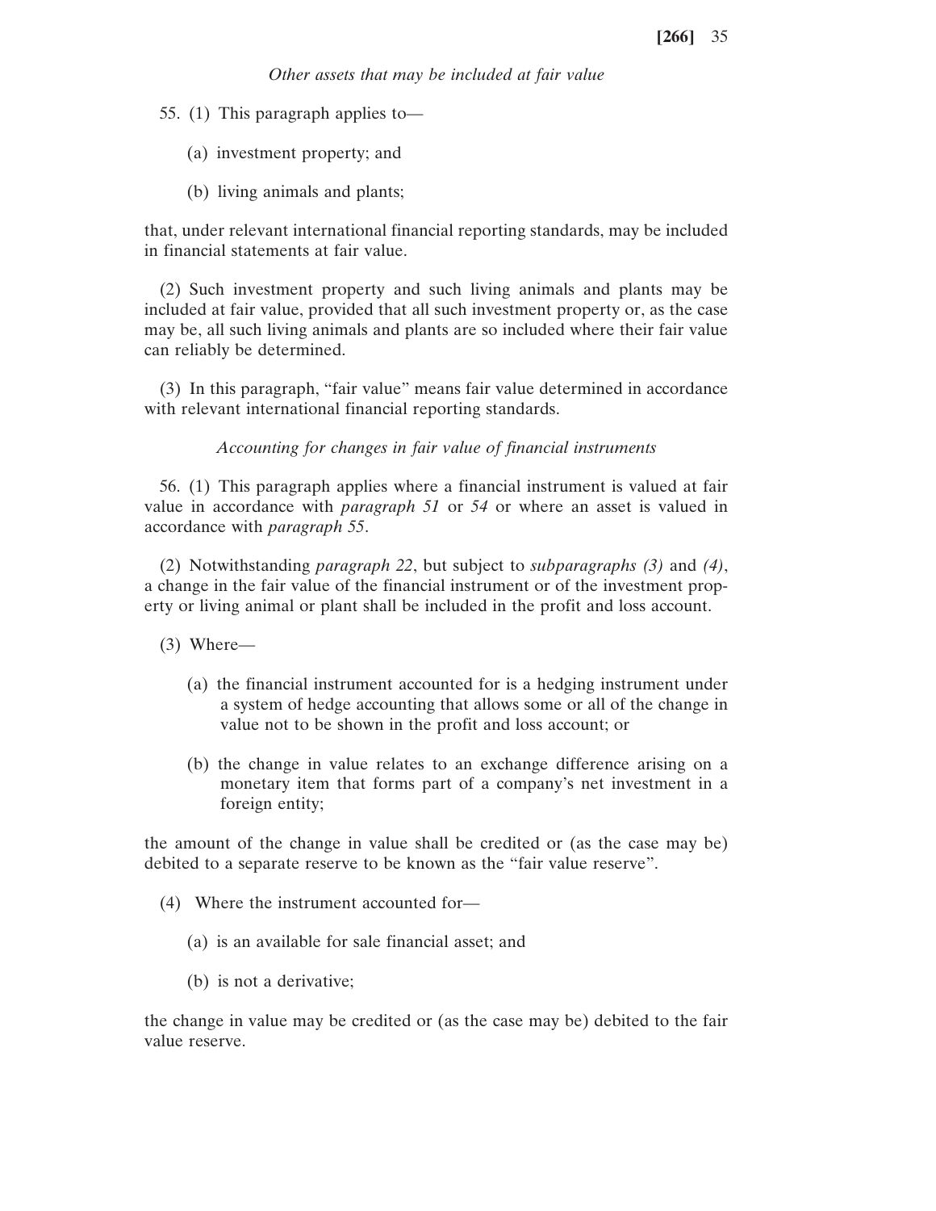*Other assets that may be included at fair value*

55. (1) This paragraph applies to—

(a) investment property; and

(b) living animals and plants;

that, under relevant international financial reporting standards, may be included in financial statements at fair value.

(2) Such investment property and such living animals and plants may be included at fair value, provided that all such investment property or, as the case may be, all such living animals and plants are so included where their fair value can reliably be determined.

(3) In this paragraph, "fair value" means fair value determined in accordance with relevant international financial reporting standards.

*Accounting for changes in fair value of financial instruments*

56. (1) This paragraph applies where a financial instrument is valued at fair value in accordance with *paragraph 51* or *54* or where an asset is valued in accordance with *paragraph 55*.

(2) Notwithstanding *paragraph 22*, but subject to *subparagraphs (3)* and *(4)*, a change in the fair value of the financial instrument or of the investment property or living animal or plant shall be included in the profit and loss account.

(3) Where—

(a) the financial instrument accounted for is a hedging instrument under a system of hedge accounting that allows some or all of the change in value not to be shown in the profit and loss account; or

(b) the change in value relates to an exchange difference arising on a monetary item that forms part of a company's net investment in a foreign entity;

the amount of the change in value shall be credited or (as the case may be) debited to a separate reserve to be known as the "fair value reserve".

(4) Where the instrument accounted for—

(a) is an available for sale financial asset; and

(b) is not a derivative;

the change in value may be credited or (as the case may be) debited to the fair value reserve.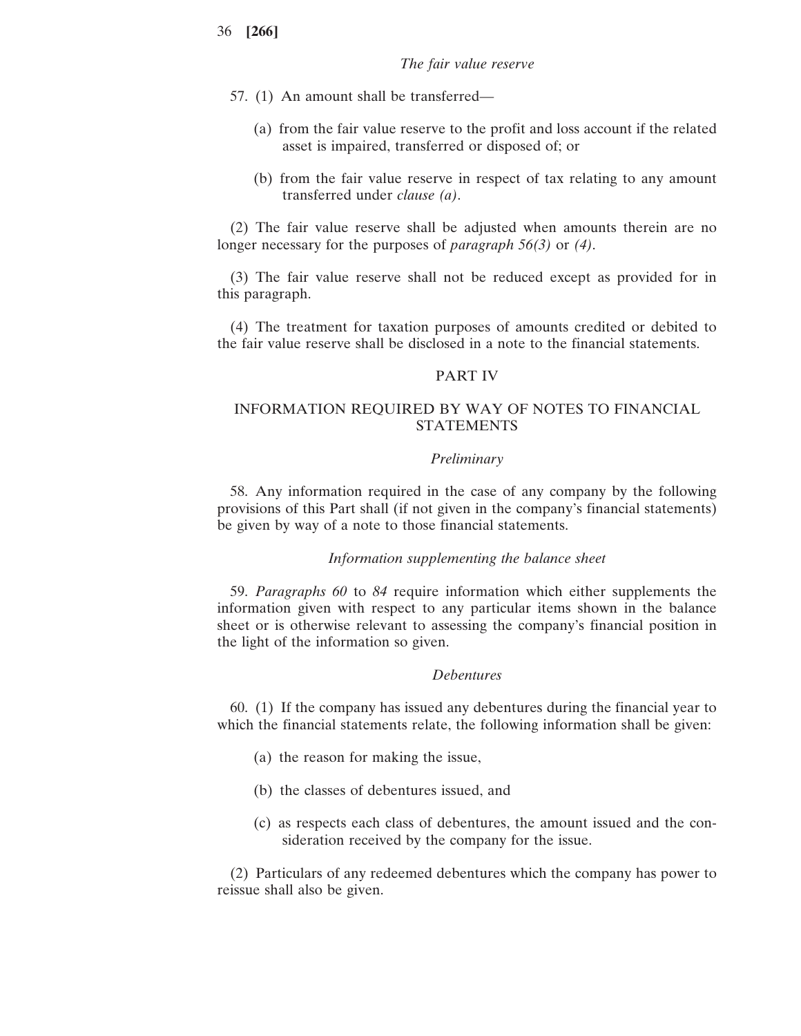*The fair value reserve*

57. (1) An amount shall be transferred—

(a) from the fair value reserve to the profit and loss account if the related asset is impaired, transferred or disposed of; or

(b) from the fair value reserve in respect of tax relating to any amount transferred under *clause (a)*.

(2) The fair value reserve shall be adjusted when amounts therein are no longer necessary for the purposes of *paragraph 56(3)* or *(4)*.

(3) The fair value reserve shall not be reduced except as provided for in this paragraph.

(4) The treatment for taxation purposes of amounts credited or debited to the fair value reserve shall be disclosed in a note to the financial statements.

## PART IV

## INFORMATION REQUIRED BY WAY OF NOTES TO FINANCIAL STATEMENTS

*Preliminary*

58. Any information required in the case of any company by the following provisions of this Part shall (if not given in the company's financial statements) be given by way of a note to those financial statements.

*Information supplementing the balance sheet*

59. *Paragraphs 60* to *84* require information which either supplements the information given with respect to any particular items shown in the balance sheet or is otherwise relevant to assessing the company's financial position in the light of the information so given.

*Debentures*

60. (1) If the company has issued any debentures during the financial year to which the financial statements relate, the following information shall be given:

(a) the reason for making the issue,

(b) the classes of debentures issued, and

(c) as respects each class of debentures, the amount issued and the consideration received by the company for the issue.

(2) Particulars of any redeemed debentures which the company has power to reissue shall also be given.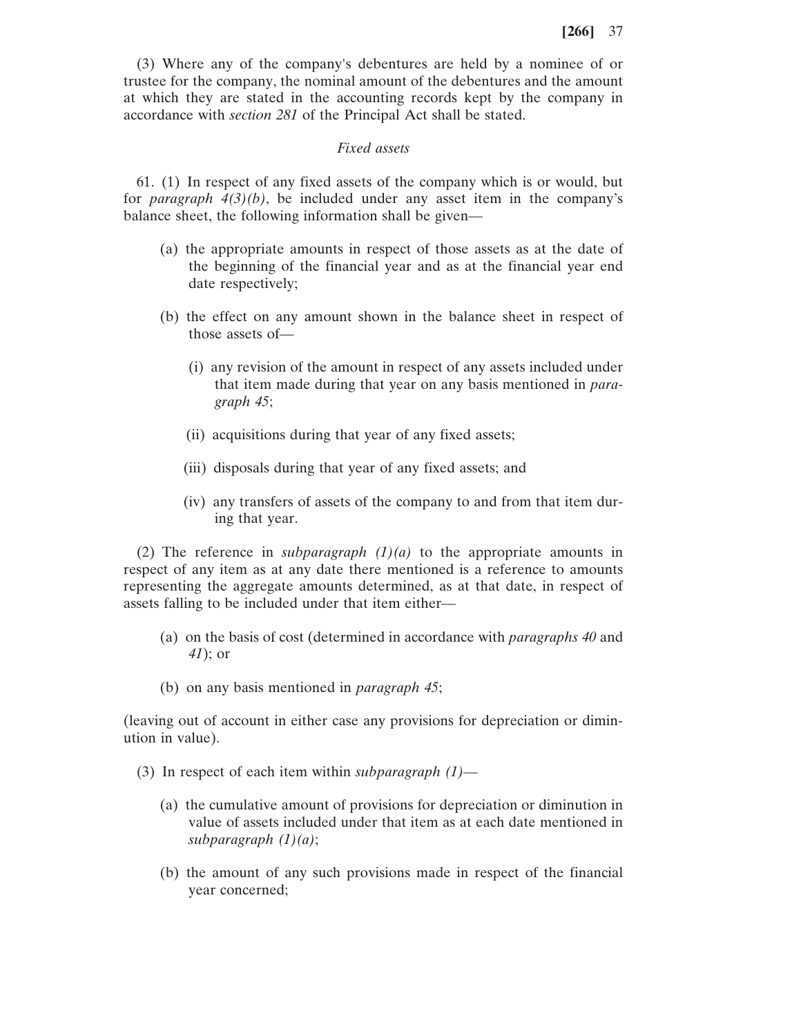(3) Where any of the company's debentures are held by a nominee of or trustee for the company, the nominal amount of the debentures and the amount at which they are stated in the accounting records kept by the company in accordance with *section 281* of the Principal Act shall be stated.

*Fixed assets*

61. (1) In respect of any fixed assets of the company which is or would, but for *paragraph 4(3)(b)*, be included under any asset item in the company's balance sheet, the following information shall be given—

(a) the appropriate amounts in respect of those assets as at the date of the beginning of the financial year and as at the financial year end date respectively;

(b) the effect on any amount shown in the balance sheet in respect of those assets of—

(i) any revision of the amount in respect of any assets included under that item made during that year on any basis mentioned in *paragraph 45*;

(ii) acquisitions during that year of any fixed assets;

(iii) disposals during that year of any fixed assets; and

(iv) any transfers of assets of the company to and from that item during that year.

(2) The reference in *subparagraph (1)(a)* to the appropriate amounts in respect of any item as at any date there mentioned is a reference to amounts representing the aggregate amounts determined, as at that date, in respect of assets falling to be included under that item either—

(a) on the basis of cost (determined in accordance with *paragraphs 40* and *41*); or

(b) on any basis mentioned in *paragraph 45*;

(leaving out of account in either case any provisions for depreciation or diminution in value).

(3) In respect of each item within *subparagraph (1)*—

(a) the cumulative amount of provisions for depreciation or diminution in value of assets included under that item as at each date mentioned in *subparagraph (1)(a)*;

(b) the amount of any such provisions made in respect of the financial year concerned;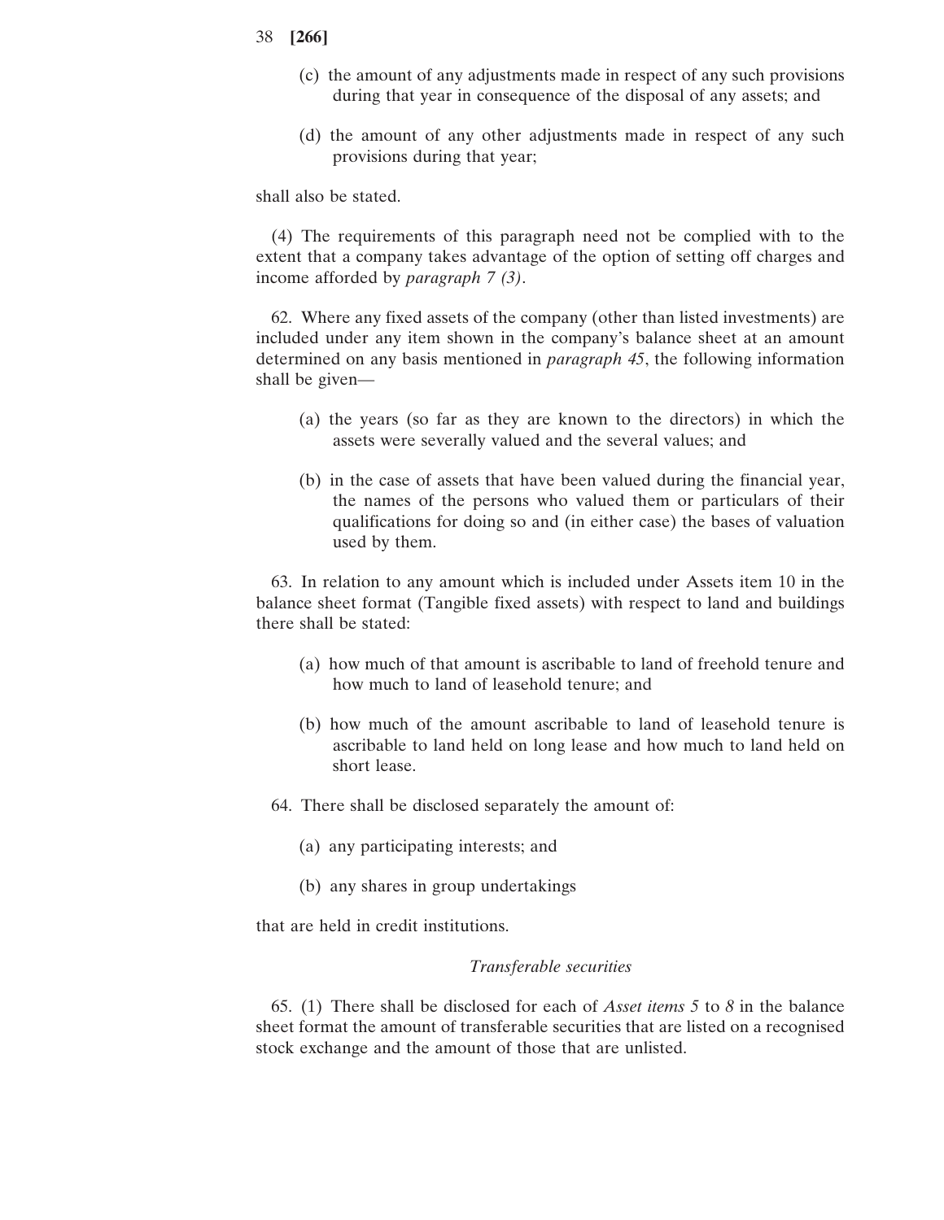(c) the amount of any adjustments made in respect of any such provisions during that year in consequence of the disposal of any assets; and

(d) the amount of any other adjustments made in respect of any such provisions during that year;

shall also be stated.

(4) The requirements of this paragraph need not be complied with to the extent that a company takes advantage of the option of setting off charges and income afforded by *paragraph 7 (3)*.

62. Where any fixed assets of the company (other than listed investments) are included under any item shown in the company's balance sheet at an amount determined on any basis mentioned in *paragraph 45*, the following information shall be given—

(a) the years (so far as they are known to the directors) in which the assets were severally valued and the several values; and

(b) in the case of assets that have been valued during the financial year, the names of the persons who valued them or particulars of their qualifications for doing so and (in either case) the bases of valuation used by them.

63. In relation to any amount which is included under Assets item 10 in the balance sheet format (Tangible fixed assets) with respect to land and buildings there shall be stated:

(a) how much of that amount is ascribable to land of freehold tenure and how much to land of leasehold tenure; and

(b) how much of the amount ascribable to land of leasehold tenure is ascribable to land held on long lease and how much to land held on short lease.

64. There shall be disclosed separately the amount of:

(a) any participating interests; and

(b) any shares in group undertakings

that are held in credit institutions.

*Transferable securities*

65. (1) There shall be disclosed for each of *Asset items 5* to *8* in the balance sheet format the amount of transferable securities that are listed on a recognised stock exchange and the amount of those that are unlisted.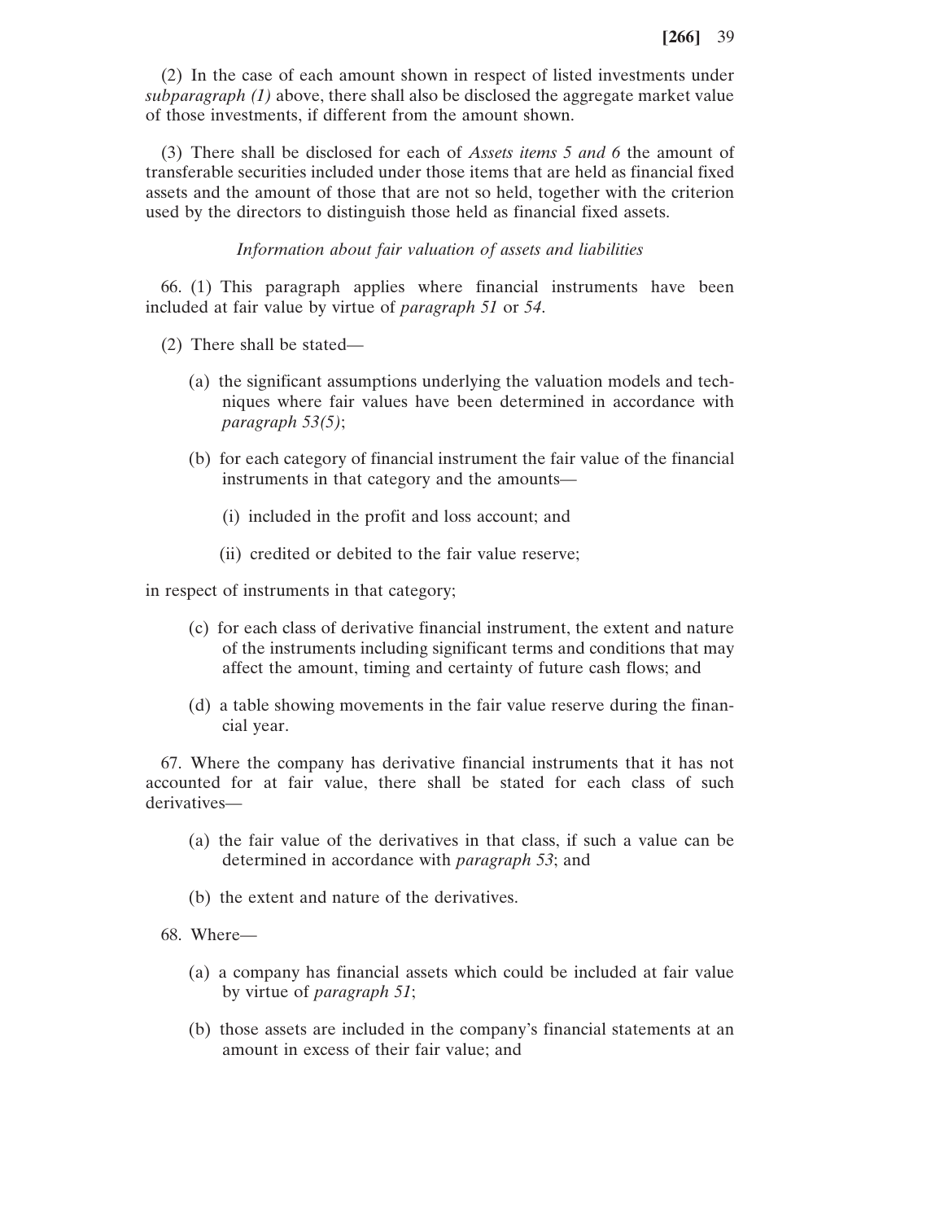(2) In the case of each amount shown in respect of listed investments under *subparagraph (1)* above, there shall also be disclosed the aggregate market value of those investments, if different from the amount shown.

(3) There shall be disclosed for each of *Assets items 5 and 6* the amount of transferable securities included under those items that are held as financial fixed assets and the amount of those that are not so held, together with the criterion used by the directors to distinguish those held as financial fixed assets.

*Information about fair valuation of assets and liabilities*

66. (1) This paragraph applies where financial instruments have been included at fair value by virtue of *paragraph 51* or *54*.

(2) There shall be stated—

(a) the significant assumptions underlying the valuation models and techniques where fair values have been determined in accordance with *paragraph 53(5)*;

(b) for each category of financial instrument the fair value of the financial instruments in that category and the amounts—

(i) included in the profit and loss account; and

(ii) credited or debited to the fair value reserve;

in respect of instruments in that category;

(c) for each class of derivative financial instrument, the extent and nature of the instruments including significant terms and conditions that may affect the amount, timing and certainty of future cash flows; and

(d) a table showing movements in the fair value reserve during the financial year.

67. Where the company has derivative financial instruments that it has not accounted for at fair value, there shall be stated for each class of such derivatives—

(a) the fair value of the derivatives in that class, if such a value can be determined in accordance with *paragraph 53*; and

(b) the extent and nature of the derivatives.

68. Where—

(a) a company has financial assets which could be included at fair value by virtue of *paragraph 51*;

(b) those assets are included in the company's financial statements at an amount in excess of their fair value; and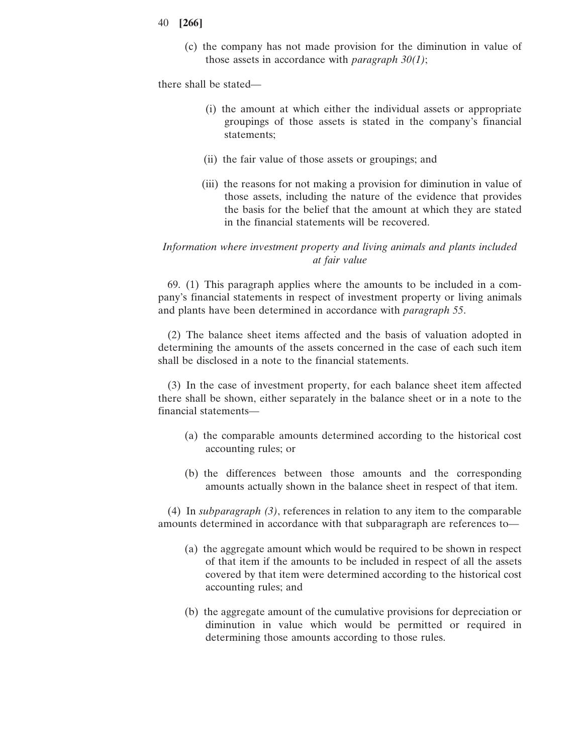(c) the company has not made provision for the diminution in value of those assets in accordance with *paragraph 30(1)*;

there shall be stated—

(i) the amount at which either the individual assets or appropriate groupings of those assets is stated in the company's financial statements;

(ii) the fair value of those assets or groupings; and

(iii) the reasons for not making a provision for diminution in value of those assets, including the nature of the evidence that provides the basis for the belief that the amount at which they are stated in the financial statements will be recovered.

*Information where investment property and living animals and plants included at fair value*

69. (1) This paragraph applies where the amounts to be included in a company's financial statements in respect of investment property or living animals and plants have been determined in accordance with *paragraph 55*.

(2) The balance sheet items affected and the basis of valuation adopted in determining the amounts of the assets concerned in the case of each such item shall be disclosed in a note to the financial statements.

(3) In the case of investment property, for each balance sheet item affected there shall be shown, either separately in the balance sheet or in a note to the financial statements—

(a) the comparable amounts determined according to the historical cost accounting rules; or

(b) the differences between those amounts and the corresponding amounts actually shown in the balance sheet in respect of that item.

(4) In *subparagraph (3)*, references in relation to any item to the comparable amounts determined in accordance with that subparagraph are references to—

(a) the aggregate amount which would be required to be shown in respect of that item if the amounts to be included in respect of all the assets covered by that item were determined according to the historical cost accounting rules; and

(b) the aggregate amount of the cumulative provisions for depreciation or diminution in value which would be permitted or required in determining those amounts according to those rules.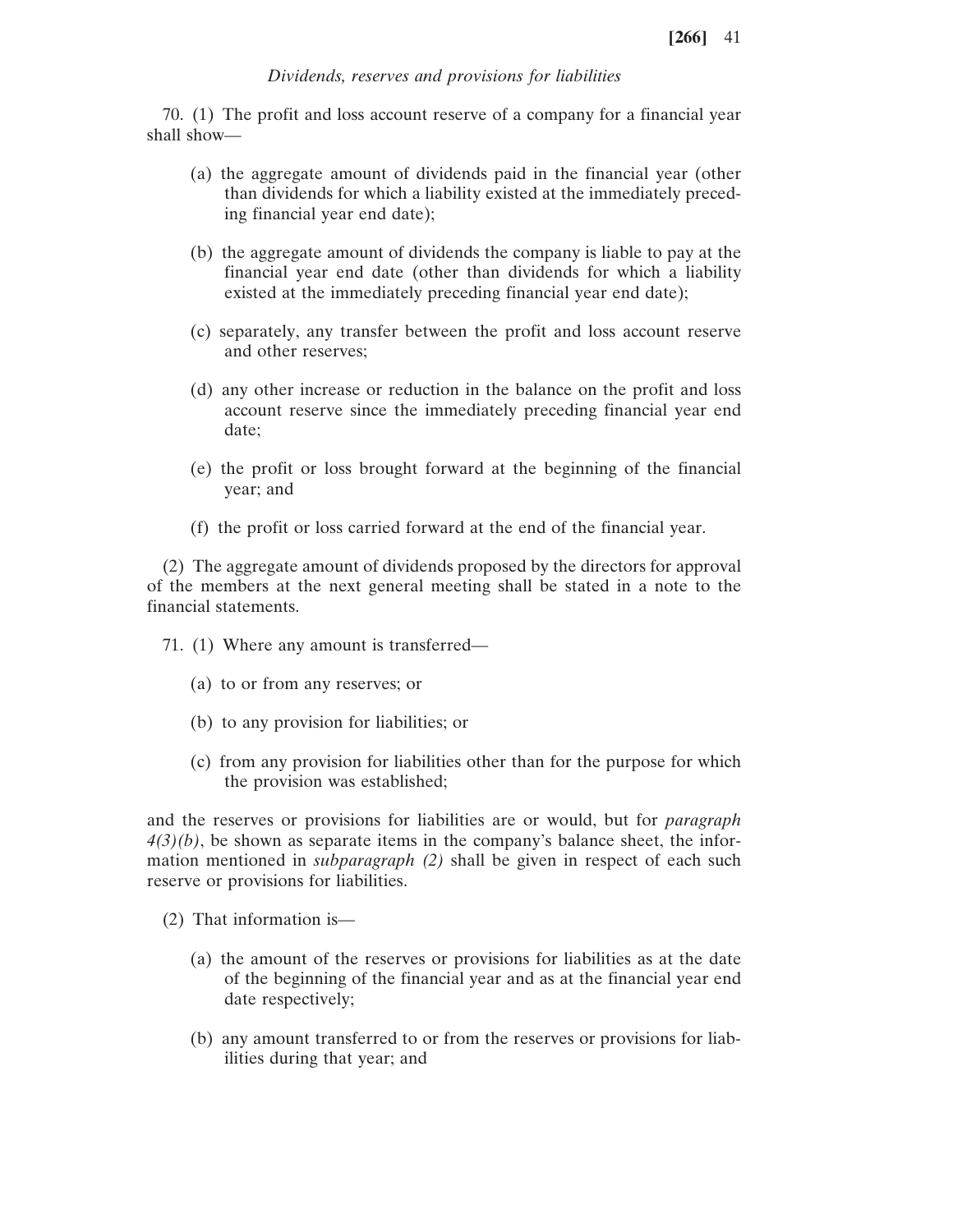*Dividends, reserves and provisions for liabilities*

70. (1) The profit and loss account reserve of a company for a financial year shall show—

(a) the aggregate amount of dividends paid in the financial year (other than dividends for which a liability existed at the immediately preceding financial year end date);

(b) the aggregate amount of dividends the company is liable to pay at the financial year end date (other than dividends for which a liability existed at the immediately preceding financial year end date);

(c) separately, any transfer between the profit and loss account reserve and other reserves;

(d) any other increase or reduction in the balance on the profit and loss account reserve since the immediately preceding financial year end date;

(e) the profit or loss brought forward at the beginning of the financial year; and

(f) the profit or loss carried forward at the end of the financial year.

(2) The aggregate amount of dividends proposed by the directors for approval of the members at the next general meeting shall be stated in a note to the financial statements.

71. (1) Where any amount is transferred—

(a) to or from any reserves; or

(b) to any provision for liabilities; or

(c) from any provision for liabilities other than for the purpose for which the provision was established;

and the reserves or provisions for liabilities are or would, but for *paragraph 4(3)(b)*, be shown as separate items in the company's balance sheet, the information mentioned in *subparagraph (2)* shall be given in respect of each such reserve or provisions for liabilities.

(2) That information is—

(a) the amount of the reserves or provisions for liabilities as at the date of the beginning of the financial year and as at the financial year end date respectively;

(b) any amount transferred to or from the reserves or provisions for liabilities during that year; and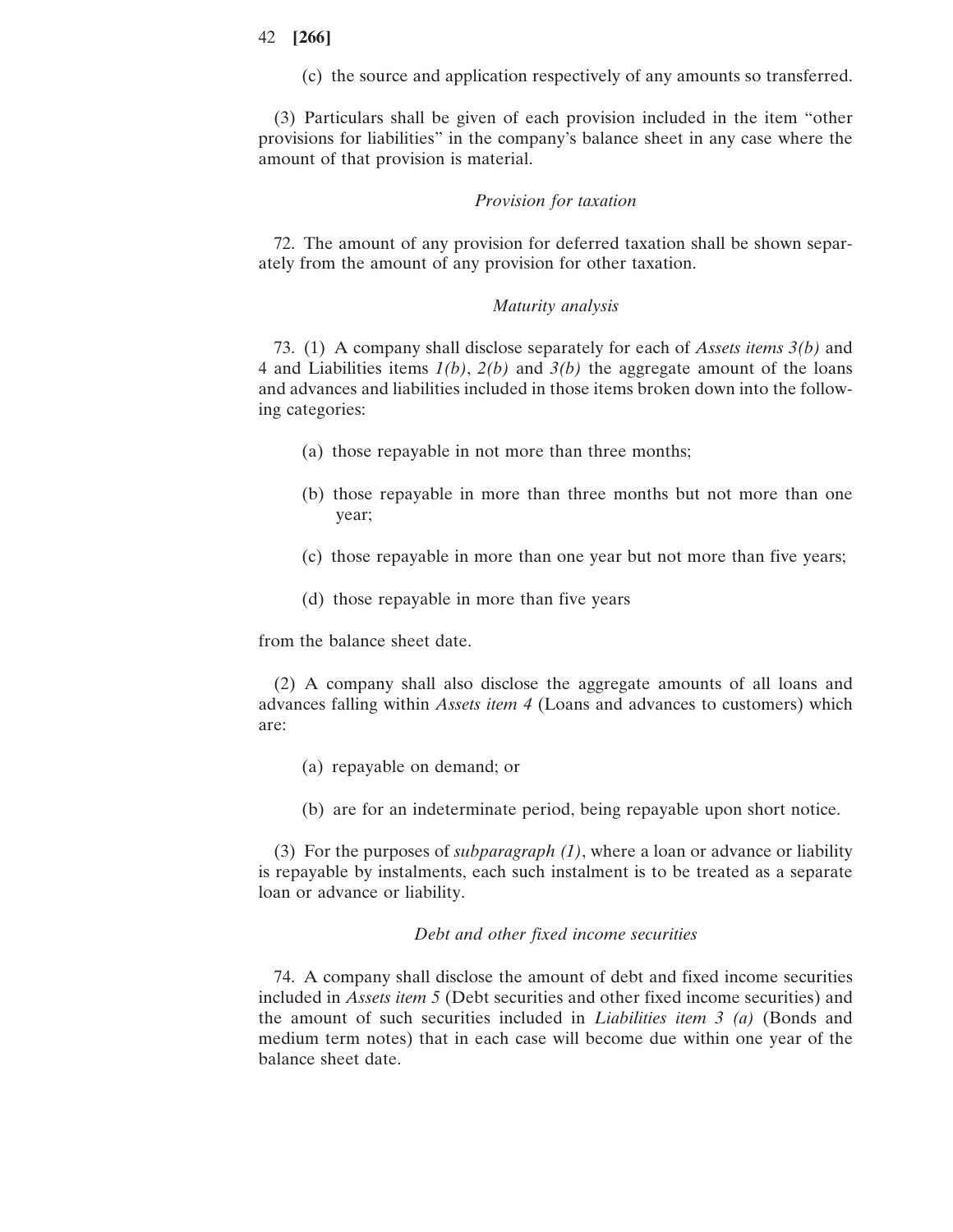(c) the source and application respectively of any amounts so transferred.

(3) Particulars shall be given of each provision included in the item "other provisions for liabilities" in the company's balance sheet in any case where the amount of that provision is material.

*Provision for taxation*

72. The amount of any provision for deferred taxation shall be shown separately from the amount of any provision for other taxation.

*Maturity analysis*

73. (1) A company shall disclose separately for each of *Assets items 3(b)* and 4 and Liabilities items *1(b)*, *2(b)* and *3(b)* the aggregate amount of the loans and advances and liabilities included in those items broken down into the following categories:

(a) those repayable in not more than three months;

(b) those repayable in more than three months but not more than one year;

(c) those repayable in more than one year but not more than five years;

(d) those repayable in more than five years

from the balance sheet date.

(2) A company shall also disclose the aggregate amounts of all loans and advances falling within *Assets item 4* (Loans and advances to customers) which are:

(a) repayable on demand; or

(b) are for an indeterminate period, being repayable upon short notice.

(3) For the purposes of *subparagraph (1)*, where a loan or advance or liability is repayable by instalments, each such instalment is to be treated as a separate loan or advance or liability.

*Debt and other fixed income securities*

74. A company shall disclose the amount of debt and fixed income securities included in *Assets item 5* (Debt securities and other fixed income securities) and the amount of such securities included in *Liabilities item 3 (a)* (Bonds and medium term notes) that in each case will become due within one year of the balance sheet date.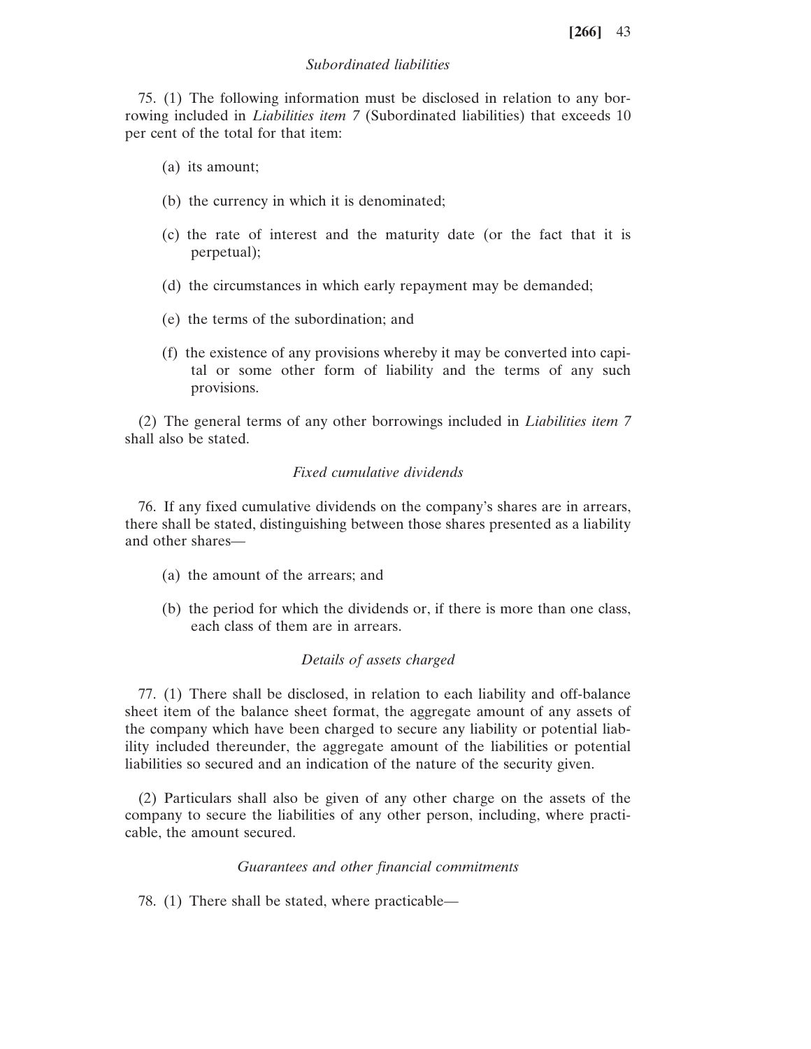*Subordinated liabilities*

75. (1) The following information must be disclosed in relation to any borrowing included in *Liabilities item 7* (Subordinated liabilities) that exceeds 10 per cent of the total for that item:

(a) its amount;

(b) the currency in which it is denominated;

(c) the rate of interest and the maturity date (or the fact that it is perpetual);

(d) the circumstances in which early repayment may be demanded;

(e) the terms of the subordination; and

(f) the existence of any provisions whereby it may be converted into capital or some other form of liability and the terms of any such provisions.

(2) The general terms of any other borrowings included in *Liabilities item 7* shall also be stated.

*Fixed cumulative dividends*

76. If any fixed cumulative dividends on the company's shares are in arrears, there shall be stated, distinguishing between those shares presented as a liability and other shares—

(a) the amount of the arrears; and

(b) the period for which the dividends or, if there is more than one class, each class of them are in arrears.

*Details of assets charged*

77. (1) There shall be disclosed, in relation to each liability and off-balance sheet item of the balance sheet format, the aggregate amount of any assets of the company which have been charged to secure any liability or potential liability included thereunder, the aggregate amount of the liabilities or potential liabilities so secured and an indication of the nature of the security given.

(2) Particulars shall also be given of any other charge on the assets of the company to secure the liabilities of any other person, including, where practicable, the amount secured.

*Guarantees and other financial commitments*

78. (1) There shall be stated, where practicable—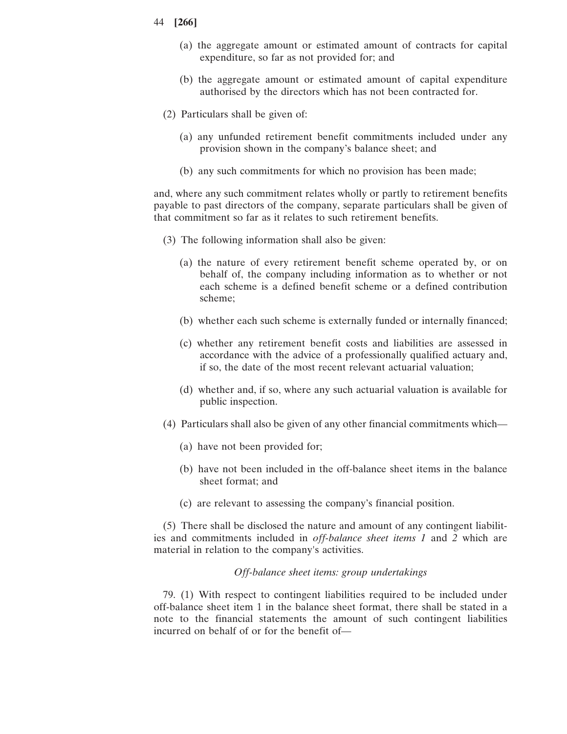(a) the aggregate amount or estimated amount of contracts for capital expenditure, so far as not provided for; and

(b) the aggregate amount or estimated amount of capital expenditure authorised by the directors which has not been contracted for.

(2) Particulars shall be given of:

(a) any unfunded retirement benefit commitments included under any provision shown in the company's balance sheet; and

(b) any such commitments for which no provision has been made;

and, where any such commitment relates wholly or partly to retirement benefits payable to past directors of the company, separate particulars shall be given of that commitment so far as it relates to such retirement benefits.

(3) The following information shall also be given:

(a) the nature of every retirement benefit scheme operated by, or on behalf of, the company including information as to whether or not each scheme is a defined benefit scheme or a defined contribution scheme;

(b) whether each such scheme is externally funded or internally financed;

(c) whether any retirement benefit costs and liabilities are assessed in accordance with the advice of a professionally qualified actuary and, if so, the date of the most recent relevant actuarial valuation;

(d) whether and, if so, where any such actuarial valuation is available for public inspection.

(4) Particulars shall also be given of any other financial commitments which—

(a) have not been provided for;

(b) have not been included in the off-balance sheet items in the balance sheet format; and

(c) are relevant to assessing the company's financial position.

(5) There shall be disclosed the nature and amount of any contingent liabilities and commitments included in *off-balance sheet items 1* and *2* which are material in relation to the company's activities.

*Off-balance sheet items: group undertakings*

79. (1) With respect to contingent liabilities required to be included under off-balance sheet item 1 in the balance sheet format, there shall be stated in a note to the financial statements the amount of such contingent liabilities incurred on behalf of or for the benefit of—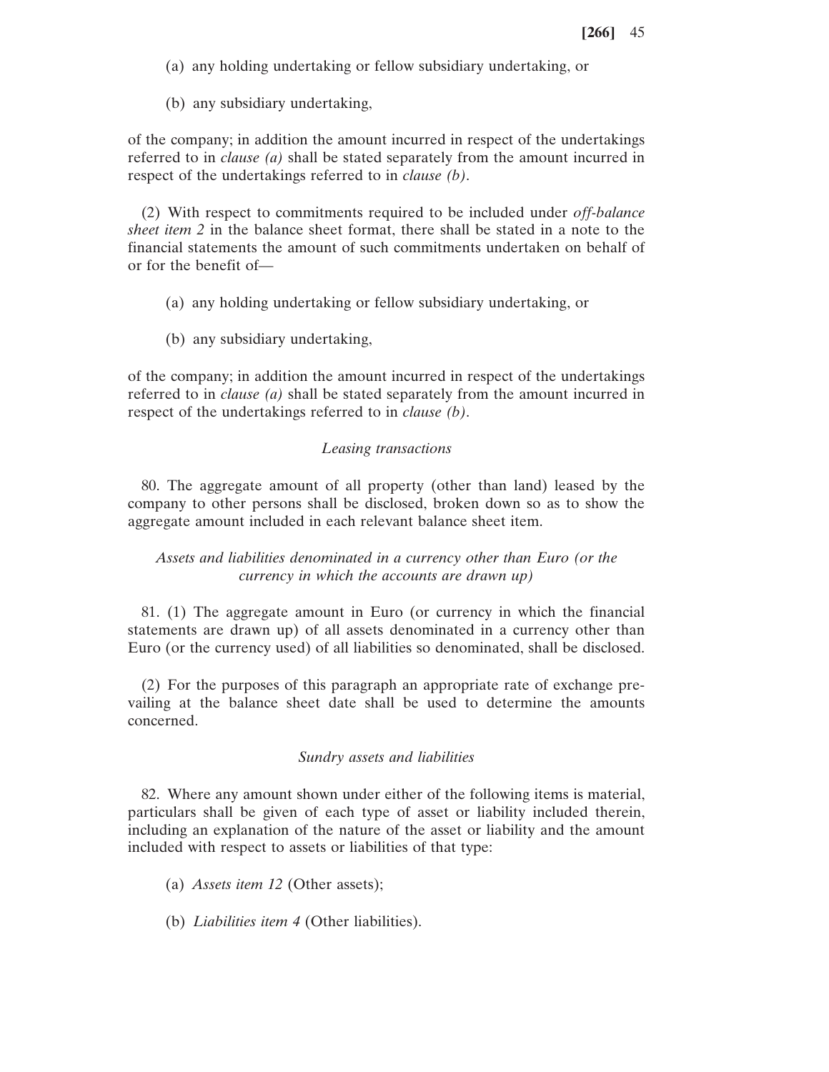(a) any holding undertaking or fellow subsidiary undertaking, or

(b) any subsidiary undertaking,

of the company; in addition the amount incurred in respect of the undertakings referred to in *clause (a)* shall be stated separately from the amount incurred in respect of the undertakings referred to in *clause (b)*.

(2) With respect to commitments required to be included under *off-balance sheet item 2* in the balance sheet format, there shall be stated in a note to the financial statements the amount of such commitments undertaken on behalf of or for the benefit of—

(a) any holding undertaking or fellow subsidiary undertaking, or

(b) any subsidiary undertaking,

of the company; in addition the amount incurred in respect of the undertakings referred to in *clause (a)* shall be stated separately from the amount incurred in respect of the undertakings referred to in *clause (b)*.

*Leasing transactions*

80. The aggregate amount of all property (other than land) leased by the company to other persons shall be disclosed, broken down so as to show the aggregate amount included in each relevant balance sheet item.

*Assets and liabilities denominated in a currency other than Euro (or the currency in which the accounts are drawn up)*

81. (1) The aggregate amount in Euro (or currency in which the financial statements are drawn up) of all assets denominated in a currency other than Euro (or the currency used) of all liabilities so denominated, shall be disclosed.

(2) For the purposes of this paragraph an appropriate rate of exchange prevailing at the balance sheet date shall be used to determine the amounts concerned.

*Sundry assets and liabilities*

82. Where any amount shown under either of the following items is material, particulars shall be given of each type of asset or liability included therein, including an explanation of the nature of the asset or liability and the amount included with respect to assets or liabilities of that type:

(a) *Assets item 12* (Other assets);

(b) *Liabilities item 4* (Other liabilities).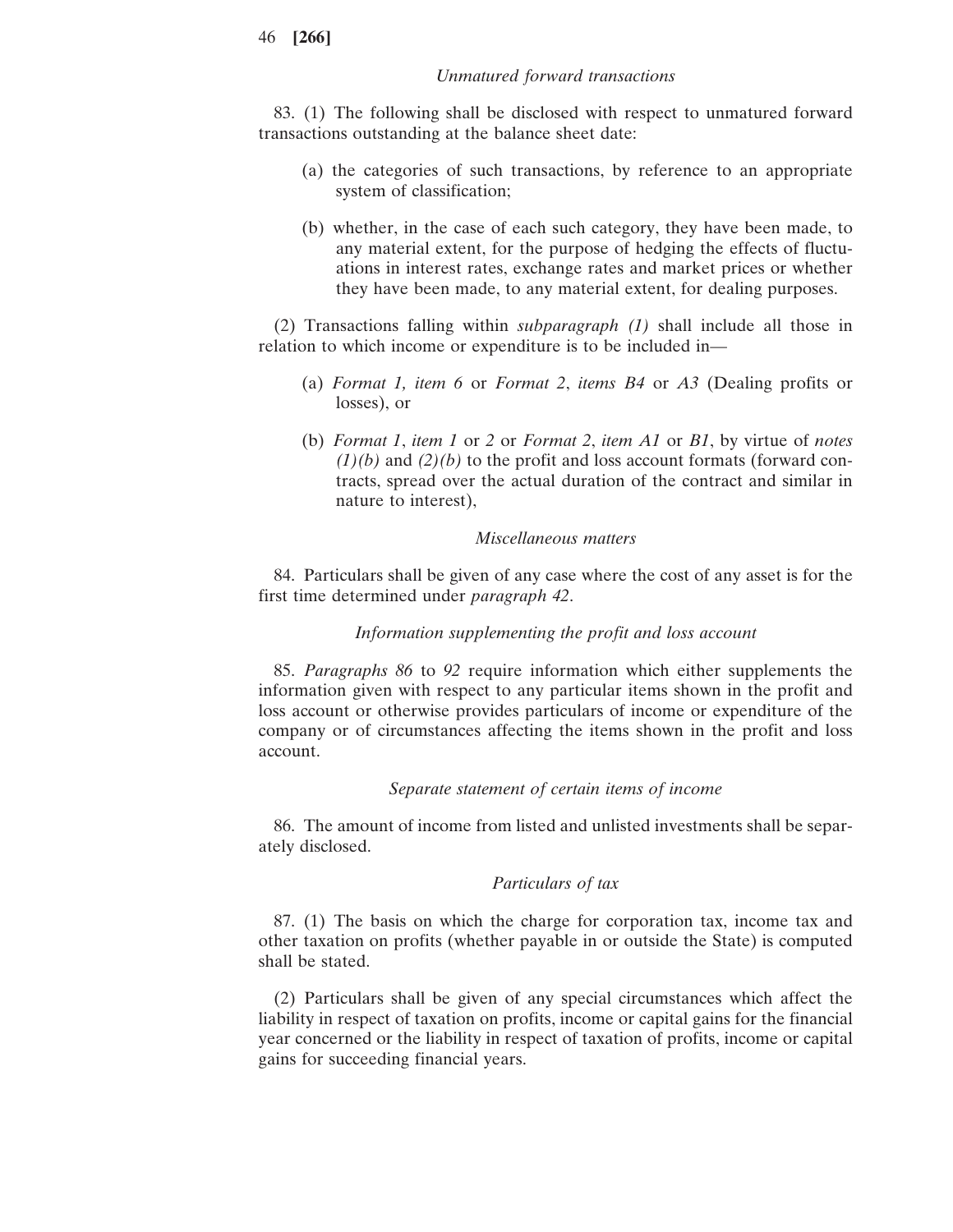*Unmatured forward transactions*

83. (1) The following shall be disclosed with respect to unmatured forward transactions outstanding at the balance sheet date:

(a) the categories of such transactions, by reference to an appropriate system of classification;

(b) whether, in the case of each such category, they have been made, to any material extent, for the purpose of hedging the effects of fluctuations in interest rates, exchange rates and market prices or whether they have been made, to any material extent, for dealing purposes.

(2) Transactions falling within *subparagraph (1)* shall include all those in relation to which income or expenditure is to be included in—

(a) *Format 1, item 6* or *Format 2*, *items B4* or *A3* (Dealing profits or losses), or

(b) *Format 1*, *item 1* or *2* or *Format 2*, *item A1* or *B1*, by virtue of *notes (1)(b)* and *(2)(b)* to the profit and loss account formats (forward contracts, spread over the actual duration of the contract and similar in nature to interest),

*Miscellaneous matters*

84. Particulars shall be given of any case where the cost of any asset is for the first time determined under *paragraph 42*.

*Information supplementing the profit and loss account*

85. *Paragraphs 86* to *92* require information which either supplements the information given with respect to any particular items shown in the profit and loss account or otherwise provides particulars of income or expenditure of the company or of circumstances affecting the items shown in the profit and loss account.

*Separate statement of certain items of income*

86. The amount of income from listed and unlisted investments shall be separately disclosed.

*Particulars of tax*

87. (1) The basis on which the charge for corporation tax, income tax and other taxation on profits (whether payable in or outside the State) is computed shall be stated.

(2) Particulars shall be given of any special circumstances which affect the liability in respect of taxation on profits, income or capital gains for the financial year concerned or the liability in respect of taxation of profits, income or capital gains for succeeding financial years.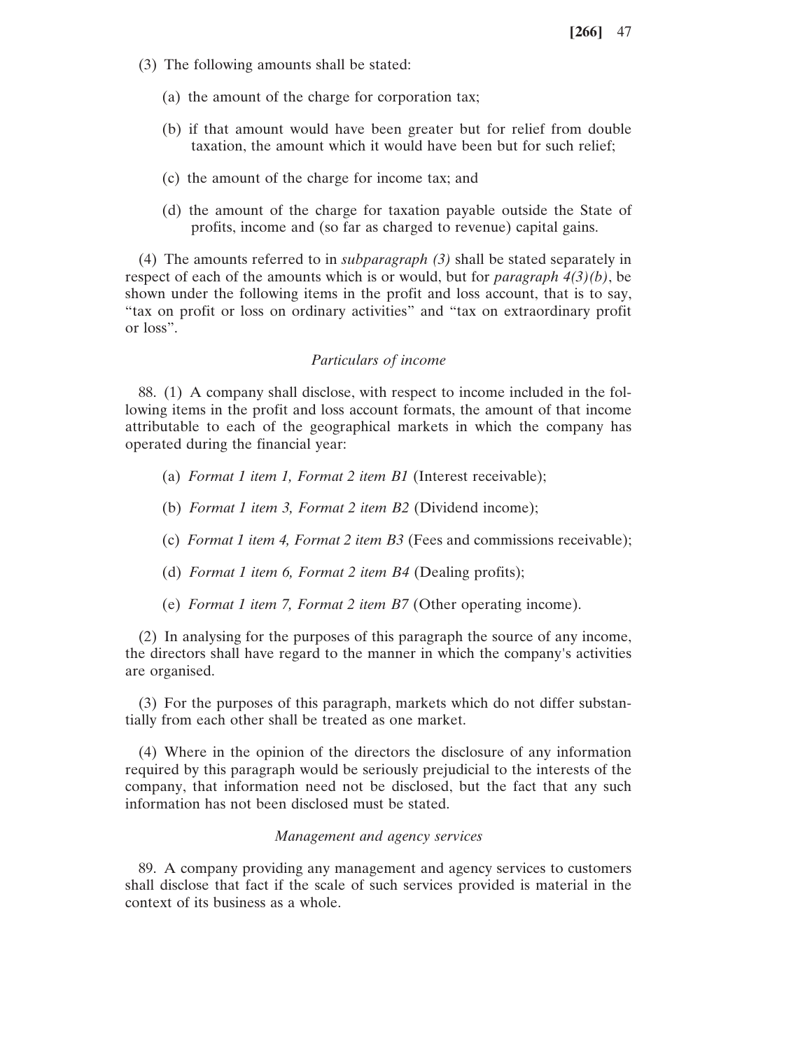(3) The following amounts shall be stated:

(a) the amount of the charge for corporation tax;

(b) if that amount would have been greater but for relief from double taxation, the amount which it would have been but for such relief;

(c) the amount of the charge for income tax; and

(d) the amount of the charge for taxation payable outside the State of profits, income and (so far as charged to revenue) capital gains.

(4) The amounts referred to in *subparagraph (3)* shall be stated separately in respect of each of the amounts which is or would, but for *paragraph 4(3)(b)*, be shown under the following items in the profit and loss account, that is to say, "tax on profit or loss on ordinary activities" and "tax on extraordinary profit or loss".

*Particulars of income*

88. (1) A company shall disclose, with respect to income included in the following items in the profit and loss account formats, the amount of that income attributable to each of the geographical markets in which the company has operated during the financial year:

(a) *Format 1 item 1, Format 2 item B1* (Interest receivable);

(b) *Format 1 item 3, Format 2 item B2* (Dividend income);

(c) *Format 1 item 4, Format 2 item B3* (Fees and commissions receivable);

(d) *Format 1 item 6, Format 2 item B4* (Dealing profits);

(e) *Format 1 item 7, Format 2 item B7* (Other operating income).

(2) In analysing for the purposes of this paragraph the source of any income, the directors shall have regard to the manner in which the company's activities are organised.

(3) For the purposes of this paragraph, markets which do not differ substantially from each other shall be treated as one market.

(4) Where in the opinion of the directors the disclosure of any information required by this paragraph would be seriously prejudicial to the interests of the company, that information need not be disclosed, but the fact that any such information has not been disclosed must be stated.

*Management and agency services*

89. A company providing any management and agency services to customers shall disclose that fact if the scale of such services provided is material in the context of its business as a whole.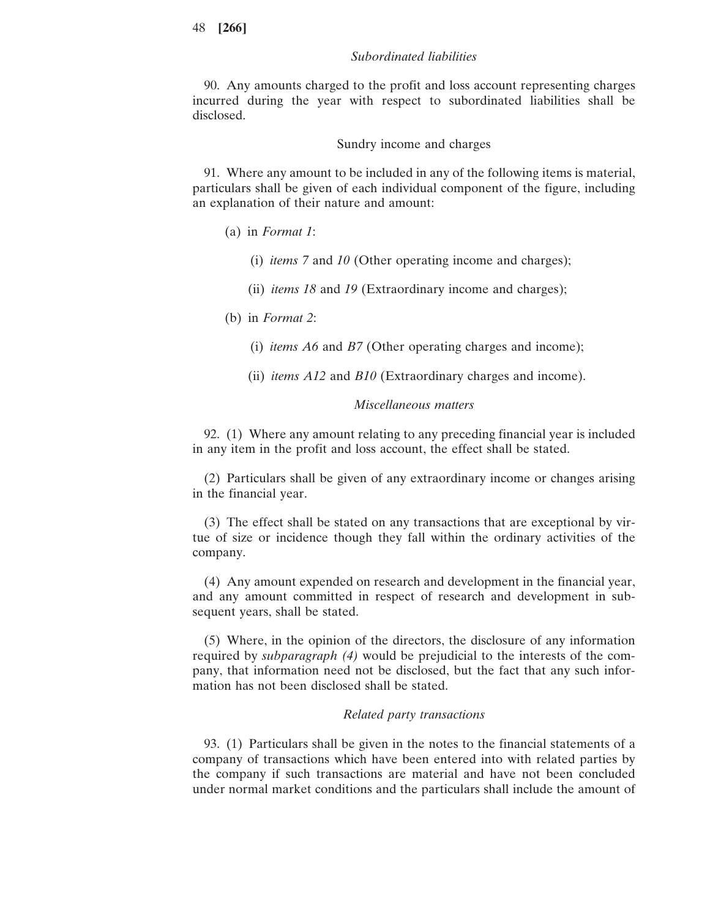*Subordinated liabilities*

90. Any amounts charged to the profit and loss account representing charges incurred during the year with respect to subordinated liabilities shall be disclosed.

Sundry income and charges

91. Where any amount to be included in any of the following items is material, particulars shall be given of each individual component of the figure, including an explanation of their nature and amount:

(a) in *Format 1*:

(i) *items 7* and *10* (Other operating income and charges);

(ii) *items 18* and *19* (Extraordinary income and charges);

(b) in *Format 2*:

(i) *items A6* and *B7* (Other operating charges and income);

(ii) *items A12* and *B10* (Extraordinary charges and income).

*Miscellaneous matters*

92. (1) Where any amount relating to any preceding financial year is included in any item in the profit and loss account, the effect shall be stated.

(2) Particulars shall be given of any extraordinary income or changes arising in the financial year.

(3) The effect shall be stated on any transactions that are exceptional by virtue of size or incidence though they fall within the ordinary activities of the company.

(4) Any amount expended on research and development in the financial year, and any amount committed in respect of research and development in subsequent years, shall be stated.

(5) Where, in the opinion of the directors, the disclosure of any information required by *subparagraph (4)* would be prejudicial to the interests of the company, that information need not be disclosed, but the fact that any such information has not been disclosed shall be stated.

*Related party transactions*

93. (1) Particulars shall be given in the notes to the financial statements of a company of transactions which have been entered into with related parties by the company if such transactions are material and have not been concluded under normal market conditions and the particulars shall include the amount of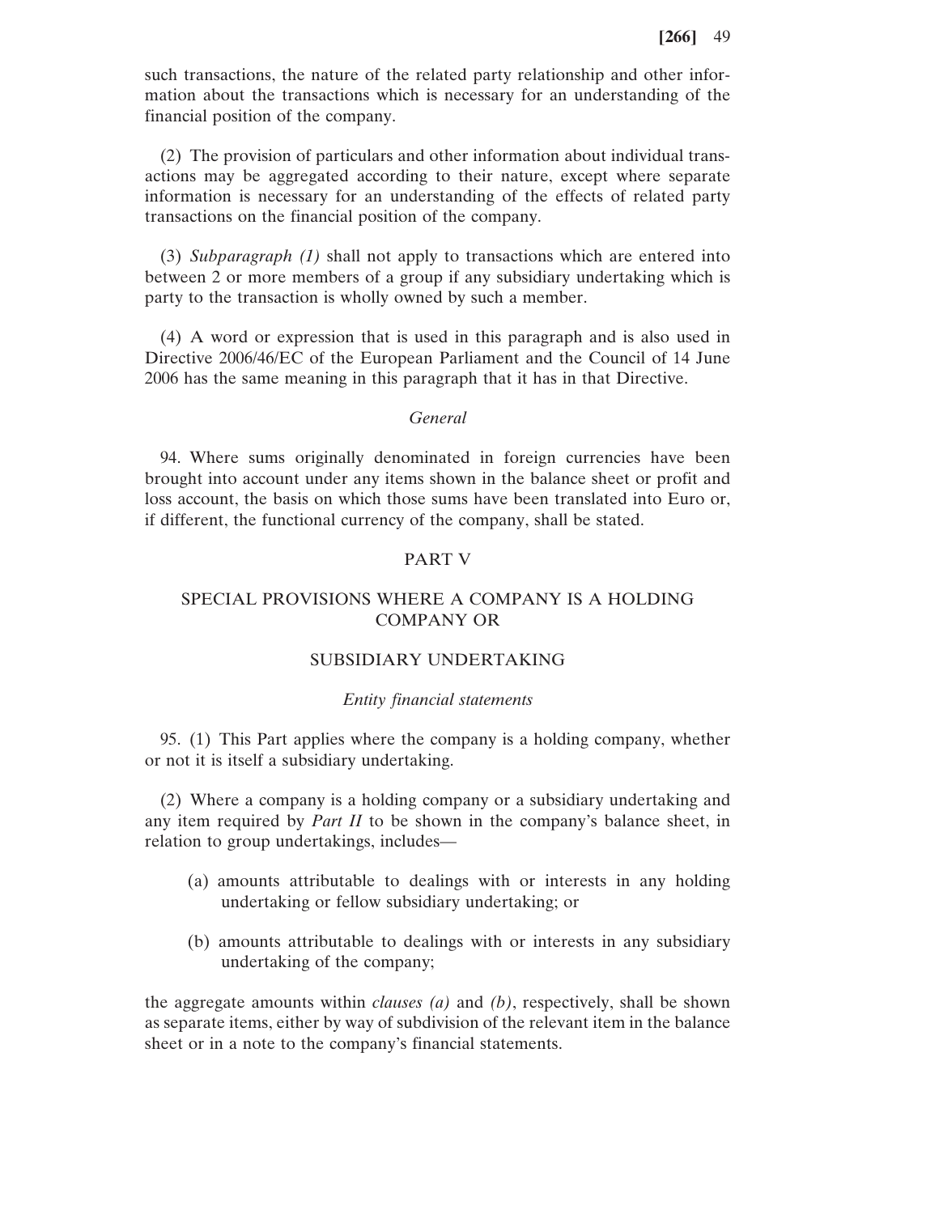such transactions, the nature of the related party relationship and other information about the transactions which is necessary for an understanding of the financial position of the company.

(2) The provision of particulars and other information about individual transactions may be aggregated according to their nature, except where separate information is necessary for an understanding of the effects of related party transactions on the financial position of the company.

(3) *Subparagraph (1)* shall not apply to transactions which are entered into between 2 or more members of a group if any subsidiary undertaking which is party to the transaction is wholly owned by such a member.

(4) A word or expression that is used in this paragraph and is also used in Directive 2006/46/EC of the European Parliament and the Council of 14 June 2006 has the same meaning in this paragraph that it has in that Directive.

*General*

94. Where sums originally denominated in foreign currencies have been brought into account under any items shown in the balance sheet or profit and loss account, the basis on which those sums have been translated into Euro or, if different, the functional currency of the company, shall be stated.

## PART V

## SPECIAL PROVISIONS WHERE A COMPANY IS A HOLDING COMPANY OR

## SUBSIDIARY UNDERTAKING

*Entity financial statements*

95. (1) This Part applies where the company is a holding company, whether or not it is itself a subsidiary undertaking.

(2) Where a company is a holding company or a subsidiary undertaking and any item required by *Part II* to be shown in the company's balance sheet, in relation to group undertakings, includes—

(a) amounts attributable to dealings with or interests in any holding undertaking or fellow subsidiary undertaking; or

(b) amounts attributable to dealings with or interests in any subsidiary undertaking of the company;

the aggregate amounts within *clauses (a)* and *(b)*, respectively, shall be shown as separate items, either by way of subdivision of the relevant item in the balance sheet or in a note to the company's financial statements.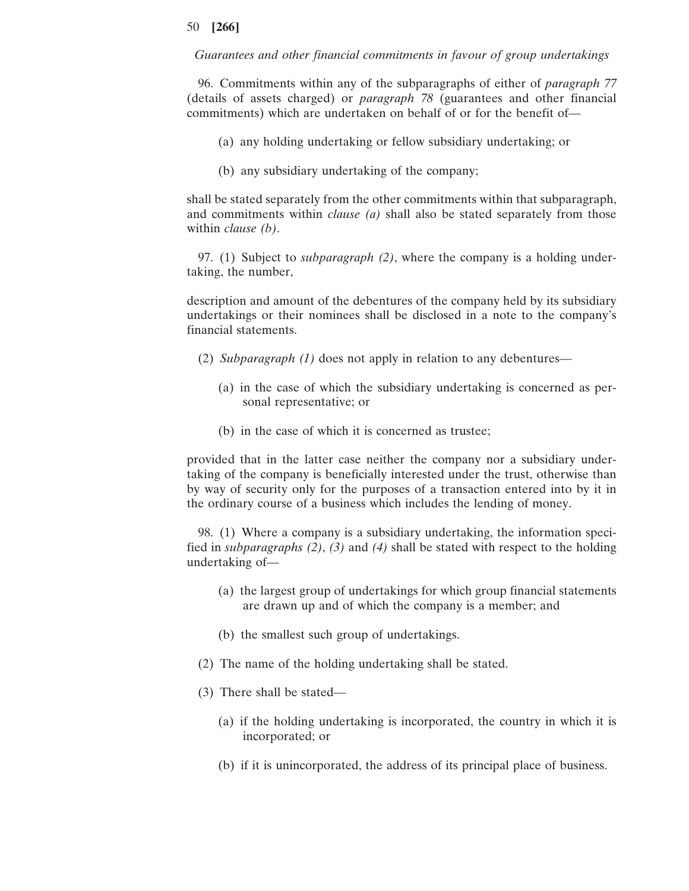*Guarantees and other financial commitments in favour of group undertakings*

96. Commitments within any of the subparagraphs of either of *paragraph 77* (details of assets charged) or *paragraph 78* (guarantees and other financial commitments) which are undertaken on behalf of or for the benefit of—

(a) any holding undertaking or fellow subsidiary undertaking; or

(b) any subsidiary undertaking of the company;

shall be stated separately from the other commitments within that subparagraph, and commitments within *clause (a)* shall also be stated separately from those within *clause (b)*.

97. (1) Subject to *subparagraph (2)*, where the company is a holding undertaking, the number,

description and amount of the debentures of the company held by its subsidiary undertakings or their nominees shall be disclosed in a note to the company's financial statements.

(2) *Subparagraph (1)* does not apply in relation to any debentures—

(a) in the case of which the subsidiary undertaking is concerned as personal representative; or

(b) in the case of which it is concerned as trustee;

provided that in the latter case neither the company nor a subsidiary undertaking of the company is beneficially interested under the trust, otherwise than by way of security only for the purposes of a transaction entered into by it in the ordinary course of a business which includes the lending of money.

98. (1) Where a company is a subsidiary undertaking, the information specified in *subparagraphs (2)*, *(3)* and *(4)* shall be stated with respect to the holding undertaking of—

(a) the largest group of undertakings for which group financial statements are drawn up and of which the company is a member; and

(b) the smallest such group of undertakings.

(2) The name of the holding undertaking shall be stated.

(3) There shall be stated—

(a) if the holding undertaking is incorporated, the country in which it is incorporated; or

(b) if it is unincorporated, the address of its principal place of business.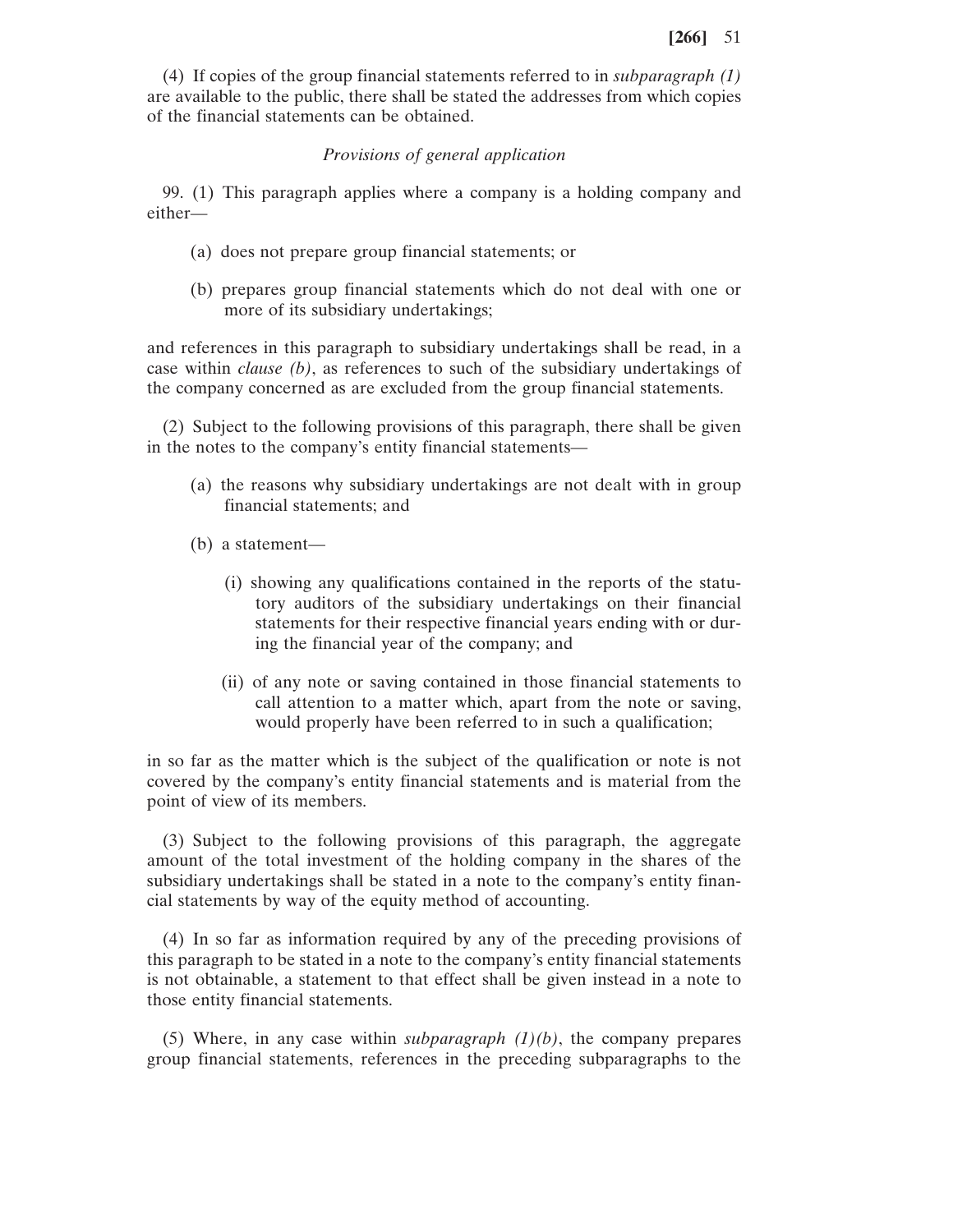(4) If copies of the group financial statements referred to in *subparagraph (1)* are available to the public, there shall be stated the addresses from which copies of the financial statements can be obtained.

*Provisions of general application*

99. (1) This paragraph applies where a company is a holding company and either—

(a) does not prepare group financial statements; or

(b) prepares group financial statements which do not deal with one or more of its subsidiary undertakings;

and references in this paragraph to subsidiary undertakings shall be read, in a case within *clause (b)*, as references to such of the subsidiary undertakings of the company concerned as are excluded from the group financial statements.

(2) Subject to the following provisions of this paragraph, there shall be given in the notes to the company's entity financial statements—

(a) the reasons why subsidiary undertakings are not dealt with in group financial statements; and

(b) a statement—

(i) showing any qualifications contained in the reports of the statutory auditors of the subsidiary undertakings on their financial statements for their respective financial years ending with or during the financial year of the company; and

(ii) of any note or saving contained in those financial statements to call attention to a matter which, apart from the note or saving, would properly have been referred to in such a qualification;

in so far as the matter which is the subject of the qualification or note is not covered by the company's entity financial statements and is material from the point of view of its members.

(3) Subject to the following provisions of this paragraph, the aggregate amount of the total investment of the holding company in the shares of the subsidiary undertakings shall be stated in a note to the company's entity financial statements by way of the equity method of accounting.

(4) In so far as information required by any of the preceding provisions of this paragraph to be stated in a note to the company's entity financial statements is not obtainable, a statement to that effect shall be given instead in a note to those entity financial statements.

(5) Where, in any case within *subparagraph (1)(b)*, the company prepares group financial statements, references in the preceding subparagraphs to the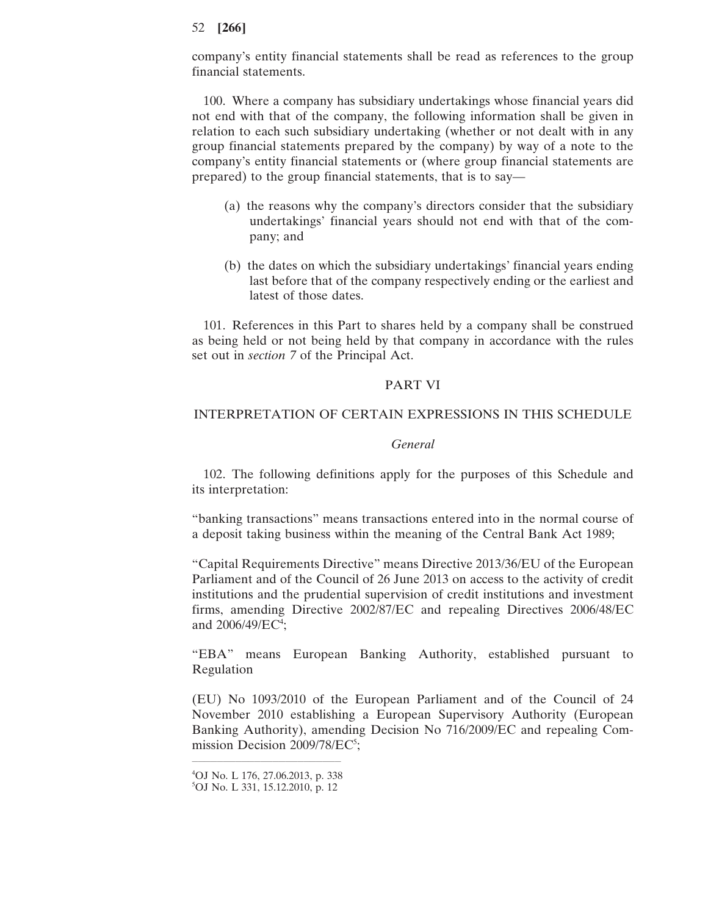company's entity financial statements shall be read as references to the group financial statements.

100. Where a company has subsidiary undertakings whose financial years did not end with that of the company, the following information shall be given in relation to each such subsidiary undertaking (whether or not dealt with in any group financial statements prepared by the company) by way of a note to the company's entity financial statements or (where group financial statements are prepared) to the group financial statements, that is to say—

(a) the reasons why the company's directors consider that the subsidiary undertakings' financial years should not end with that of the company; and

(b) the dates on which the subsidiary undertakings' financial years ending last before that of the company respectively ending or the earliest and latest of those dates.

101. References in this Part to shares held by a company shall be construed as being held or not being held by that company in accordance with the rules set out in *section 7* of the Principal Act.

## PART VI

## INTERPRETATION OF CERTAIN EXPRESSIONS IN THIS SCHEDULE

*General*

102. The following definitions apply for the purposes of this Schedule and its interpretation:

"banking transactions" means transactions entered into in the normal course of a deposit taking business within the meaning of the Central Bank Act 1989;

"Capital Requirements Directive" means Directive 2013/36/EU of the European Parliament and of the Council of 26 June 2013 on access to the activity of credit institutions and the prudential supervision of credit institutions and investment firms, amending Directive 2002/87/EC and repealing Directives 2006/48/EC and 2006/49/EC[4];

"EBA" means European Banking Authority, established pursuant to Regulation

(EU) No 1093/2010 of the European Parliament and of the Council of 24 November 2010 establishing a European Supervisory Authority (European Banking Authority), amending Decision No 716/2009/EC and repealing Commission Decision 2009/78/EC[5];

---

[4]OJ No. L 176, 27.06.2013, p. 338

[5]OJ No. L 331, 15.12.2010, p. 12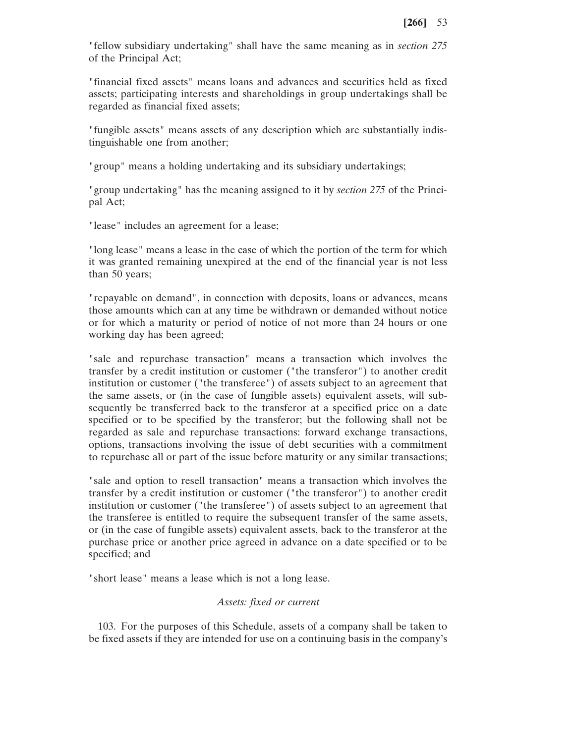"fellow subsidiary undertaking" shall have the same meaning as in *section 275* of the Principal Act;

"financial fixed assets" means loans and advances and securities held as fixed assets; participating interests and shareholdings in group undertakings shall be regarded as financial fixed assets;

"fungible assets" means assets of any description which are substantially indistinguishable one from another;

"group" means a holding undertaking and its subsidiary undertakings;

"group undertaking" has the meaning assigned to it by *section 275* of the Principal Act;

"lease" includes an agreement for a lease;

"long lease" means a lease in the case of which the portion of the term for which it was granted remaining unexpired at the end of the financial year is not less than 50 years;

"repayable on demand", in connection with deposits, loans or advances, means those amounts which can at any time be withdrawn or demanded without notice or for which a maturity or period of notice of not more than 24 hours or one working day has been agreed;

"sale and repurchase transaction" means a transaction which involves the transfer by a credit institution or customer ("the transferor") to another credit institution or customer ("the transferee") of assets subject to an agreement that the same assets, or (in the case of fungible assets) equivalent assets, will subsequently be transferred back to the transferor at a specified price on a date specified or to be specified by the transferor; but the following shall not be regarded as sale and repurchase transactions: forward exchange transactions, options, transactions involving the issue of debt securities with a commitment to repurchase all or part of the issue before maturity or any similar transactions;

"sale and option to resell transaction" means a transaction which involves the transfer by a credit institution or customer ("the transferor") to another credit institution or customer ("the transferee") of assets subject to an agreement that the transferee is entitled to require the subsequent transfer of the same assets, or (in the case of fungible assets) equivalent assets, back to the transferor at the purchase price or another price agreed in advance on a date specified or to be specified; and

"short lease" means a lease which is not a long lease.

*Assets: fixed or current*

103. For the purposes of this Schedule, assets of a company shall be taken to be fixed assets if they are intended for use on a continuing basis in the company's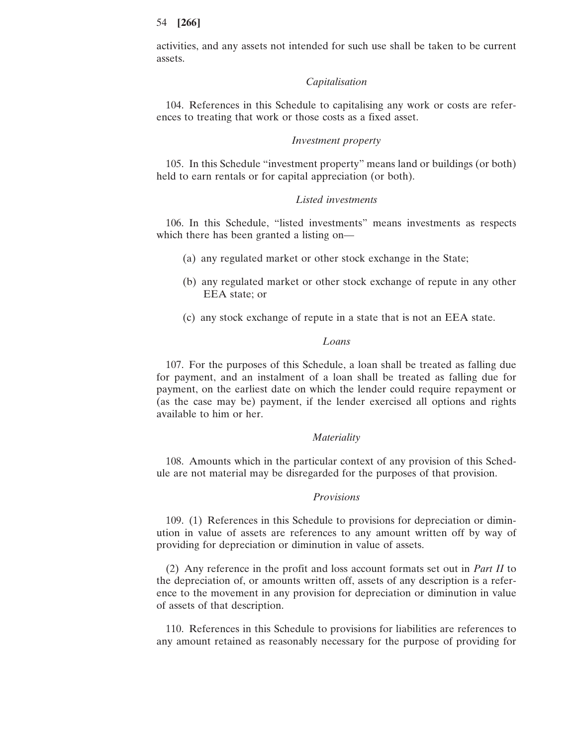activities, and any assets not intended for such use shall be taken to be current assets.

*Capitalisation*

104. References in this Schedule to capitalising any work or costs are references to treating that work or those costs as a fixed asset.

*Investment property*

105. In this Schedule "investment property" means land or buildings (or both) held to earn rentals or for capital appreciation (or both).

*Listed investments*

106. In this Schedule, "listed investments" means investments as respects which there has been granted a listing on—

(a) any regulated market or other stock exchange in the State;

(b) any regulated market or other stock exchange of repute in any other EEA state; or

(c) any stock exchange of repute in a state that is not an EEA state.

*Loans*

107. For the purposes of this Schedule, a loan shall be treated as falling due for payment, and an instalment of a loan shall be treated as falling due for payment, on the earliest date on which the lender could require repayment or (as the case may be) payment, if the lender exercised all options and rights available to him or her.

*Materiality*

108. Amounts which in the particular context of any provision of this Schedule are not material may be disregarded for the purposes of that provision.

*Provisions*

109. (1) References in this Schedule to provisions for depreciation or diminution in value of assets are references to any amount written off by way of providing for depreciation or diminution in value of assets.

(2) Any reference in the profit and loss account formats set out in *Part II* to the depreciation of, or amounts written off, assets of any description is a reference to the movement in any provision for depreciation or diminution in value of assets of that description.

110. References in this Schedule to provisions for liabilities are references to any amount retained as reasonably necessary for the purpose of providing for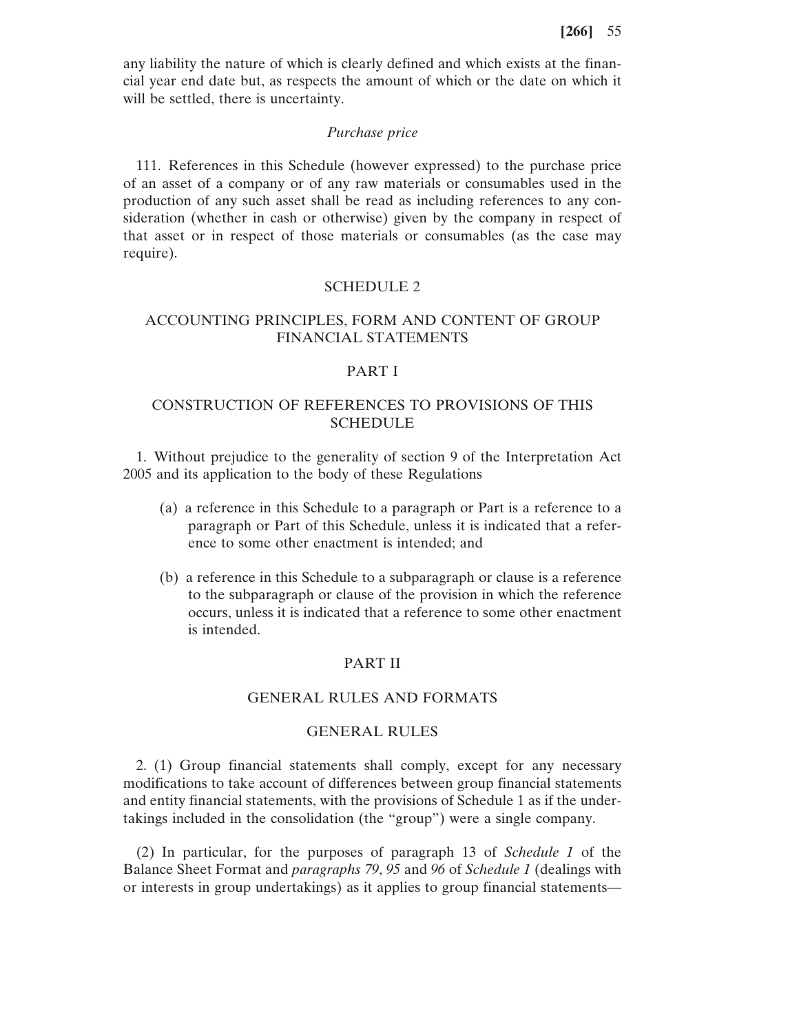any liability the nature of which is clearly defined and which exists at the financial year end date but, as respects the amount of which or the date on which it will be settled, there is uncertainty.

*Purchase price*

111. References in this Schedule (however expressed) to the purchase price of an asset of a company or of any raw materials or consumables used in the production of any such asset shall be read as including references to any consideration (whether in cash or otherwise) given by the company in respect of that asset or in respect of those materials or consumables (as the case may require).

## SCHEDULE 2

## ACCOUNTING PRINCIPLES, FORM AND CONTENT OF GROUP FINANCIAL STATEMENTS

### PART I

### CONSTRUCTION OF REFERENCES TO PROVISIONS OF THIS SCHEDULE

1. Without prejudice to the generality of section 9 of the Interpretation Act 2005 and its application to the body of these Regulations

(a) a reference in this Schedule to a paragraph or Part is a reference to a paragraph or Part of this Schedule, unless it is indicated that a reference to some other enactment is intended; and

(b) a reference in this Schedule to a subparagraph or clause is a reference to the subparagraph or clause of the provision in which the reference occurs, unless it is indicated that a reference to some other enactment is intended.

### PART II

### GENERAL RULES AND FORMATS

### GENERAL RULES

2. (1) Group financial statements shall comply, except for any necessary modifications to take account of differences between group financial statements and entity financial statements, with the provisions of Schedule 1 as if the undertakings included in the consolidation (the "group") were a single company.

(2) In particular, for the purposes of paragraph 13 of *Schedule 1* of the Balance Sheet Format and *paragraphs 79*, *95* and *96* of *Schedule 1* (dealings with or interests in group undertakings) as it applies to group financial statements—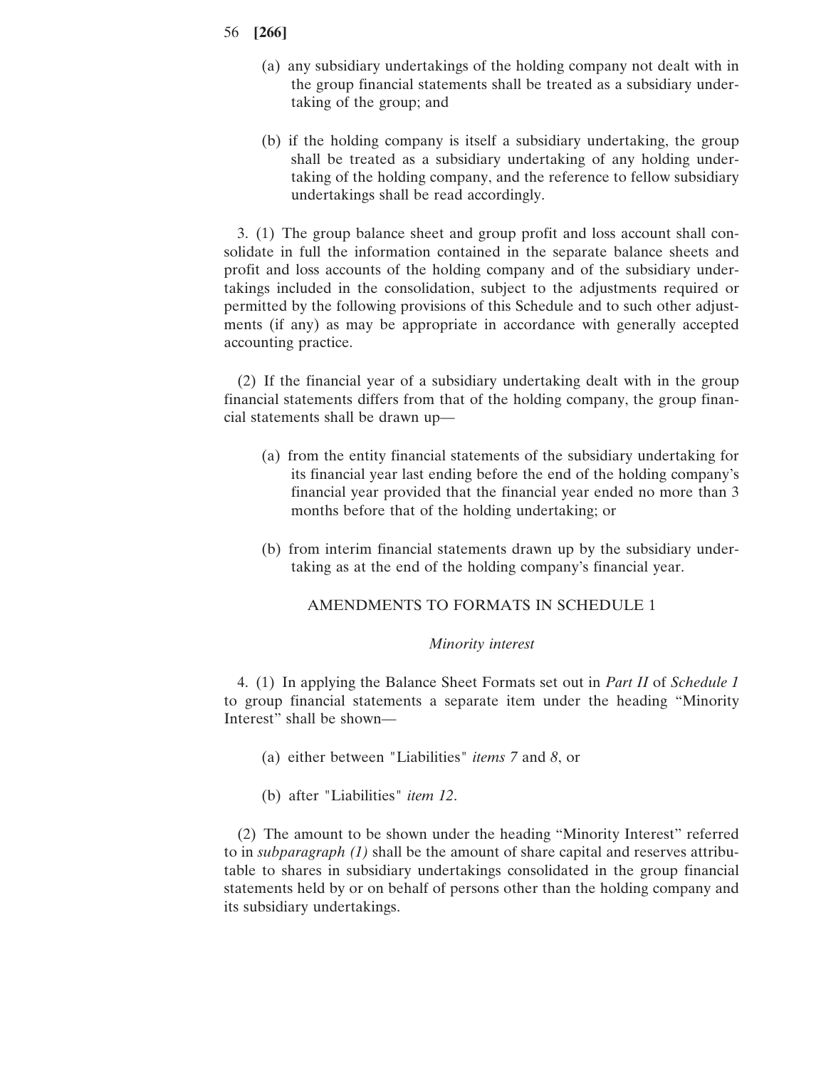(a) any subsidiary undertakings of the holding company not dealt with in the group financial statements shall be treated as a subsidiary undertaking of the group; and

(b) if the holding company is itself a subsidiary undertaking, the group shall be treated as a subsidiary undertaking of any holding undertaking of the holding company, and the reference to fellow subsidiary undertakings shall be read accordingly.

3. (1) The group balance sheet and group profit and loss account shall consolidate in full the information contained in the separate balance sheets and profit and loss accounts of the holding company and of the subsidiary undertakings included in the consolidation, subject to the adjustments required or permitted by the following provisions of this Schedule and to such other adjustments (if any) as may be appropriate in accordance with generally accepted accounting practice.

(2) If the financial year of a subsidiary undertaking dealt with in the group financial statements differs from that of the holding company, the group financial statements shall be drawn up—

(a) from the entity financial statements of the subsidiary undertaking for its financial year last ending before the end of the holding company's financial year provided that the financial year ended no more than 3 months before that of the holding undertaking; or

(b) from interim financial statements drawn up by the subsidiary undertaking as at the end of the holding company's financial year.

## AMENDMENTS TO FORMATS IN SCHEDULE 1

### *Minority interest*

4. (1) In applying the Balance Sheet Formats set out in *Part II* of *Schedule 1* to group financial statements a separate item under the heading "Minority Interest" shall be shown—

(a) either between "Liabilities" *items 7* and *8*, or

(b) after "Liabilities" *item 12*.

(2) The amount to be shown under the heading "Minority Interest" referred to in *subparagraph (1)* shall be the amount of share capital and reserves attributable to shares in subsidiary undertakings consolidated in the group financial statements held by or on behalf of persons other than the holding company and its subsidiary undertakings.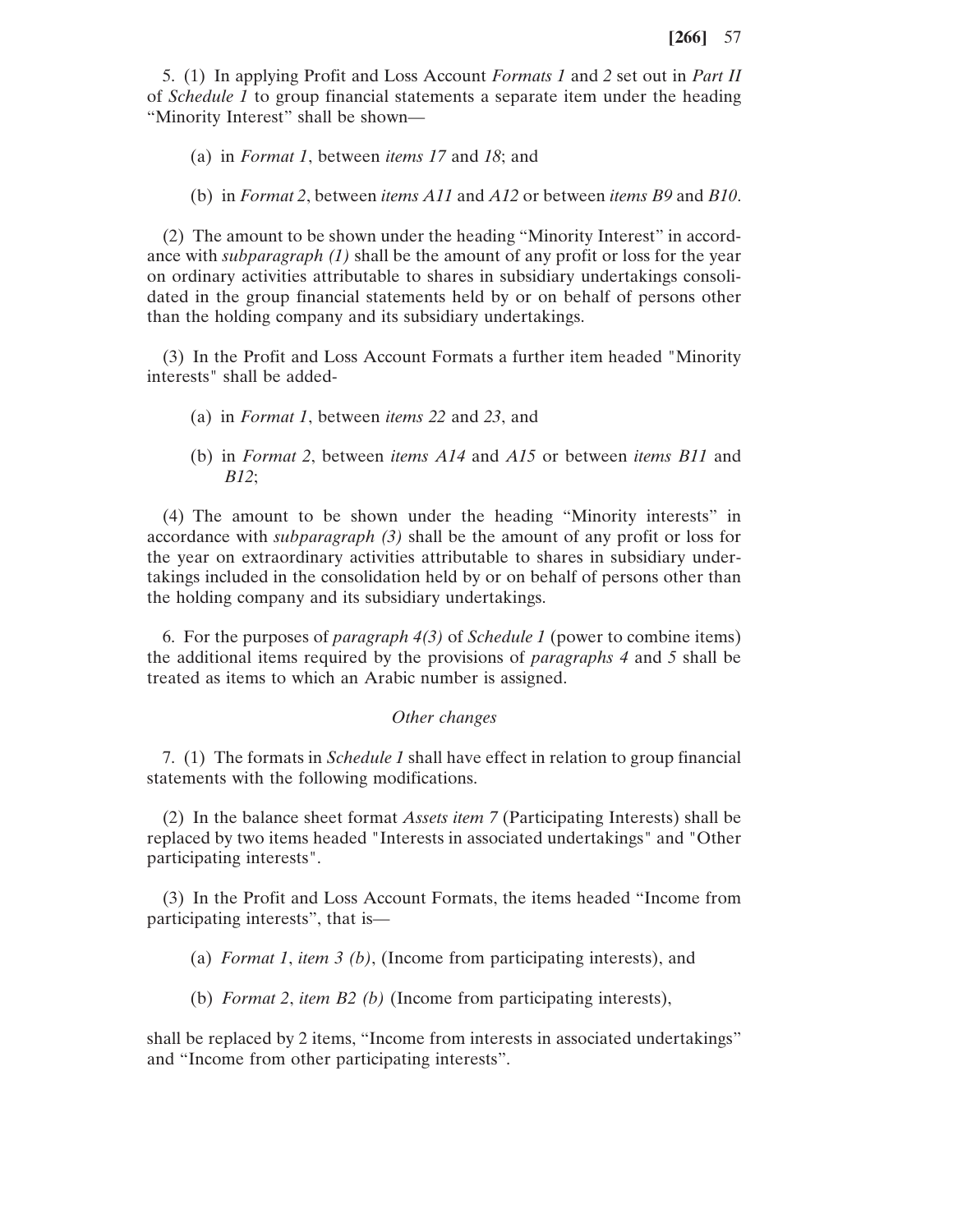5. (1) In applying Profit and Loss Account *Formats 1* and *2* set out in *Part II* of *Schedule 1* to group financial statements a separate item under the heading "Minority Interest" shall be shown—

(a) in *Format 1*, between *items 17* and *18*; and

(b) in *Format 2*, between *items A11* and *A12* or between *items B9* and *B10*.

(2) The amount to be shown under the heading "Minority Interest" in accordance with *subparagraph (1)* shall be the amount of any profit or loss for the year on ordinary activities attributable to shares in subsidiary undertakings consolidated in the group financial statements held by or on behalf of persons other than the holding company and its subsidiary undertakings.

(3) In the Profit and Loss Account Formats a further item headed "Minority interests" shall be added-

(a) in *Format 1*, between *items 22* and *23*, and

(b) in *Format 2*, between *items A14* and *A15* or between *items B11* and *B12*;

(4) The amount to be shown under the heading "Minority interests" in accordance with *subparagraph (3)* shall be the amount of any profit or loss for the year on extraordinary activities attributable to shares in subsidiary undertakings included in the consolidation held by or on behalf of persons other than the holding company and its subsidiary undertakings.

6. For the purposes of *paragraph 4(3)* of *Schedule 1* (power to combine items) the additional items required by the provisions of *paragraphs 4* and *5* shall be treated as items to which an Arabic number is assigned.

*Other changes*

7. (1) The formats in *Schedule 1* shall have effect in relation to group financial statements with the following modifications.

(2) In the balance sheet format *Assets item 7* (Participating Interests) shall be replaced by two items headed "Interests in associated undertakings" and "Other participating interests".

(3) In the Profit and Loss Account Formats, the items headed "Income from participating interests", that is—

(a) *Format 1*, *item 3 (b)*, (Income from participating interests), and

(b) *Format 2*, *item B2 (b)* (Income from participating interests),

shall be replaced by 2 items, "Income from interests in associated undertakings" and "Income from other participating interests".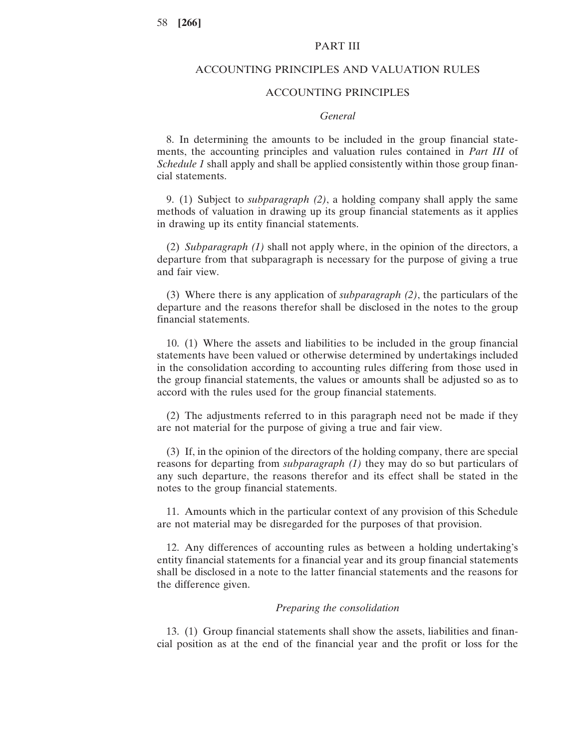## PART III

## ACCOUNTING PRINCIPLES AND VALUATION RULES

## ACCOUNTING PRINCIPLES

*General*

8. In determining the amounts to be included in the group financial statements, the accounting principles and valuation rules contained in *Part III* of *Schedule 1* shall apply and shall be applied consistently within those group financial statements.

9. (1) Subject to *subparagraph (2)*, a holding company shall apply the same methods of valuation in drawing up its group financial statements as it applies in drawing up its entity financial statements.

(2) *Subparagraph (1)* shall not apply where, in the opinion of the directors, a departure from that subparagraph is necessary for the purpose of giving a true and fair view.

(3) Where there is any application of *subparagraph (2)*, the particulars of the departure and the reasons therefor shall be disclosed in the notes to the group financial statements.

10. (1) Where the assets and liabilities to be included in the group financial statements have been valued or otherwise determined by undertakings included in the consolidation according to accounting rules differing from those used in the group financial statements, the values or amounts shall be adjusted so as to accord with the rules used for the group financial statements.

(2) The adjustments referred to in this paragraph need not be made if they are not material for the purpose of giving a true and fair view.

(3) If, in the opinion of the directors of the holding company, there are special reasons for departing from *subparagraph (1)* they may do so but particulars of any such departure, the reasons therefor and its effect shall be stated in the notes to the group financial statements.

11. Amounts which in the particular context of any provision of this Schedule are not material may be disregarded for the purposes of that provision.

12. Any differences of accounting rules as between a holding undertaking's entity financial statements for a financial year and its group financial statements shall be disclosed in a note to the latter financial statements and the reasons for the difference given.

*Preparing the consolidation*

13. (1) Group financial statements shall show the assets, liabilities and financial position as at the end of the financial year and the profit or loss for the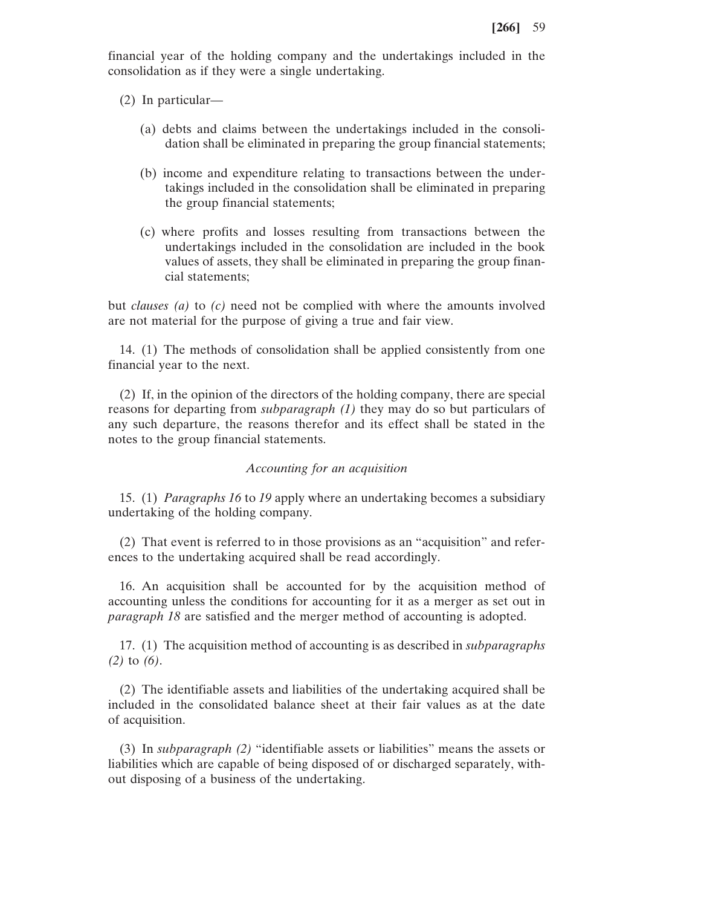financial year of the holding company and the undertakings included in the consolidation as if they were a single undertaking.

(2) In particular—

(a) debts and claims between the undertakings included in the consolidation shall be eliminated in preparing the group financial statements;

(b) income and expenditure relating to transactions between the undertakings included in the consolidation shall be eliminated in preparing the group financial statements;

(c) where profits and losses resulting from transactions between the undertakings included in the consolidation are included in the book values of assets, they shall be eliminated in preparing the group financial statements;

but *clauses (a)* to *(c)* need not be complied with where the amounts involved are not material for the purpose of giving a true and fair view.

14. (1) The methods of consolidation shall be applied consistently from one financial year to the next.

(2) If, in the opinion of the directors of the holding company, there are special reasons for departing from *subparagraph (1)* they may do so but particulars of any such departure, the reasons therefor and its effect shall be stated in the notes to the group financial statements.

*Accounting for an acquisition*

15. (1) *Paragraphs 16* to *19* apply where an undertaking becomes a subsidiary undertaking of the holding company.

(2) That event is referred to in those provisions as an "acquisition" and references to the undertaking acquired shall be read accordingly.

16. An acquisition shall be accounted for by the acquisition method of accounting unless the conditions for accounting for it as a merger as set out in *paragraph 18* are satisfied and the merger method of accounting is adopted.

17. (1) The acquisition method of accounting is as described in *subparagraphs (2)* to *(6)*.

(2) The identifiable assets and liabilities of the undertaking acquired shall be included in the consolidated balance sheet at their fair values as at the date of acquisition.

(3) In *subparagraph (2)* "identifiable assets or liabilities" means the assets or liabilities which are capable of being disposed of or discharged separately, without disposing of a business of the undertaking.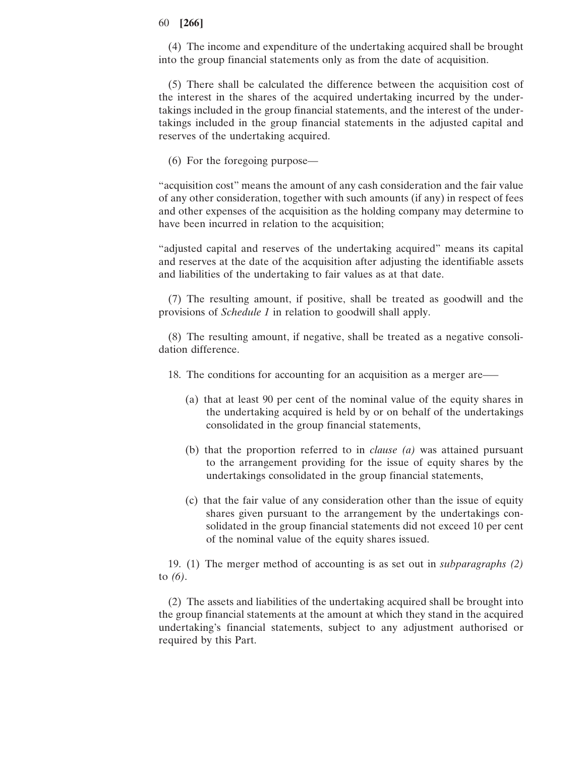(4) The income and expenditure of the undertaking acquired shall be brought into the group financial statements only as from the date of acquisition.

(5) There shall be calculated the difference between the acquisition cost of the interest in the shares of the acquired undertaking incurred by the undertakings included in the group financial statements, and the interest of the undertakings included in the group financial statements in the adjusted capital and reserves of the undertaking acquired.

(6) For the foregoing purpose—

"acquisition cost" means the amount of any cash consideration and the fair value of any other consideration, together with such amounts (if any) in respect of fees and other expenses of the acquisition as the holding company may determine to have been incurred in relation to the acquisition;

"adjusted capital and reserves of the undertaking acquired" means its capital and reserves at the date of the acquisition after adjusting the identifiable assets and liabilities of the undertaking to fair values as at that date.

(7) The resulting amount, if positive, shall be treated as goodwill and the provisions of *Schedule 1* in relation to goodwill shall apply.

(8) The resulting amount, if negative, shall be treated as a negative consolidation difference.

18. The conditions for accounting for an acquisition as a merger are——

(a) that at least 90 per cent of the nominal value of the equity shares in the undertaking acquired is held by or on behalf of the undertakings consolidated in the group financial statements,

(b) that the proportion referred to in *clause (a)* was attained pursuant to the arrangement providing for the issue of equity shares by the undertakings consolidated in the group financial statements,

(c) that the fair value of any consideration other than the issue of equity shares given pursuant to the arrangement by the undertakings consolidated in the group financial statements did not exceed 10 per cent of the nominal value of the equity shares issued.

19. (1) The merger method of accounting is as set out in *subparagraphs (2)* to *(6)*.

(2) The assets and liabilities of the undertaking acquired shall be brought into the group financial statements at the amount at which they stand in the acquired undertaking's financial statements, subject to any adjustment authorised or required by this Part.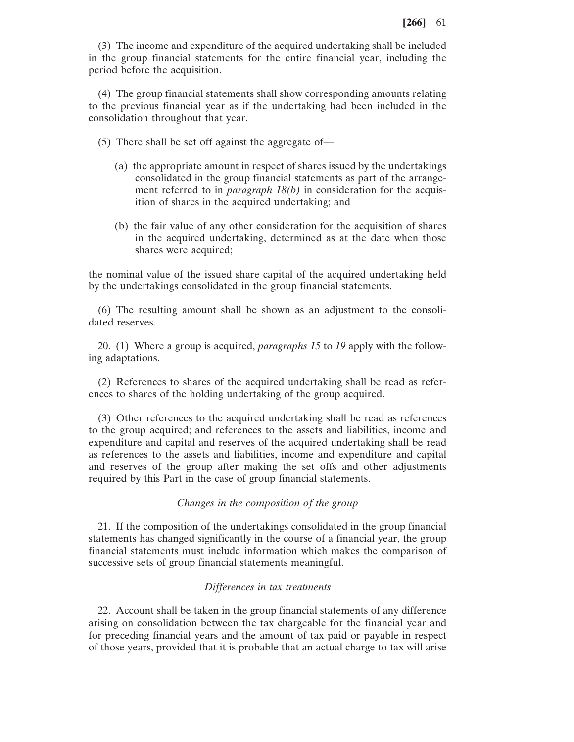(3) The income and expenditure of the acquired undertaking shall be included in the group financial statements for the entire financial year, including the period before the acquisition.

(4) The group financial statements shall show corresponding amounts relating to the previous financial year as if the undertaking had been included in the consolidation throughout that year.

(5) There shall be set off against the aggregate of—

(a) the appropriate amount in respect of shares issued by the undertakings consolidated in the group financial statements as part of the arrangement referred to in *paragraph 18(b)* in consideration for the acquisition of shares in the acquired undertaking; and

(b) the fair value of any other consideration for the acquisition of shares in the acquired undertaking, determined as at the date when those shares were acquired;

the nominal value of the issued share capital of the acquired undertaking held by the undertakings consolidated in the group financial statements.

(6) The resulting amount shall be shown as an adjustment to the consolidated reserves.

20. (1) Where a group is acquired, *paragraphs 15* to *19* apply with the following adaptations.

(2) References to shares of the acquired undertaking shall be read as references to shares of the holding undertaking of the group acquired.

(3) Other references to the acquired undertaking shall be read as references to the group acquired; and references to the assets and liabilities, income and expenditure and capital and reserves of the acquired undertaking shall be read as references to the assets and liabilities, income and expenditure and capital and reserves of the group after making the set offs and other adjustments required by this Part in the case of group financial statements.

*Changes in the composition of the group*

21. If the composition of the undertakings consolidated in the group financial statements has changed significantly in the course of a financial year, the group financial statements must include information which makes the comparison of successive sets of group financial statements meaningful.

*Differences in tax treatments*

22. Account shall be taken in the group financial statements of any difference arising on consolidation between the tax chargeable for the financial year and for preceding financial years and the amount of tax paid or payable in respect of those years, provided that it is probable that an actual charge to tax will arise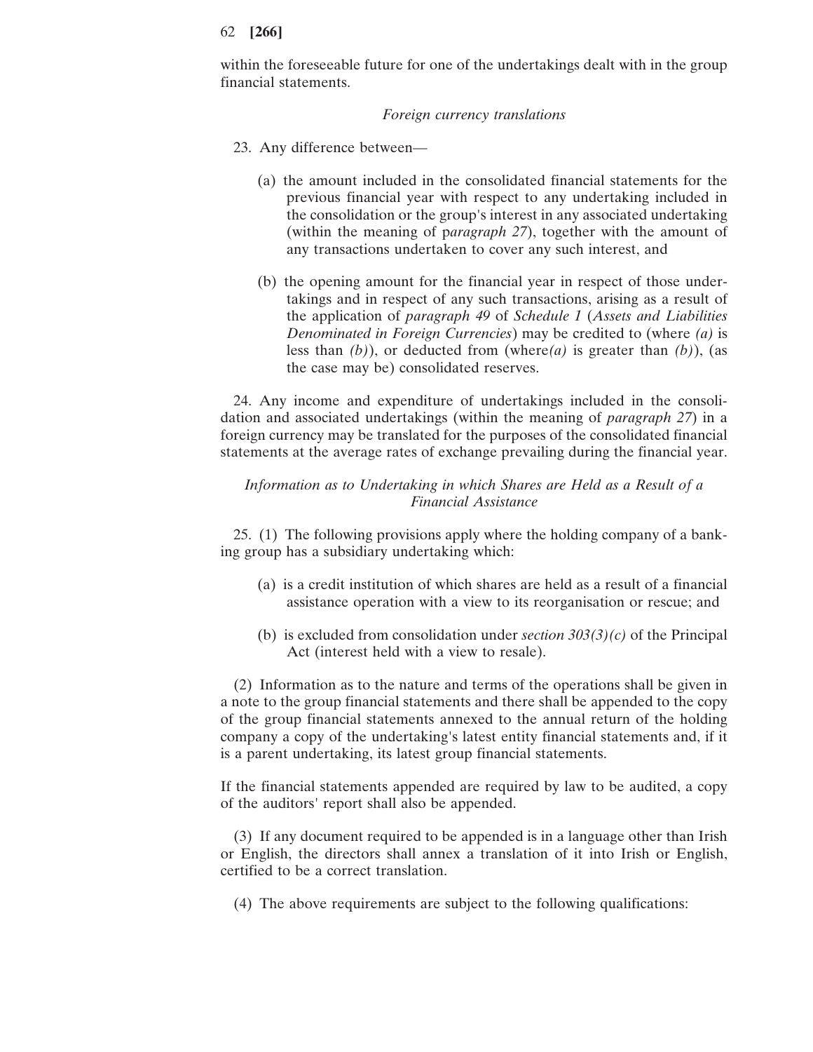within the foreseeable future for one of the undertakings dealt with in the group financial statements.

*Foreign currency translations*

23. Any difference between—

(a) the amount included in the consolidated financial statements for the previous financial year with respect to any undertaking included in the consolidation or the group's interest in any associated undertaking (within the meaning of p*aragraph 27*), together with the amount of any transactions undertaken to cover any such interest, and

(b) the opening amount for the financial year in respect of those undertakings and in respect of any such transactions, arising as a result of the application of *paragraph 49* of *Schedule 1* (*Assets and Liabilities Denominated in Foreign Currencies*) may be credited to (where *(a)* is less than *(b)*), or deducted from (where*(a)* is greater than *(b)*), (as the case may be) consolidated reserves.

24. Any income and expenditure of undertakings included in the consolidation and associated undertakings (within the meaning of *paragraph 27*) in a foreign currency may be translated for the purposes of the consolidated financial statements at the average rates of exchange prevailing during the financial year.

*Information as to Undertaking in which Shares are Held as a Result of a Financial Assistance*

25. (1) The following provisions apply where the holding company of a banking group has a subsidiary undertaking which:

(a) is a credit institution of which shares are held as a result of a financial assistance operation with a view to its reorganisation or rescue; and

(b) is excluded from consolidation under *section 303(3)(c)* of the Principal Act (interest held with a view to resale).

(2) Information as to the nature and terms of the operations shall be given in a note to the group financial statements and there shall be appended to the copy of the group financial statements annexed to the annual return of the holding company a copy of the undertaking's latest entity financial statements and, if it is a parent undertaking, its latest group financial statements.

If the financial statements appended are required by law to be audited, a copy of the auditors' report shall also be appended.

(3) If any document required to be appended is in a language other than Irish or English, the directors shall annex a translation of it into Irish or English, certified to be a correct translation.

(4) The above requirements are subject to the following qualifications: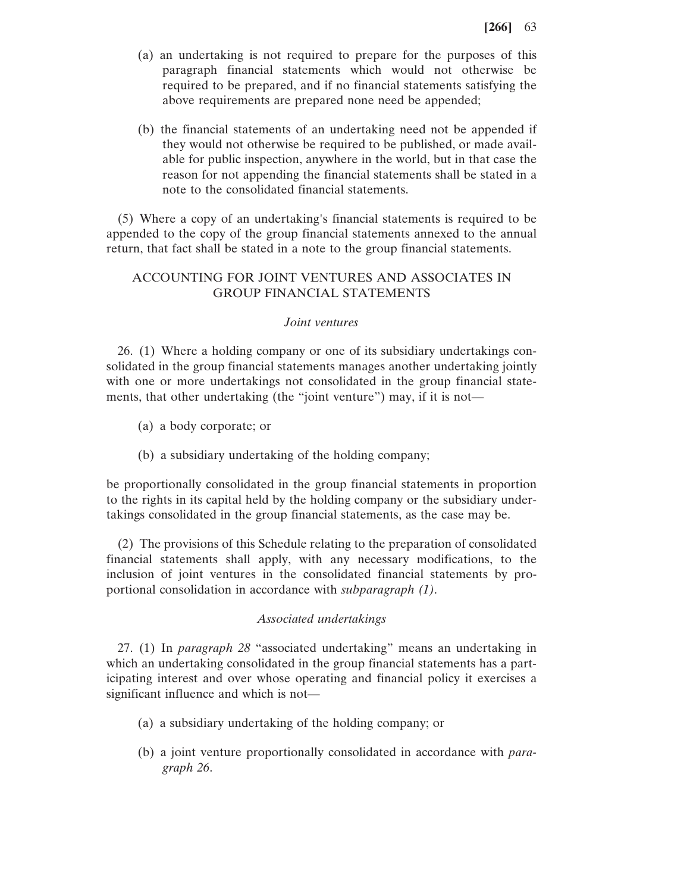(a) an undertaking is not required to prepare for the purposes of this paragraph financial statements which would not otherwise be required to be prepared, and if no financial statements satisfying the above requirements are prepared none need be appended;

(b) the financial statements of an undertaking need not be appended if they would not otherwise be required to be published, or made available for public inspection, anywhere in the world, but in that case the reason for not appending the financial statements shall be stated in a note to the consolidated financial statements.

(5) Where a copy of an undertaking's financial statements is required to be appended to the copy of the group financial statements annexed to the annual return, that fact shall be stated in a note to the group financial statements.

## ACCOUNTING FOR JOINT VENTURES AND ASSOCIATES IN GROUP FINANCIAL STATEMENTS

### *Joint ventures*

26. (1) Where a holding company or one of its subsidiary undertakings consolidated in the group financial statements manages another undertaking jointly with one or more undertakings not consolidated in the group financial statements, that other undertaking (the "joint venture") may, if it is not—

(a) a body corporate; or

(b) a subsidiary undertaking of the holding company;

be proportionally consolidated in the group financial statements in proportion to the rights in its capital held by the holding company or the subsidiary undertakings consolidated in the group financial statements, as the case may be.

(2) The provisions of this Schedule relating to the preparation of consolidated financial statements shall apply, with any necessary modifications, to the inclusion of joint ventures in the consolidated financial statements by proportional consolidation in accordance with *subparagraph (1)*.

### *Associated undertakings*

27. (1) In *paragraph 28* "associated undertaking" means an undertaking in which an undertaking consolidated in the group financial statements has a participating interest and over whose operating and financial policy it exercises a significant influence and which is not—

(a) a subsidiary undertaking of the holding company; or

(b) a joint venture proportionally consolidated in accordance with *paragraph 26*.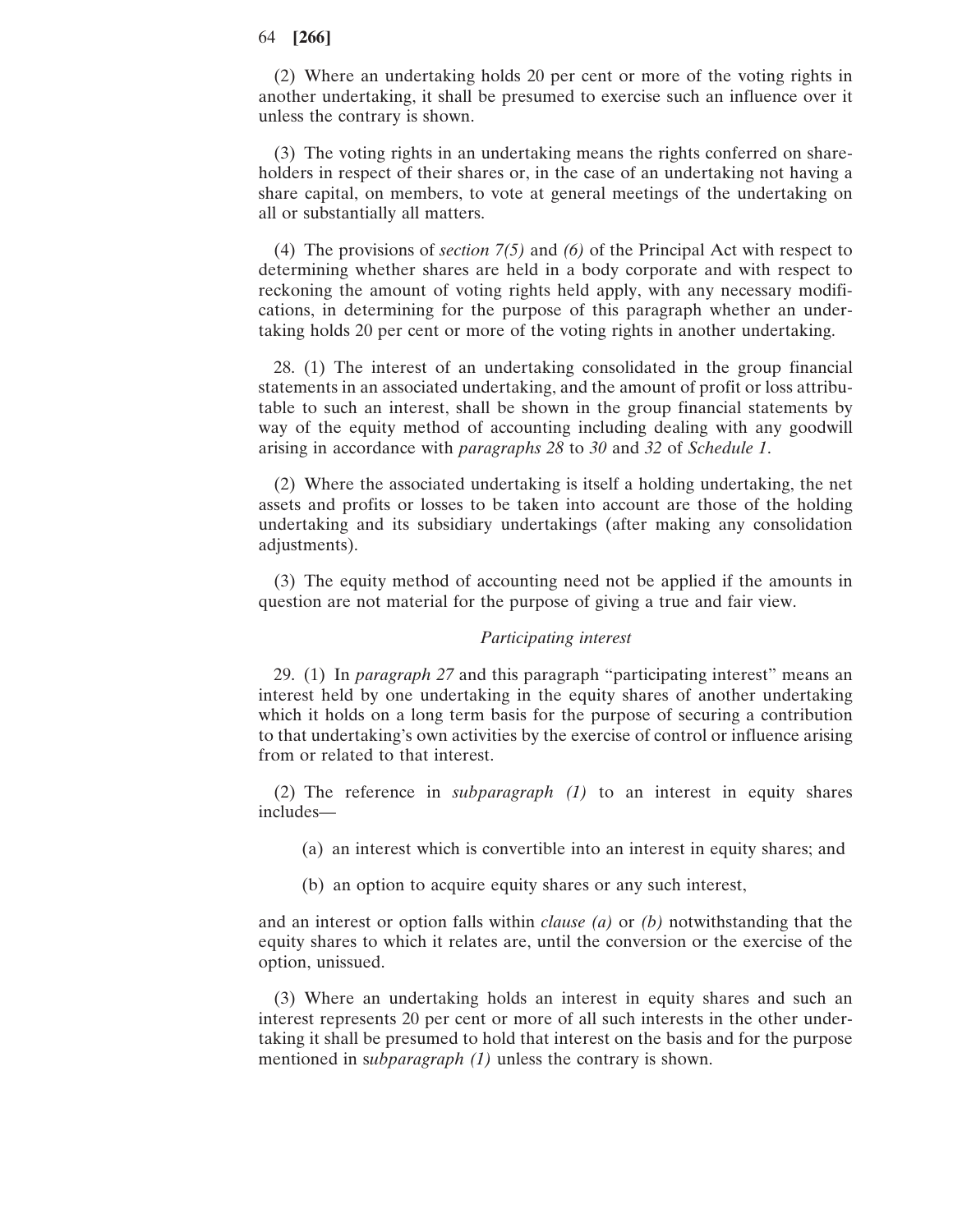(2) Where an undertaking holds 20 per cent or more of the voting rights in another undertaking, it shall be presumed to exercise such an influence over it unless the contrary is shown.

(3) The voting rights in an undertaking means the rights conferred on shareholders in respect of their shares or, in the case of an undertaking not having a share capital, on members, to vote at general meetings of the undertaking on all or substantially all matters.

(4) The provisions of *section 7(5)* and *(6)* of the Principal Act with respect to determining whether shares are held in a body corporate and with respect to reckoning the amount of voting rights held apply, with any necessary modifications, in determining for the purpose of this paragraph whether an undertaking holds 20 per cent or more of the voting rights in another undertaking.

28. (1) The interest of an undertaking consolidated in the group financial statements in an associated undertaking, and the amount of profit or loss attributable to such an interest, shall be shown in the group financial statements by way of the equity method of accounting including dealing with any goodwill arising in accordance with *paragraphs 28* to *30* and *32* of *Schedule 1*.

(2) Where the associated undertaking is itself a holding undertaking, the net assets and profits or losses to be taken into account are those of the holding undertaking and its subsidiary undertakings (after making any consolidation adjustments).

(3) The equity method of accounting need not be applied if the amounts in question are not material for the purpose of giving a true and fair view.

*Participating interest*

29. (1) In *paragraph 27* and this paragraph "participating interest" means an interest held by one undertaking in the equity shares of another undertaking which it holds on a long term basis for the purpose of securing a contribution to that undertaking's own activities by the exercise of control or influence arising from or related to that interest.

(2) The reference in *subparagraph (1)* to an interest in equity shares includes—

(a) an interest which is convertible into an interest in equity shares; and

(b) an option to acquire equity shares or any such interest,

and an interest or option falls within *clause (a)* or *(b)* notwithstanding that the equity shares to which it relates are, until the conversion or the exercise of the option, unissued.

(3) Where an undertaking holds an interest in equity shares and such an interest represents 20 per cent or more of all such interests in the other undertaking it shall be presumed to hold that interest on the basis and for the purpose mentioned in s*ubparagraph (1)* unless the contrary is shown.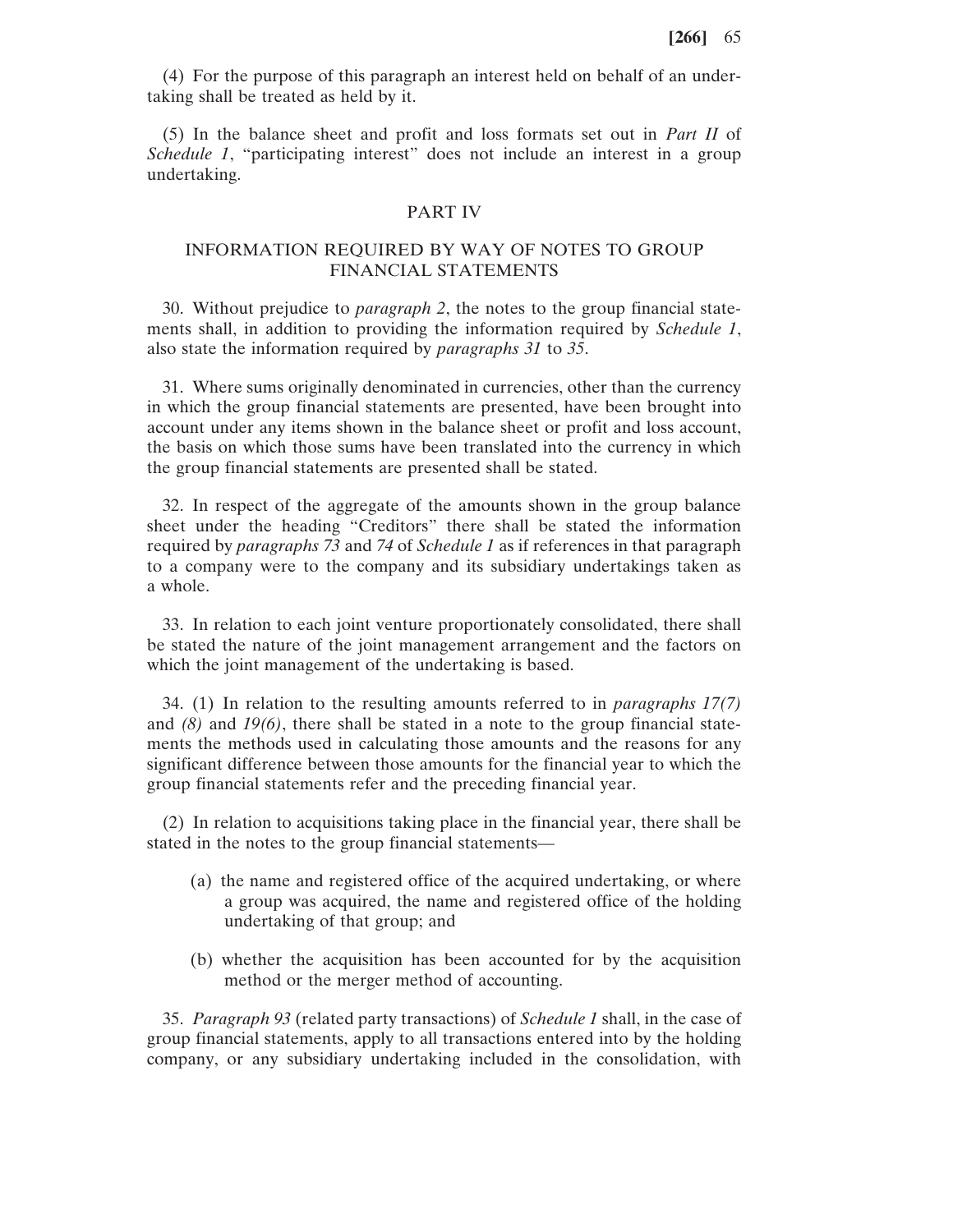(4) For the purpose of this paragraph an interest held on behalf of an undertaking shall be treated as held by it.

(5) In the balance sheet and profit and loss formats set out in *Part II* of *Schedule 1*, "participating interest" does not include an interest in a group undertaking.

## PART IV

## INFORMATION REQUIRED BY WAY OF NOTES TO GROUP FINANCIAL STATEMENTS

30. Without prejudice to *paragraph 2*, the notes to the group financial statements shall, in addition to providing the information required by *Schedule 1*, also state the information required by *paragraphs 31* to *35*.

31. Where sums originally denominated in currencies, other than the currency in which the group financial statements are presented, have been brought into account under any items shown in the balance sheet or profit and loss account, the basis on which those sums have been translated into the currency in which the group financial statements are presented shall be stated.

32. In respect of the aggregate of the amounts shown in the group balance sheet under the heading "Creditors" there shall be stated the information required by *paragraphs 73* and *74* of *Schedule 1* as if references in that paragraph to a company were to the company and its subsidiary undertakings taken as a whole.

33. In relation to each joint venture proportionately consolidated, there shall be stated the nature of the joint management arrangement and the factors on which the joint management of the undertaking is based.

34. (1) In relation to the resulting amounts referred to in *paragraphs 17(7)* and *(8)* and *19(6)*, there shall be stated in a note to the group financial statements the methods used in calculating those amounts and the reasons for any significant difference between those amounts for the financial year to which the group financial statements refer and the preceding financial year.

(2) In relation to acquisitions taking place in the financial year, there shall be stated in the notes to the group financial statements—

(a) the name and registered office of the acquired undertaking, or where a group was acquired, the name and registered office of the holding undertaking of that group; and

(b) whether the acquisition has been accounted for by the acquisition method or the merger method of accounting.

35. *Paragraph 93* (related party transactions) of *Schedule 1* shall, in the case of group financial statements, apply to all transactions entered into by the holding company, or any subsidiary undertaking included in the consolidation, with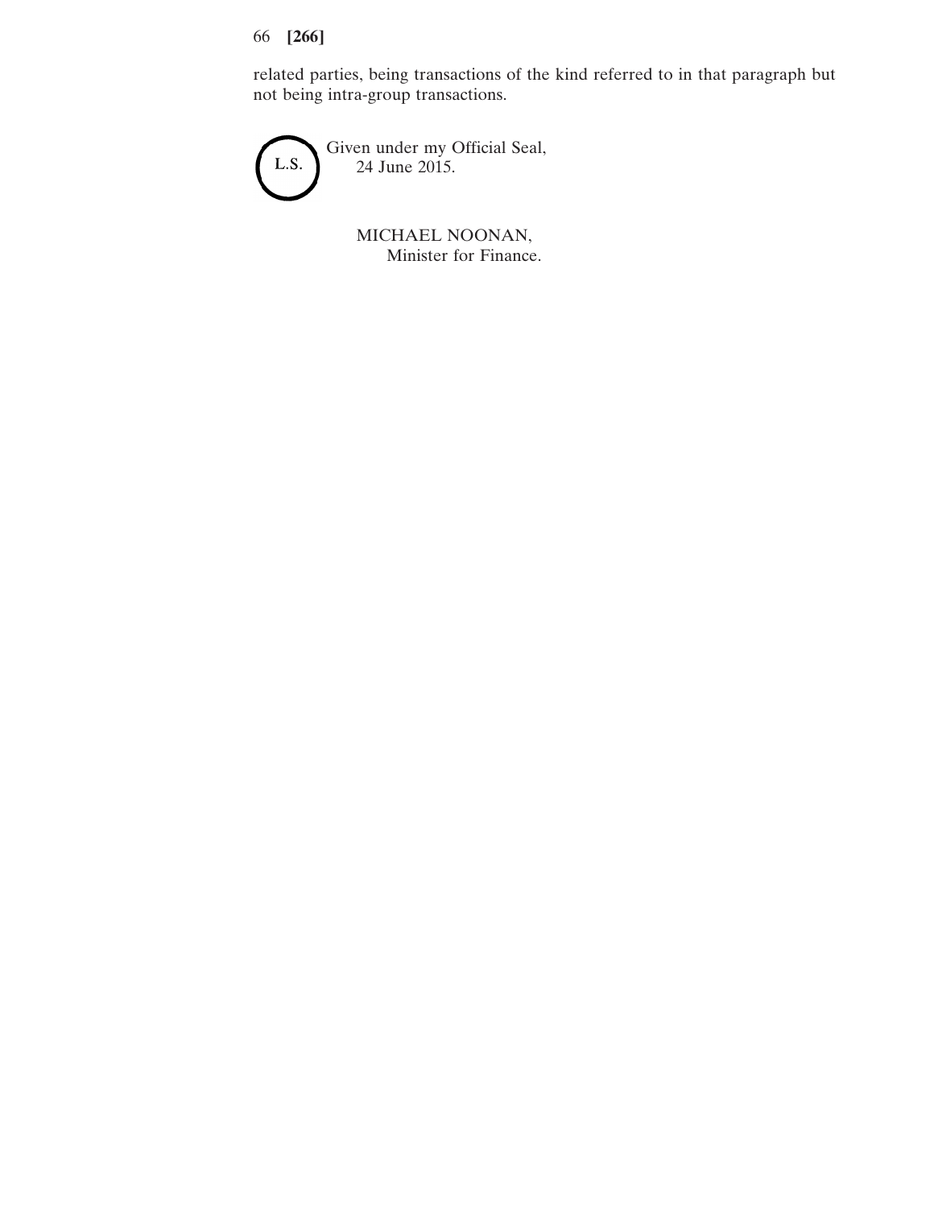related parties, being transactions of the kind referred to in that paragraph but not being intra-group transactions.

L.S.

Given under my Official Seal,
24 June 2015.

MICHAEL NOONAN,
Minister for Finance.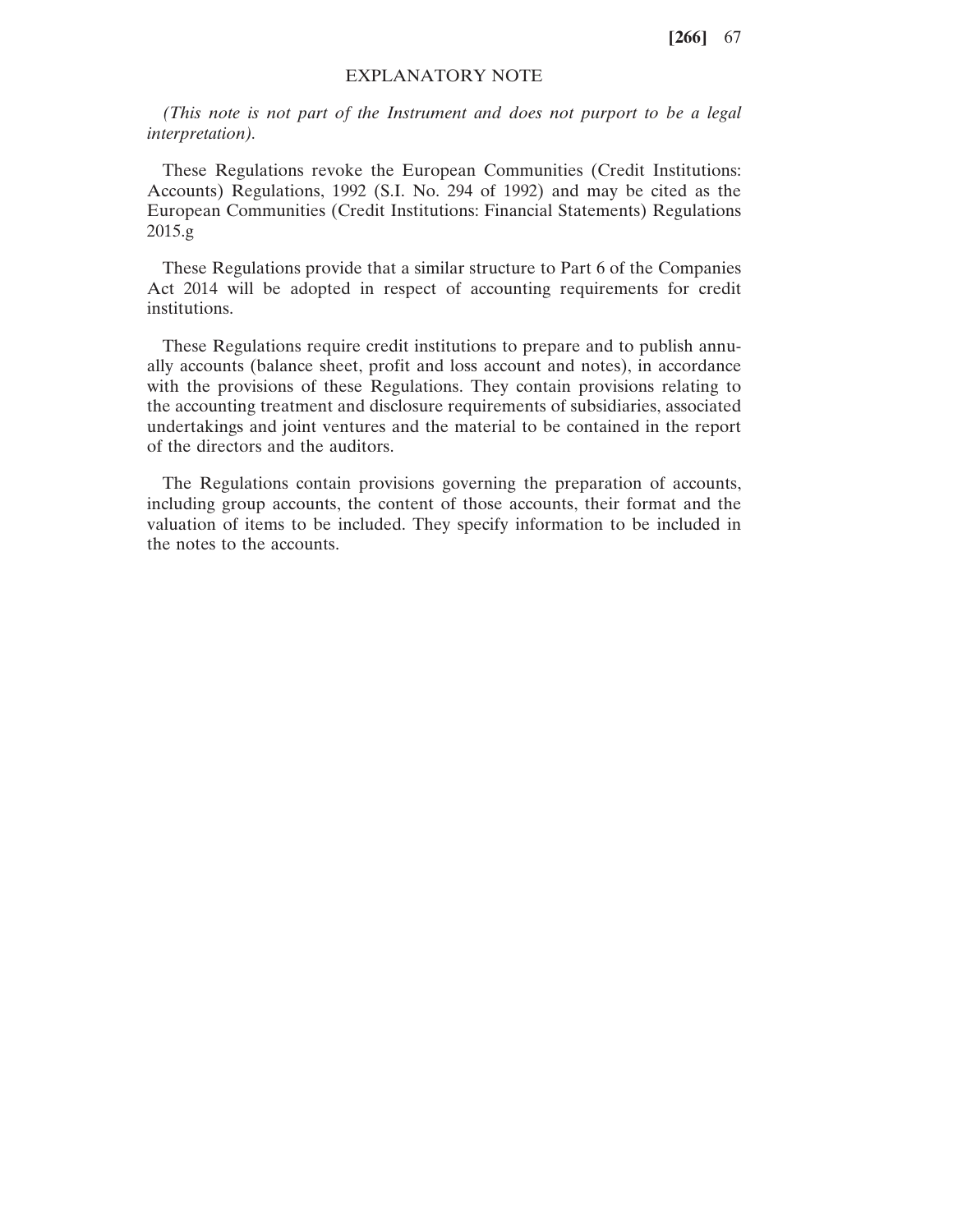# EXPLANATORY NOTE

*(This note is not part of the Instrument and does not purport to be a legal interpretation).*

These Regulations revoke the European Communities (Credit Institutions: Accounts) Regulations, 1992 (S.I. No. 294 of 1992) and may be cited as the European Communities (Credit Institutions: Financial Statements) Regulations 2015.g

These Regulations provide that a similar structure to Part 6 of the Companies Act 2014 will be adopted in respect of accounting requirements for credit institutions.

These Regulations require credit institutions to prepare and to publish annually accounts (balance sheet, profit and loss account and notes), in accordance with the provisions of these Regulations. They contain provisions relating to the accounting treatment and disclosure requirements of subsidiaries, associated undertakings and joint ventures and the material to be contained in the report of the directors and the auditors.

The Regulations contain provisions governing the preparation of accounts, including group accounts, the content of those accounts, their format and the valuation of items to be included. They specify information to be included in the notes to the accounts.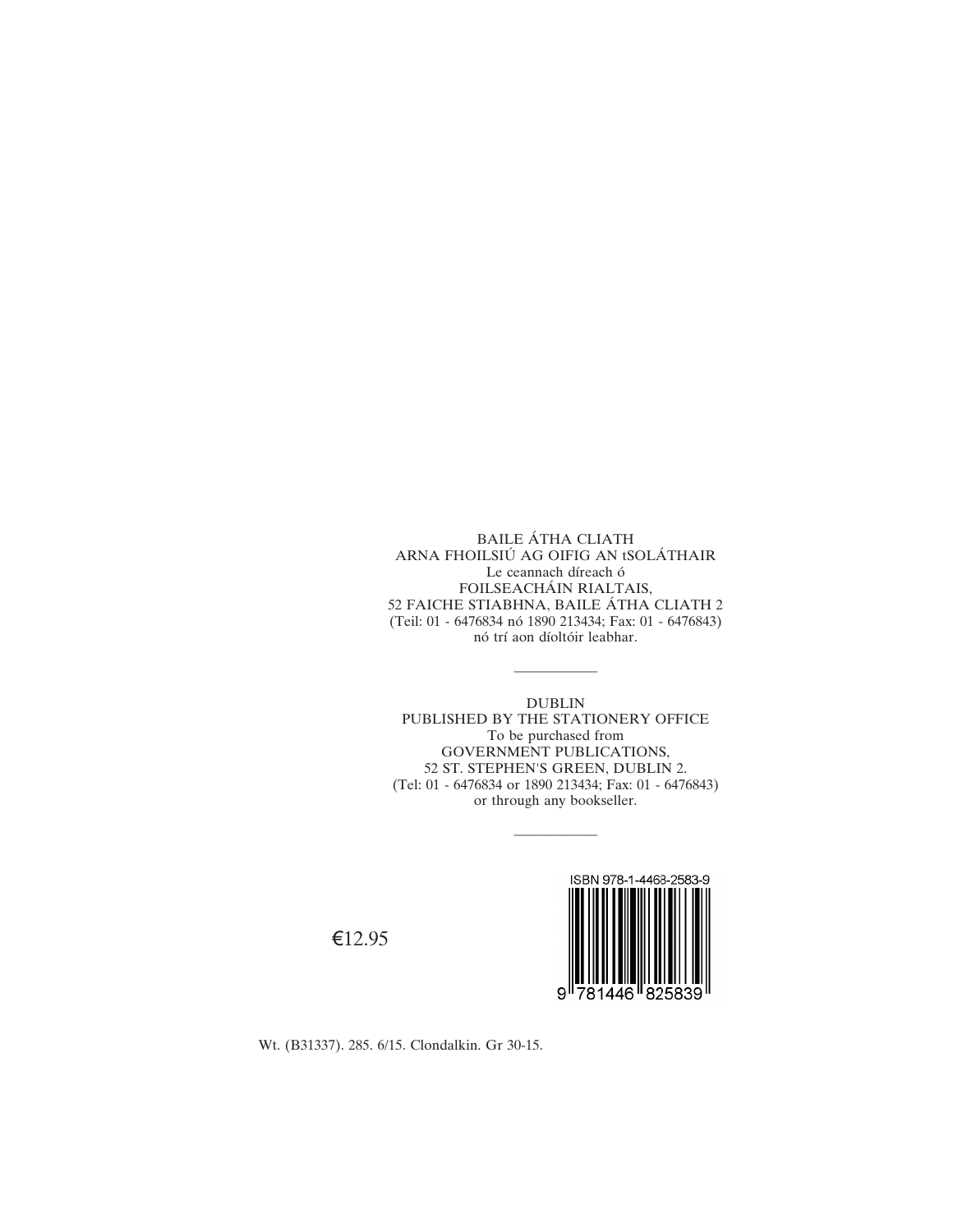BAILE ÁTHA CLIATH
ARNA FHOILSIÚ AG OIFIG AN tSOLÁTHAIR
Le ceannach díreach ó
FOILSEACHÁIN RIALTAIS,
52 FAICHE STIABHNA, BAILE ÁTHA CLIATH 2
(Teil: 01 - 6476834 nó 1890 213434; Fax: 01 - 6476843)
nó trí aon díoltóir leabhar.

---

DUBLIN
PUBLISHED BY THE STATIONERY OFFICE
To be purchased from
GOVERNMENT PUBLICATIONS,
52 ST. STEPHEN'S GREEN, DUBLIN 2.
(Tel: 01 - 6476834 or 1890 213434; Fax: 01 - 6476843)
or through any bookseller.

---

ISBN 978-1-4468-2583-9

9 781446 825839

€12.95

Wt. (B31337). 285. 6/15. Clondalkin. Gr 30-15.